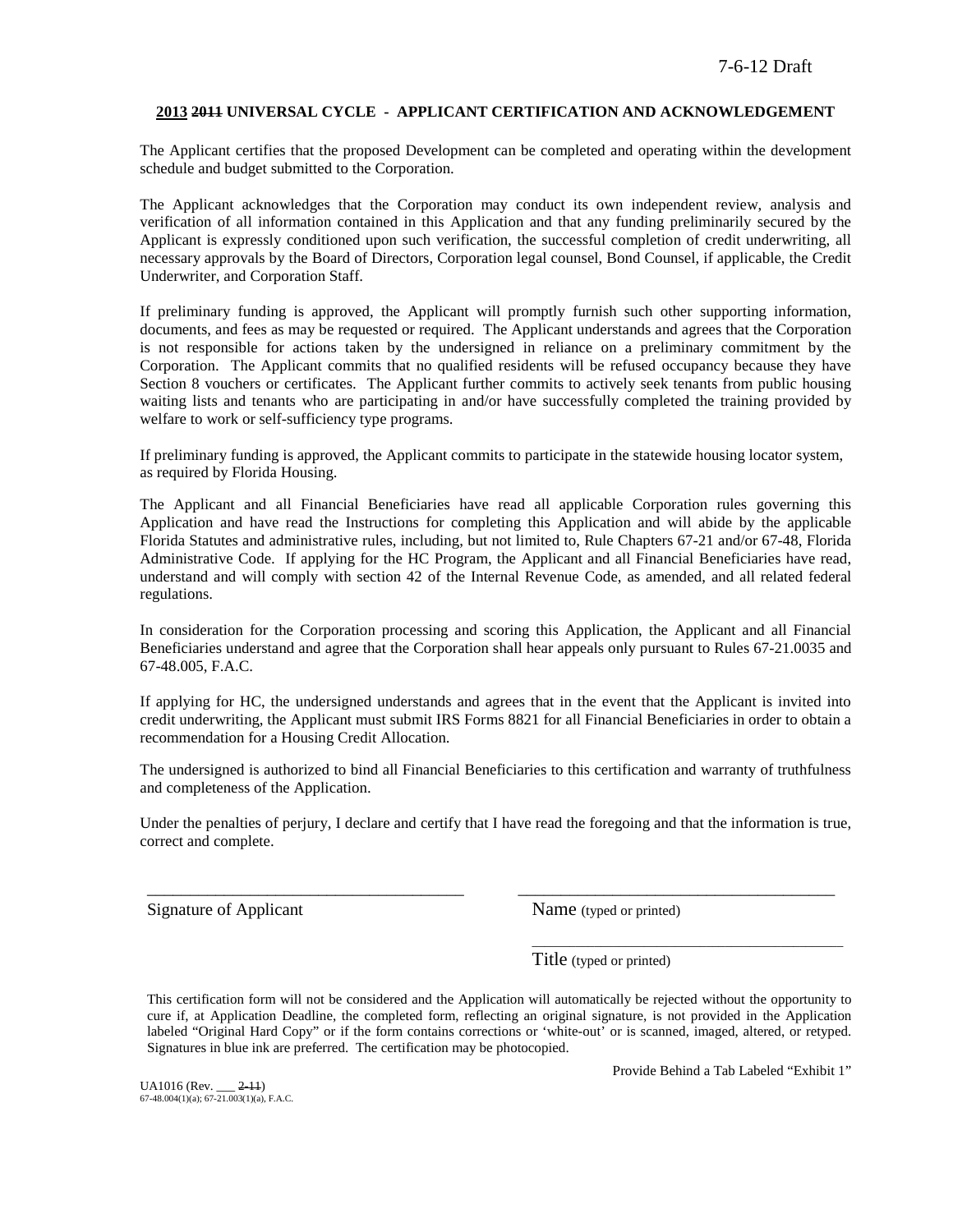7-6-12 Draft

**2013 ~~2011~~ UNIVERSAL CYCLE - APPLICANT CERTIFICATION AND ACKNOWLEDGEMENT**

The Applicant certifies that the proposed Development can be completed and operating within the development schedule and budget submitted to the Corporation.

The Applicant acknowledges that the Corporation may conduct its own independent review, analysis and verification of all information contained in this Application and that any funding preliminarily secured by the Applicant is expressly conditioned upon such verification, the successful completion of credit underwriting, all necessary approvals by the Board of Directors, Corporation legal counsel, Bond Counsel, if applicable, the Credit Underwriter, and Corporation Staff.

If preliminary funding is approved, the Applicant will promptly furnish such other supporting information, documents, and fees as may be requested or required. The Applicant understands and agrees that the Corporation is not responsible for actions taken by the undersigned in reliance on a preliminary commitment by the Corporation. The Applicant commits that no qualified residents will be refused occupancy because they have Section 8 vouchers or certificates. The Applicant further commits to actively seek tenants from public housing waiting lists and tenants who are participating in and/or have successfully completed the training provided by welfare to work or self-sufficiency type programs.

If preliminary funding is approved, the Applicant commits to participate in the statewide housing locator system, as required by Florida Housing.

The Applicant and all Financial Beneficiaries have read all applicable Corporation rules governing this Application and have read the Instructions for completing this Application and will abide by the applicable Florida Statutes and administrative rules, including, but not limited to, Rule Chapters 67-21 and/or 67-48, Florida Administrative Code. If applying for the HC Program, the Applicant and all Financial Beneficiaries have read, understand and will comply with section 42 of the Internal Revenue Code, as amended, and all related federal regulations.

In consideration for the Corporation processing and scoring this Application, the Applicant and all Financial Beneficiaries understand and agree that the Corporation shall hear appeals only pursuant to Rules 67-21.0035 and 67-48.005, F.A.C.

If applying for HC, the undersigned understands and agrees that in the event that the Applicant is invited into credit underwriting, the Applicant must submit IRS Forms 8821 for all Financial Beneficiaries in order to obtain a recommendation for a Housing Credit Allocation.

The undersigned is authorized to bind all Financial Beneficiaries to this certification and warranty of truthfulness and completeness of the Application.

Under the penalties of perjury, I declare and certify that I have read the foregoing and that the information is true, correct and complete.

\_\_\_\_\_\_\_\_\_\_\_\_\_\_\_\_\_\_\_\_\_\_\_\_\_\_\_\_\_\_\_\_\_\_\_\_\_ \_\_\_\_\_\_\_\_\_\_\_\_\_\_\_\_\_\_\_\_\_\_\_\_\_\_\_\_\_\_\_\_\_\_\_\_\_

Signature of Applicant Name (typed or printed)

\_\_\_\_\_\_\_\_\_\_\_\_\_\_\_\_\_\_\_\_\_\_\_\_\_\_\_\_\_\_\_\_\_\_\_\_\_

Title (typed or printed)

This certification form will not be considered and the Application will automatically be rejected without the opportunity to cure if, at Application Deadline, the completed form, reflecting an original signature, is not provided in the Application labeled "Original Hard Copy" or if the form contains corrections or 'white-out' or is scanned, imaged, altered, or retyped. Signatures in blue ink are preferred. The certification may be photocopied.

Provide Behind a Tab Labeled "Exhibit 1"

UA1016 (Rev. \_\_\_ ~~2-11~~)
67-48.004(1)(a); 67-21.003(1)(a), F.A.C.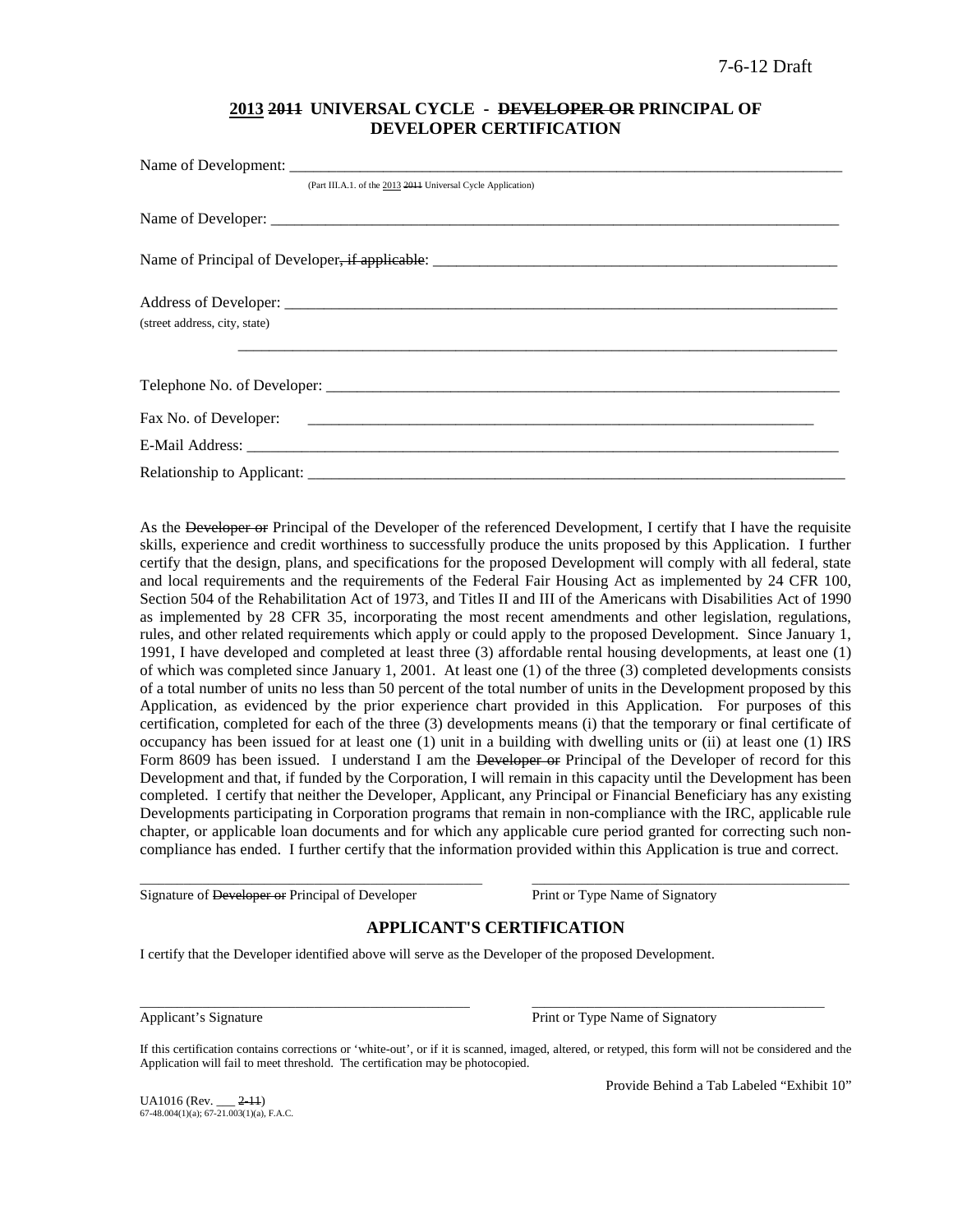7-6-12 Draft

## 2013 ~~2011~~ UNIVERSAL CYCLE - ~~DEVELOPER OR~~ PRINCIPAL OF DEVELOPER CERTIFICATION

Name of Development: ______________________________________________________________________

(Part III.A.1. of the 2013 ~~2011~~ Universal Cycle Application)

Name of Developer: ______________________________________________________________________

Name of Principal of Developer~~, if applicable~~: ______________________________________________

Address of Developer: _____________________________________________________________________
(street address, city, state)

_____________________________________________________________________________

Telephone No. of Developer: _________________________________________________________________

Fax No. of Developer: ____________________________________________________________________

E-Mail Address: _________________________________________________________________________

Relationship to Applicant: ___________________________________________________________________

As the ~~Developer or~~ Principal of the Developer of the referenced Development, I certify that I have the requisite skills, experience and credit worthiness to successfully produce the units proposed by this Application. I further certify that the design, plans, and specifications for the proposed Development will comply with all federal, state and local requirements and the requirements of the Federal Fair Housing Act as implemented by 24 CFR 100, Section 504 of the Rehabilitation Act of 1973, and Titles II and III of the Americans with Disabilities Act of 1990 as implemented by 28 CFR 35, incorporating the most recent amendments and other legislation, regulations, rules, and other related requirements which apply or could apply to the proposed Development. Since January 1, 1991, I have developed and completed at least three (3) affordable rental housing developments, at least one (1) of which was completed since January 1, 2001. At least one (1) of the three (3) completed developments consists of a total number of units no less than 50 percent of the total number of units in the Development proposed by this Application, as evidenced by the prior experience chart provided in this Application. For purposes of this certification, completed for each of the three (3) developments means (i) that the temporary or final certificate of occupancy has been issued for at least one (1) unit in a building with dwelling units or (ii) at least one (1) IRS Form 8609 has been issued. I understand I am the ~~Developer or~~ Principal of the Developer of record for this Development and that, if funded by the Corporation, I will remain in this capacity until the Development has been completed. I certify that neither the Developer, Applicant, any Principal or Financial Beneficiary has any existing Developments participating in Corporation programs that remain in non-compliance with the IRC, applicable rule chapter, or applicable loan documents and for which any applicable cure period granted for correcting such non-compliance has ended. I further certify that the information provided within this Application is true and correct.

_____________________________________________ _____________________________________________
Signature of ~~Developer or~~ Principal of Developer Print or Type Name of Signatory

## APPLICANT'S CERTIFICATION

I certify that the Developer identified above will serve as the Developer of the proposed Development.

_____________________________________________ _____________________________________________
Applicant's Signature Print or Type Name of Signatory

If this certification contains corrections or 'white-out', or if it is scanned, imaged, altered, or retyped, this form will not be considered and the Application will fail to meet threshold. The certification may be photocopied.

Provide Behind a Tab Labeled "Exhibit 10"

UA1016 (Rev. ___ ~~2-11~~)
67-48.004(1)(a); 67-21.003(1)(a), F.A.C.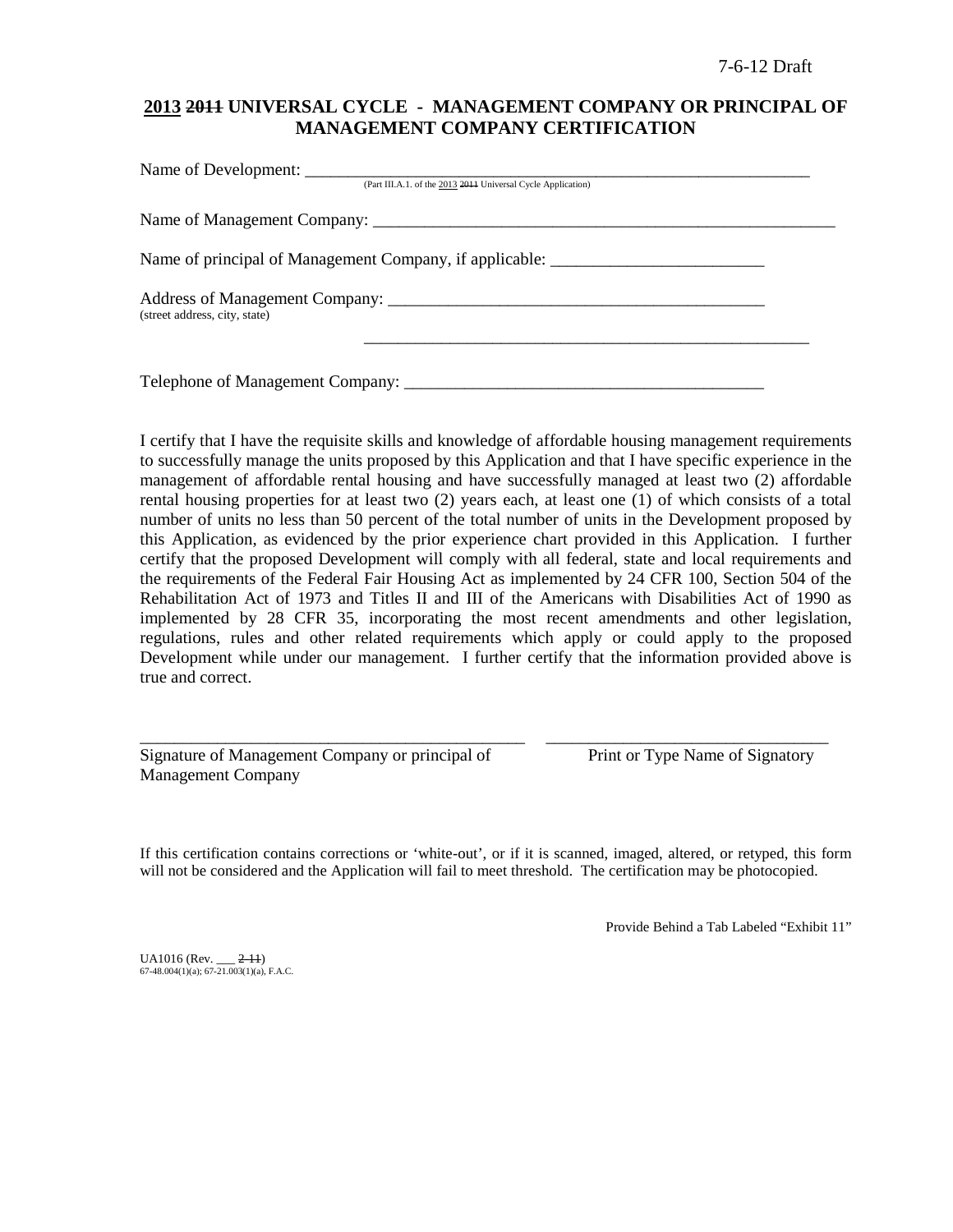7-6-12 Draft

## <u>2013</u> ~~2011~~ UNIVERSAL CYCLE - MANAGEMENT COMPANY OR PRINCIPAL OF MANAGEMENT COMPANY CERTIFICATION

Name of Development: ___________________________________________________________
(Part III.A.1. of the <u>2013</u> ~~2011~~ Universal Cycle Application)

Name of Management Company: ______________________________________________________

Name of principal of Management Company, if applicable: _________________________

Address of Management Company: ____________________________________________
(street address, city, state)

______________________________________________________

Telephone of Management Company: __________________________________________

I certify that I have the requisite skills and knowledge of affordable housing management requirements to successfully manage the units proposed by this Application and that I have specific experience in the management of affordable rental housing and have successfully managed at least two (2) affordable rental housing properties for at least two (2) years each, at least one (1) of which consists of a total number of units no less than 50 percent of the total number of units in the Development proposed by this Application, as evidenced by the prior experience chart provided in this Application. I further certify that the proposed Development will comply with all federal, state and local requirements and the requirements of the Federal Fair Housing Act as implemented by 24 CFR 100, Section 504 of the Rehabilitation Act of 1973 and Titles II and III of the Americans with Disabilities Act of 1990 as implemented by 28 CFR 35, incorporating the most recent amendments and other legislation, regulations, rules and other related requirements which apply or could apply to the proposed Development while under our management. I further certify that the information provided above is true and correct.

______________________________________________ ________________________________

Signature of Management Company or principal of Management Company Print or Type Name of Signatory

If this certification contains corrections or 'white-out', or if it is scanned, imaged, altered, or retyped, this form will not be considered and the Application will fail to meet threshold. The certification may be photocopied.

Provide Behind a Tab Labeled "Exhibit 11"

UA1016 (Rev. ___ ~~2-11~~)
67-48.004(1)(a); 67-21.003(1)(a), F.A.C.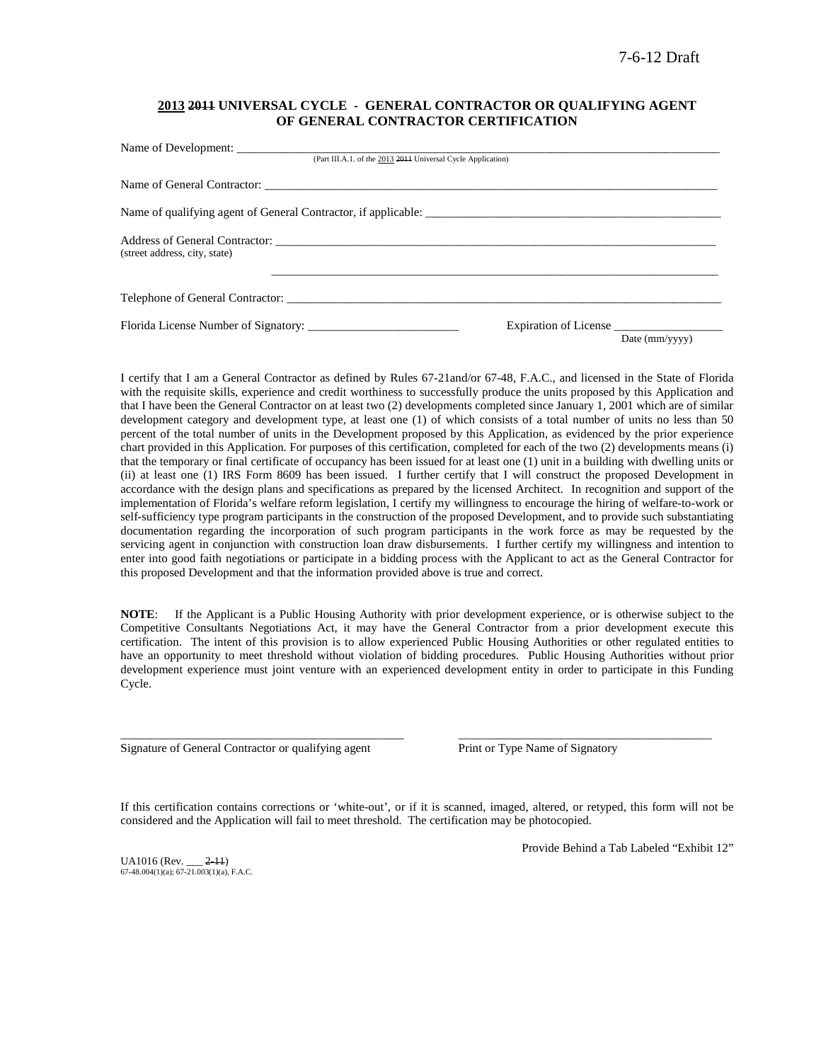7-6-12 Draft

## 2013 ~~2011~~ UNIVERSAL CYCLE - GENERAL CONTRACTOR OR QUALIFYING AGENT OF GENERAL CONTRACTOR CERTIFICATION

Name of Development: \_\_\_\_\_\_\_\_\_\_\_\_\_\_\_\_\_\_\_\_\_\_\_\_\_\_\_\_\_\_\_\_\_\_\_\_\_\_\_\_\_\_\_\_\_\_\_\_\_\_\_\_\_\_\_\_\_\_\_\_\_\_\_\_\_\_\_\_\_\_\_\_\_\_\_\_\_\_\_\_
(Part III.A.1. of the 2013 ~~2011~~ Universal Cycle Application)

Name of General Contractor: \_\_\_\_\_\_\_\_\_\_\_\_\_\_\_\_\_\_\_\_\_\_\_\_\_\_\_\_\_\_\_\_\_\_\_\_\_\_\_\_\_\_\_\_\_\_\_\_\_\_\_\_\_\_\_\_\_\_\_\_\_\_\_\_\_\_\_\_\_\_\_\_\_\_\_\_

Name of qualifying agent of General Contractor, if applicable: \_\_\_\_\_\_\_\_\_\_\_\_\_\_\_\_\_\_\_\_\_\_\_\_\_\_\_\_\_\_\_\_\_\_\_\_\_\_\_\_\_\_\_\_\_\_\_\_\_\_

Address of General Contractor: \_\_\_\_\_\_\_\_\_\_\_\_\_\_\_\_\_\_\_\_\_\_\_\_\_\_\_\_\_\_\_\_\_\_\_\_\_\_\_\_\_\_\_\_\_\_\_\_\_\_\_\_\_\_\_\_\_\_\_\_\_\_\_\_\_\_\_\_\_\_\_\_\_\_
(street address, city, state)

\_\_\_\_\_\_\_\_\_\_\_\_\_\_\_\_\_\_\_\_\_\_\_\_\_\_\_\_\_\_\_\_\_\_\_\_\_\_\_\_\_\_\_\_\_\_\_\_\_\_\_\_\_\_\_\_\_\_\_\_\_\_\_\_\_\_\_\_\_\_\_\_\_\_\_\_

Telephone of General Contractor: \_\_\_\_\_\_\_\_\_\_\_\_\_\_\_\_\_\_\_\_\_\_\_\_\_\_\_\_\_\_\_\_\_\_\_\_\_\_\_\_\_\_\_\_\_\_\_\_\_\_\_\_\_\_\_\_\_\_\_\_\_\_\_\_\_\_\_\_\_\_\_\_\_\_\_\_

Florida License Number of Signatory: \_\_\_\_\_\_\_\_\_\_\_\_\_\_\_\_\_\_\_\_\_\_\_\_\_ Expiration of License \_\_\_\_\_\_\_\_\_\_\_\_\_\_\_\_\_\_
Date (mm/yyyy)

I certify that I am a General Contractor as defined by Rules 67-21and/or 67-48, F.A.C., and licensed in the State of Florida with the requisite skills, experience and credit worthiness to successfully produce the units proposed by this Application and that I have been the General Contractor on at least two (2) developments completed since January 1, 2001 which are of similar development category and development type, at least one (1) of which consists of a total number of units no less than 50 percent of the total number of units in the Development proposed by this Application, as evidenced by the prior experience chart provided in this Application. For purposes of this certification, completed for each of the two (2) developments means (i) that the temporary or final certificate of occupancy has been issued for at least one (1) unit in a building with dwelling units or (ii) at least one (1) IRS Form 8609 has been issued. I further certify that I will construct the proposed Development in accordance with the design plans and specifications as prepared by the licensed Architect. In recognition and support of the implementation of Florida's welfare reform legislation, I certify my willingness to encourage the hiring of welfare-to-work or self-sufficiency type program participants in the construction of the proposed Development, and to provide such substantiating documentation regarding the incorporation of such program participants in the work force as may be requested by the servicing agent in conjunction with construction loan draw disbursements. I further certify my willingness and intention to enter into good faith negotiations or participate in a bidding process with the Applicant to act as the General Contractor for this proposed Development and that the information provided above is true and correct.

**NOTE**: If the Applicant is a Public Housing Authority with prior development experience, or is otherwise subject to the Competitive Consultants Negotiations Act, it may have the General Contractor from a prior development execute this certification. The intent of this provision is to allow experienced Public Housing Authorities or other regulated entities to have an opportunity to meet threshold without violation of bidding procedures. Public Housing Authorities without prior development experience must joint venture with an experienced development entity in order to participate in this Funding Cycle.

\_\_\_\_\_\_\_\_\_\_\_\_\_\_\_\_\_\_\_\_\_\_\_\_\_\_\_\_\_\_\_\_\_\_\_\_\_\_\_\_\_\_\_\_ \_\_\_\_\_\_\_\_\_\_\_\_\_\_\_\_\_\_\_\_\_\_\_\_\_\_\_\_\_\_\_\_\_\_\_\_\_\_\_\_\_\_
Signature of General Contractor or qualifying agent Print or Type Name of Signatory

If this certification contains corrections or 'white-out', or if it is scanned, imaged, altered, or retyped, this form will not be considered and the Application will fail to meet threshold. The certification may be photocopied.

Provide Behind a Tab Labeled "Exhibit 12"

UA1016 (Rev. \_\_\_ ~~2-11~~)
67-48.004(1)(a); 67-21.003(1)(a), F.A.C.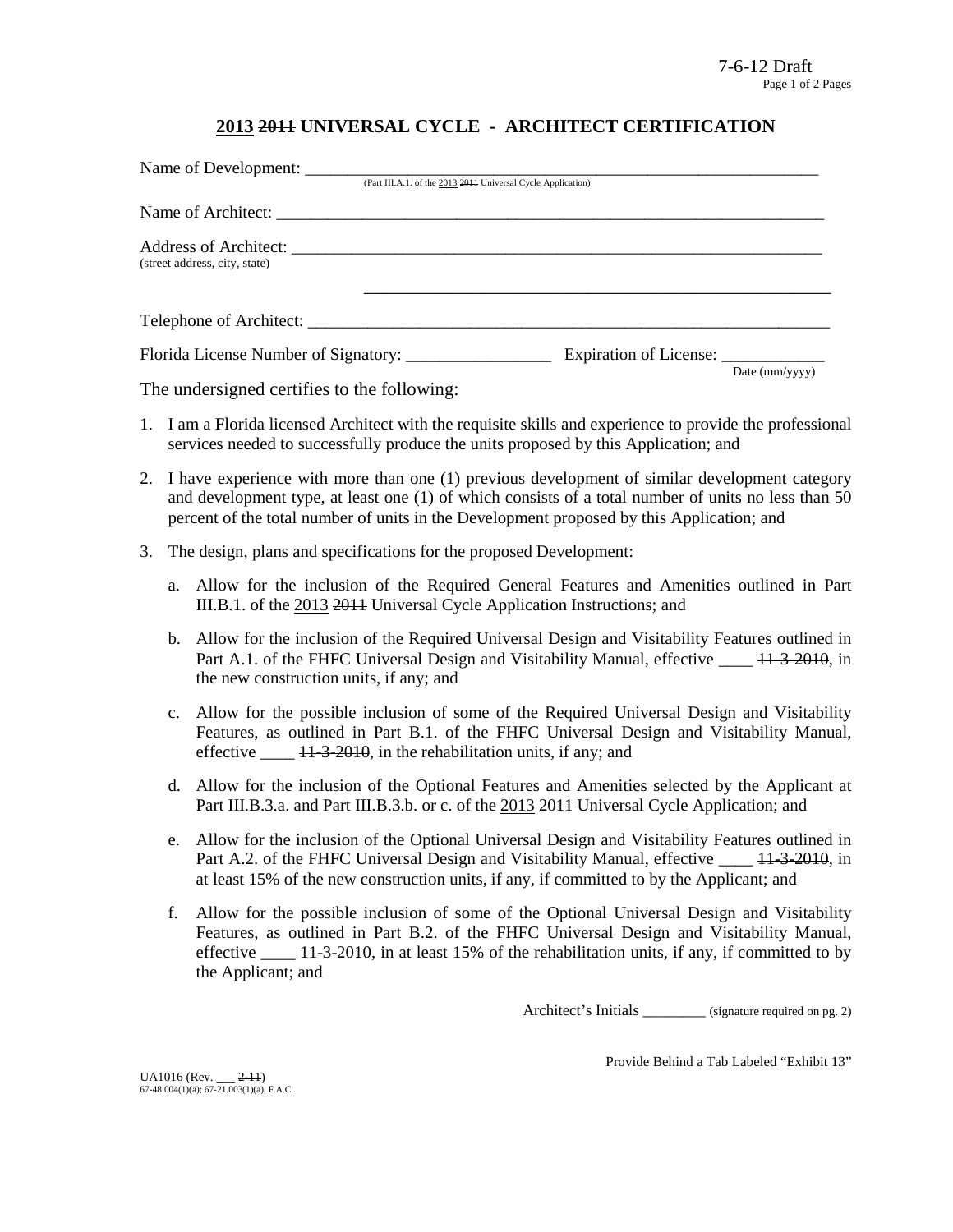7-6-12 Draft

# <u>2013</u> ~~2011~~ UNIVERSAL CYCLE - ARCHITECT CERTIFICATION

Name of Development: ___________________________________________________________
(Part III.A.1. of the <u>2013</u> ~~2011~~ Universal Cycle Application)

Name of Architect: ______________________________________________________________

Address of Architect: ____________________________________________________________
(street address, city, state)

_______________________________________________________

Telephone of Architect: __________________________________________________________

Florida License Number of Signatory: _________________ Expiration of License: ____________
Date (mm/yyyy)

The undersigned certifies to the following:

1. I am a Florida licensed Architect with the requisite skills and experience to provide the professional services needed to successfully produce the units proposed by this Application; and

2. I have experience with more than one (1) previous development of similar development category and development type, at least one (1) of which consists of a total number of units no less than 50 percent of the total number of units in the Development proposed by this Application; and

3. The design, plans and specifications for the proposed Development:

   a. Allow for the inclusion of the Required General Features and Amenities outlined in Part III.B.1. of the <u>2013</u> ~~2011~~ Universal Cycle Application Instructions; and

   b. Allow for the inclusion of the Required Universal Design and Visitability Features outlined in Part A.1. of the FHFC Universal Design and Visitability Manual, effective ____ ~~11-3-2010~~, in the new construction units, if any; and

   c. Allow for the possible inclusion of some of the Required Universal Design and Visitability Features, as outlined in Part B.1. of the FHFC Universal Design and Visitability Manual, effective ____ ~~11-3-2010~~, in the rehabilitation units, if any; and

   d. Allow for the inclusion of the Optional Features and Amenities selected by the Applicant at Part III.B.3.a. and Part III.B.3.b. or c. of the <u>2013</u> ~~2011~~ Universal Cycle Application; and

   e. Allow for the inclusion of the Optional Universal Design and Visitability Features outlined in Part A.2. of the FHFC Universal Design and Visitability Manual, effective ____ ~~11-3-2010~~, in at least 15% of the new construction units, if any, if committed to by the Applicant; and

   f. Allow for the possible inclusion of some of the Optional Universal Design and Visitability Features, as outlined in Part B.2. of the FHFC Universal Design and Visitability Manual, effective ____ ~~11-3-2010~~, in at least 15% of the rehabilitation units, if any, if committed to by the Applicant; and

Architect's Initials ________ (signature required on pg. 2)

Provide Behind a Tab Labeled "Exhibit 13"

UA1016 (Rev. ___ ~~2-11~~)
67-48.004(1)(a); 67-21.003(1)(a), F.A.C.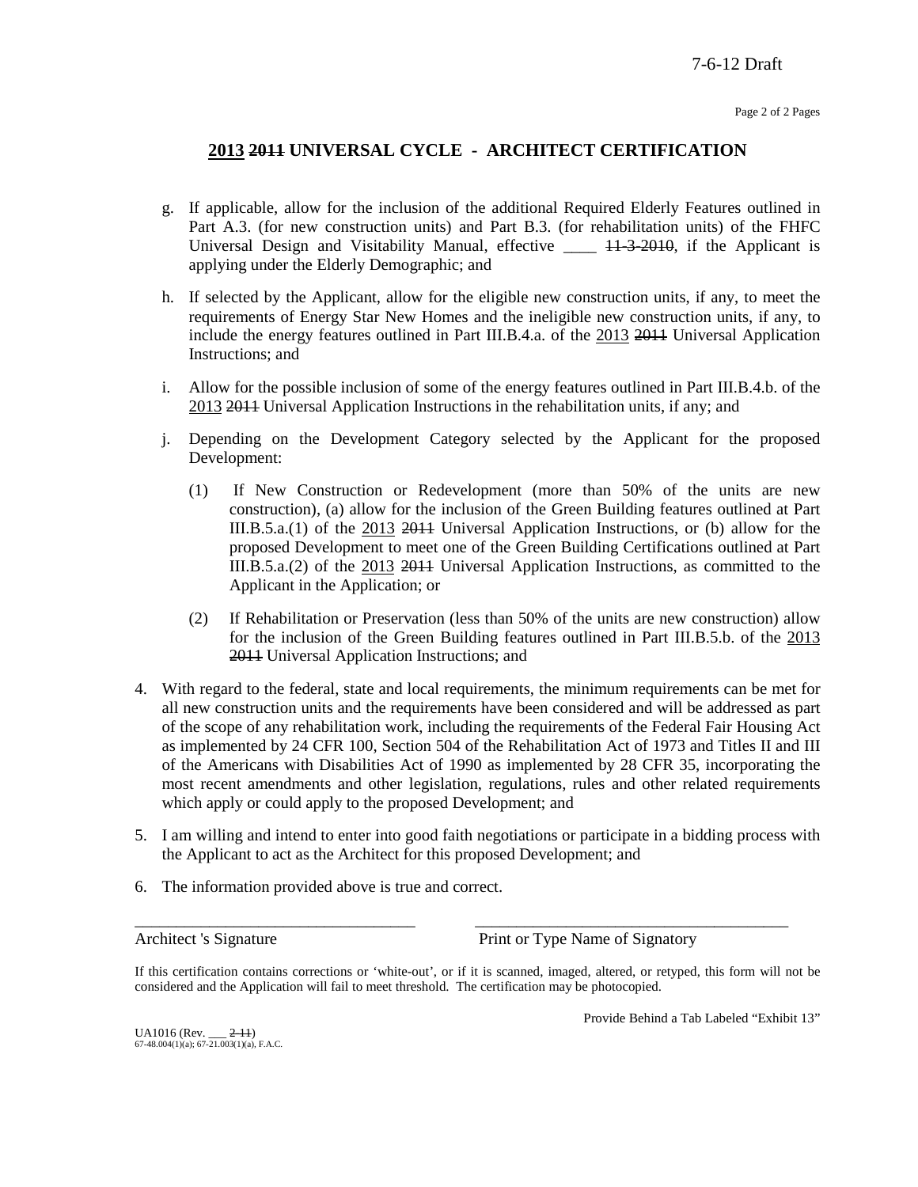# <u>2013</u> ~~2011~~ UNIVERSAL CYCLE - ARCHITECT CERTIFICATION

g. If applicable, allow for the inclusion of the additional Required Elderly Features outlined in Part A.3. (for new construction units) and Part B.3. (for rehabilitation units) of the FHFC Universal Design and Visitability Manual, effective ____ ~~11-3-2010~~, if the Applicant is applying under the Elderly Demographic; and

h. If selected by the Applicant, allow for the eligible new construction units, if any, to meet the requirements of Energy Star New Homes and the ineligible new construction units, if any, to include the energy features outlined in Part III.B.4.a. of the <u>2013</u> ~~2011~~ Universal Application Instructions; and

i. Allow for the possible inclusion of some of the energy features outlined in Part III.B.4.b. of the <u>2013</u> ~~2011~~ Universal Application Instructions in the rehabilitation units, if any; and

j. Depending on the Development Category selected by the Applicant for the proposed Development:

   (1) If New Construction or Redevelopment (more than 50% of the units are new construction), (a) allow for the inclusion of the Green Building features outlined at Part III.B.5.a.(1) of the <u>2013</u> ~~2011~~ Universal Application Instructions, or (b) allow for the proposed Development to meet one of the Green Building Certifications outlined at Part III.B.5.a.(2) of the <u>2013</u> ~~2011~~ Universal Application Instructions, as committed to the Applicant in the Application; or

   (2) If Rehabilitation or Preservation (less than 50% of the units are new construction) allow for the inclusion of the Green Building features outlined in Part III.B.5.b. of the <u>2013</u> ~~2011~~ Universal Application Instructions; and

4. With regard to the federal, state and local requirements, the minimum requirements can be met for all new construction units and the requirements have been considered and will be addressed as part of the scope of any rehabilitation work, including the requirements of the Federal Fair Housing Act as implemented by 24 CFR 100, Section 504 of the Rehabilitation Act of 1973 and Titles II and III of the Americans with Disabilities Act of 1990 as implemented by 28 CFR 35, incorporating the most recent amendments and other legislation, regulations, rules and other related requirements which apply or could apply to the proposed Development; and

5. I am willing and intend to enter into good faith negotiations or participate in a bidding process with the Applicant to act as the Architect for this proposed Development; and

6. The information provided above is true and correct.

___________________________________ &nbsp;&nbsp;&nbsp;&nbsp; ______________________________________

Architect 's Signature &nbsp;&nbsp;&nbsp;&nbsp; Print or Type Name of Signatory

If this certification contains corrections or 'white-out', or if it is scanned, imaged, altered, or retyped, this form will not be considered and the Application will fail to meet threshold. The certification may be photocopied.

Provide Behind a Tab Labeled "Exhibit 13"

UA1016 (Rev. ___ ~~2-11~~)
67-48.004(1)(a); 67-21.003(1)(a), F.A.C.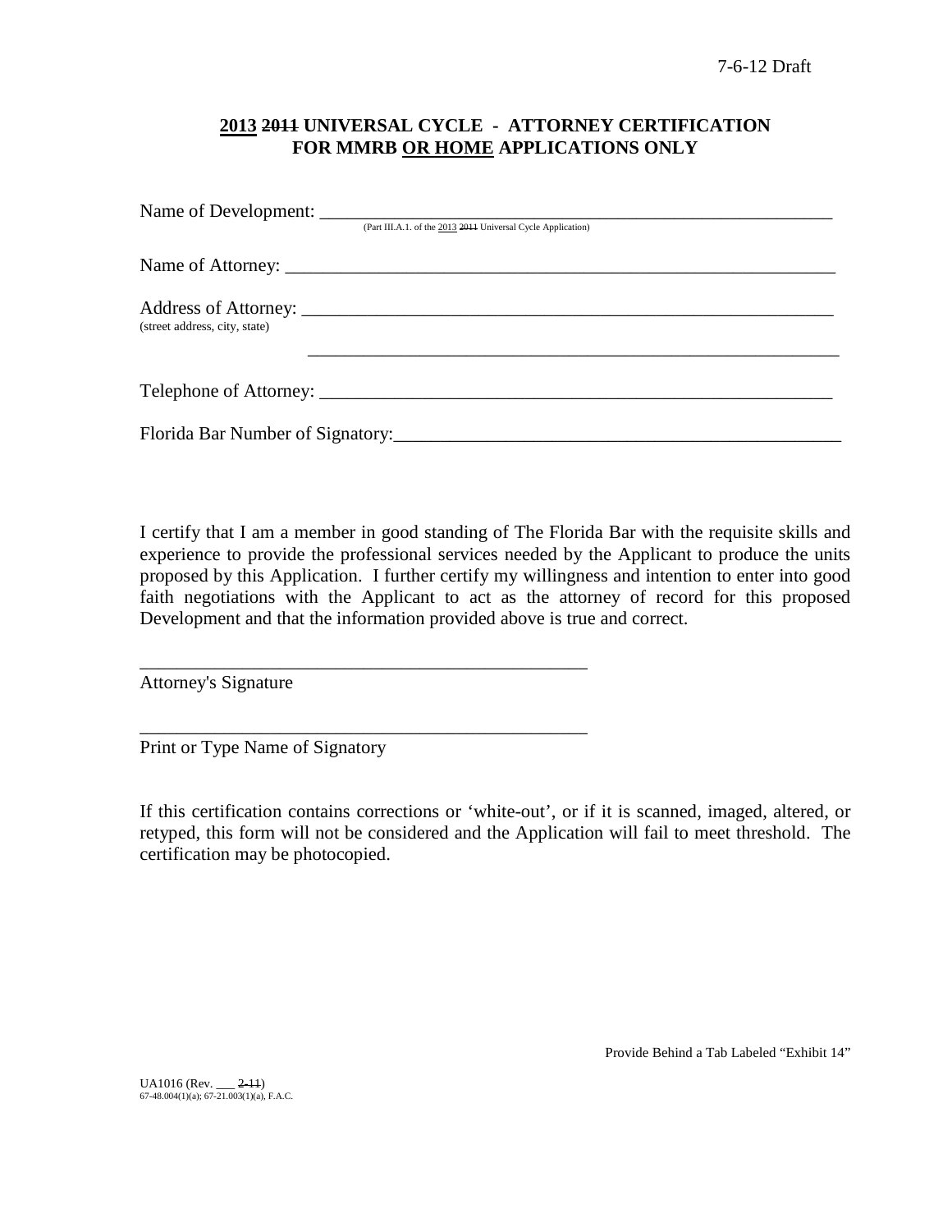7-6-12 Draft

# **2013** ~~2011~~ **UNIVERSAL CYCLE - ATTORNEY CERTIFICATION FOR MMRB OR HOME APPLICATIONS ONLY**

Name of Development: ____________________________________________________________
(Part III.A.1. of the 2013 ~~2011~~ Universal Cycle Application)

Name of Attorney: ____________________________________________________________

Address of Attorney: ____________________________________________________________
(street address, city, state)
____________________________________________________________

Telephone of Attorney: ____________________________________________________________

Florida Bar Number of Signatory:______________________________________________

I certify that I am a member in good standing of The Florida Bar with the requisite skills and experience to provide the professional services needed by the Applicant to produce the units proposed by this Application. I further certify my willingness and intention to enter into good faith negotiations with the Applicant to act as the attorney of record for this proposed Development and that the information provided above is true and correct.

_________________________________________________
Attorney's Signature

_________________________________________________
Print or Type Name of Signatory

If this certification contains corrections or 'white-out', or if it is scanned, imaged, altered, or retyped, this form will not be considered and the Application will fail to meet threshold. The certification may be photocopied.

Provide Behind a Tab Labeled "Exhibit 14"

UA1016 (Rev. ___ ~~2-11~~)
67-48.004(1)(a); 67-21.003(1)(a), F.A.C.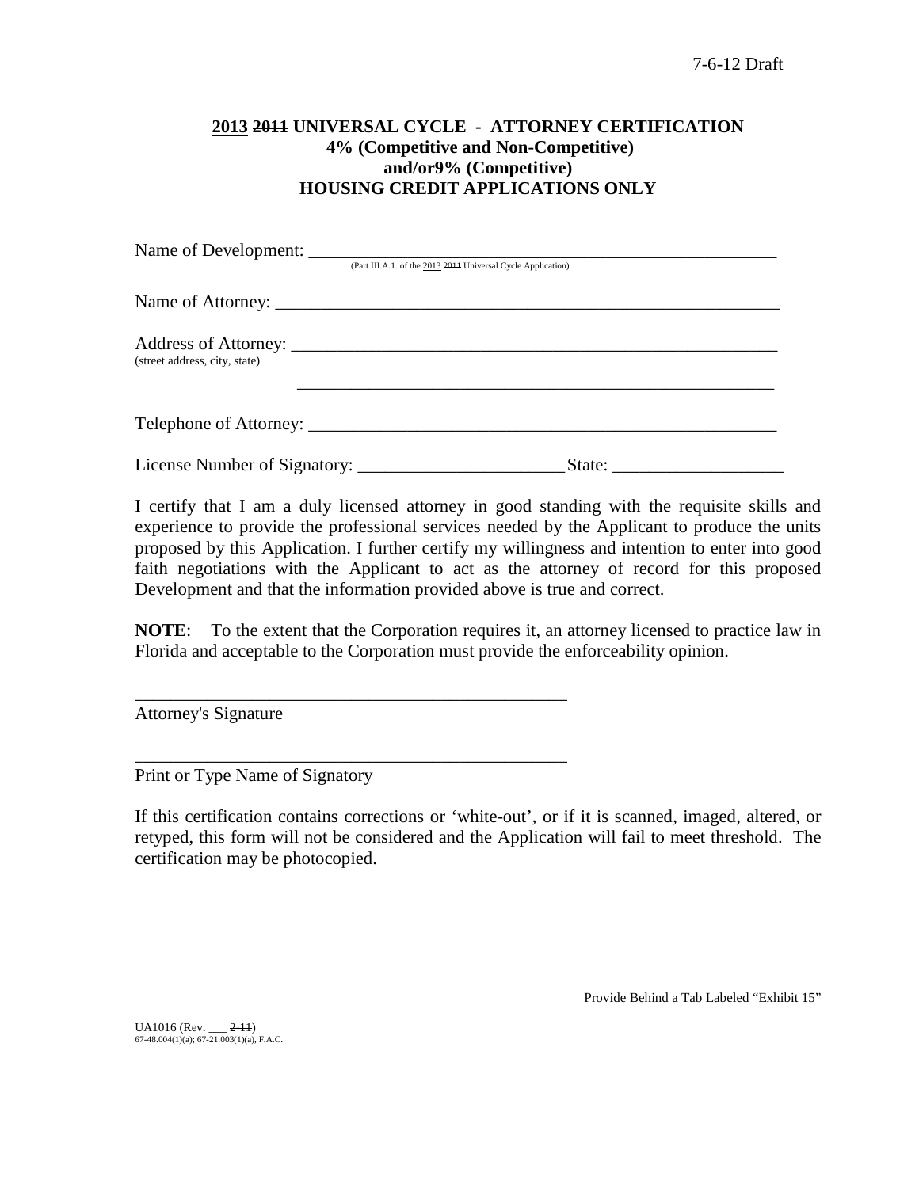7-6-12 Draft

**2013 ~~2011~~ UNIVERSAL CYCLE - ATTORNEY CERTIFICATION**
**4% (Competitive and Non-Competitive)**
**and/or9% (Competitive)**
**HOUSING CREDIT APPLICATIONS ONLY**

Name of Development: ___________________________________________________________
(Part III.A.1. of the 2013 ~~2011~~ Universal Cycle Application)

Name of Attorney: ______________________________________________________________

Address of Attorney: ____________________________________________________________
(street address, city, state)

________________________________________________________

Telephone of Attorney: __________________________________________________________

License Number of Signatory: _______________________ State: ___________________

I certify that I am a duly licensed attorney in good standing with the requisite skills and experience to provide the professional services needed by the Applicant to produce the units proposed by this Application. I further certify my willingness and intention to enter into good faith negotiations with the Applicant to act as the attorney of record for this proposed Development and that the information provided above is true and correct.

**NOTE**: To the extent that the Corporation requires it, an attorney licensed to practice law in Florida and acceptable to the Corporation must provide the enforceability opinion.

_________________________________________________
Attorney's Signature

_________________________________________________
Print or Type Name of Signatory

If this certification contains corrections or 'white-out', or if it is scanned, imaged, altered, or retyped, this form will not be considered and the Application will fail to meet threshold. The certification may be photocopied.

Provide Behind a Tab Labeled "Exhibit 15"

UA1016 (Rev. ___ ~~2-11~~)
67-48.004(1)(a); 67-21.003(1)(a), F.A.C.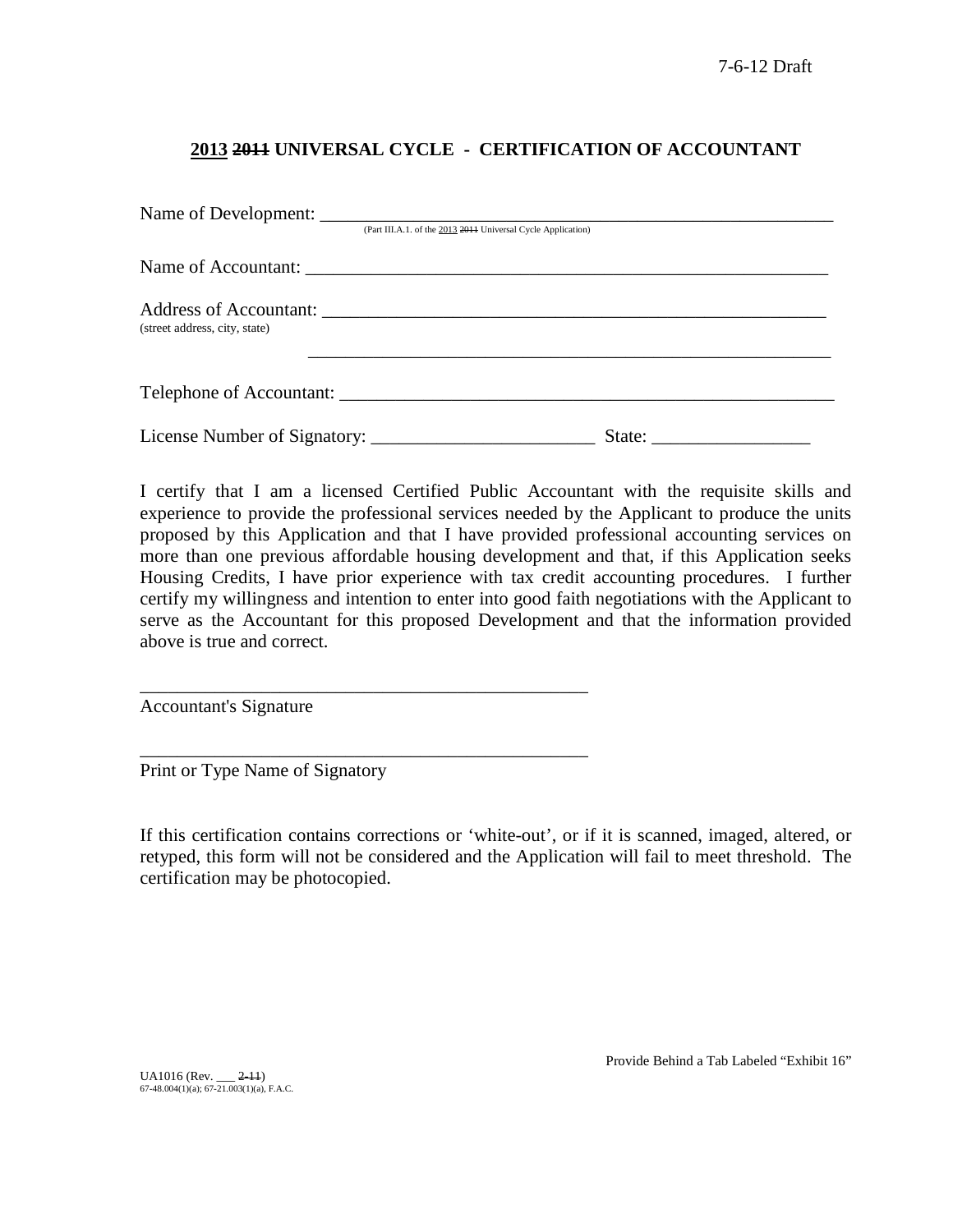7-6-12 Draft

## 2013 ~~2011~~ UNIVERSAL CYCLE - CERTIFICATION OF ACCOUNTANT

Name of Development: ___________________________________________________________
(Part III.A.1. of the 2013 ~~2011~~ Universal Cycle Application)

Name of Accountant: ___________________________________________________________

Address of Accountant: _________________________________________________________
(street address, city, state)

_________________________________________________________

Telephone of Accountant: _______________________________________________________

License Number of Signatory: ________________________ State: _________________

I certify that I am a licensed Certified Public Accountant with the requisite skills and experience to provide the professional services needed by the Applicant to produce the units proposed by this Application and that I have provided professional accounting services on more than one previous affordable housing development and that, if this Application seeks Housing Credits, I have prior experience with tax credit accounting procedures. I further certify my willingness and intention to enter into good faith negotiations with the Applicant to serve as the Accountant for this proposed Development and that the information provided above is true and correct.

_________________________________________________
Accountant's Signature

_________________________________________________
Print or Type Name of Signatory

If this certification contains corrections or 'white-out', or if it is scanned, imaged, altered, or retyped, this form will not be considered and the Application will fail to meet threshold. The certification may be photocopied.

Provide Behind a Tab Labeled "Exhibit 16"

UA1016 (Rev. ___ ~~2-11~~)
67-48.004(1)(a); 67-21.003(1)(a), F.A.C.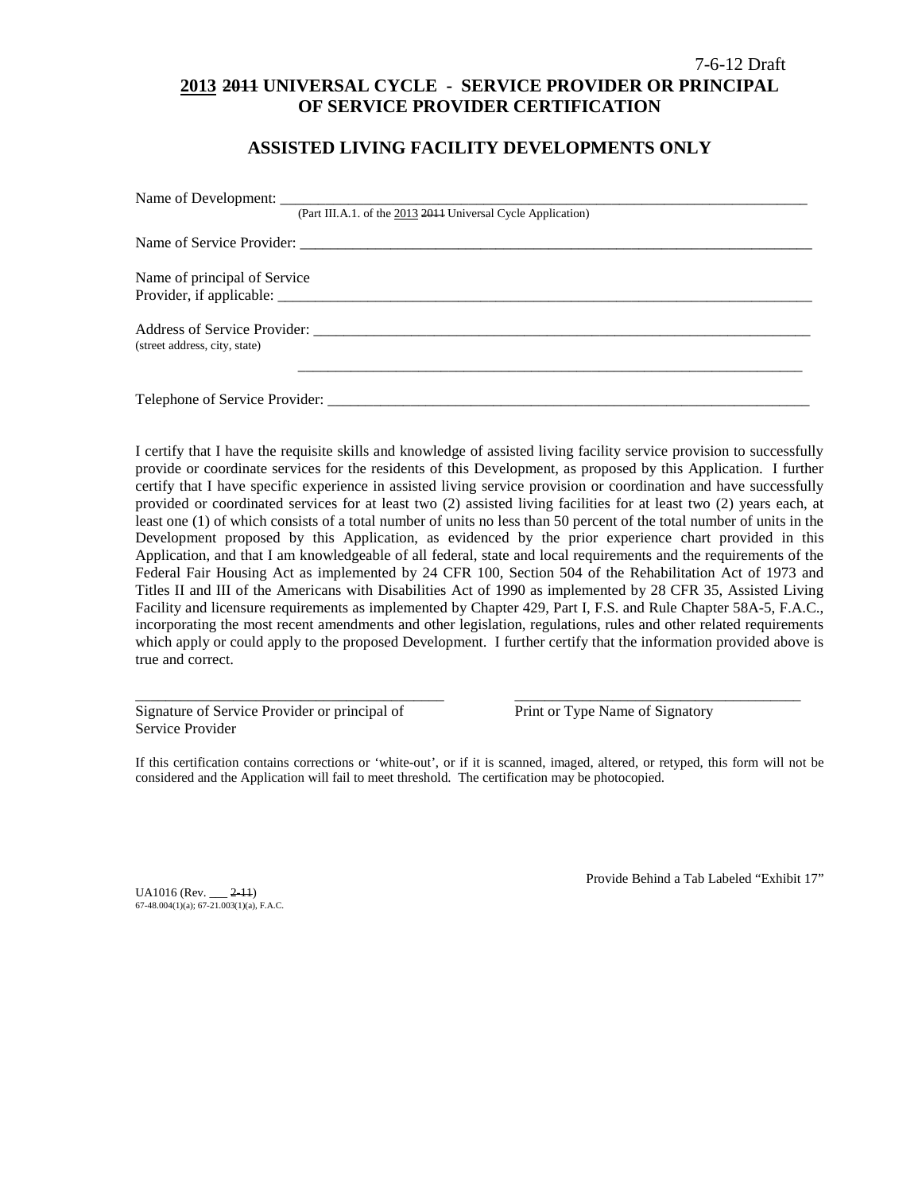7-6-12 Draft

# <u>2013</u> ~~2011~~ UNIVERSAL CYCLE - SERVICE PROVIDER OR PRINCIPAL OF SERVICE PROVIDER CERTIFICATION

## ASSISTED LIVING FACILITY DEVELOPMENTS ONLY

Name of Development: ___________________________________________________________________________
(Part III.A.1. of the <u>2013</u> ~~2011~~ Universal Cycle Application)

Name of Service Provider: ______________________________________________________________________

Name of principal of Service Provider, if applicable: _____________________________________________________________________

Address of Service Provider: ____________________________________________________________________
(street address, city, state)

_____________________________________________________________________

Telephone of Service Provider: __________________________________________________________________

I certify that I have the requisite skills and knowledge of assisted living facility service provision to successfully provide or coordinate services for the residents of this Development, as proposed by this Application. I further certify that I have specific experience in assisted living service provision or coordination and have successfully provided or coordinated services for at least two (2) assisted living facilities for at least two (2) years each, at least one (1) of which consists of a total number of units no less than 50 percent of the total number of units in the Development proposed by this Application, as evidenced by the prior experience chart provided in this Application, and that I am knowledgeable of all federal, state and local requirements and the requirements of the Federal Fair Housing Act as implemented by 24 CFR 100, Section 504 of the Rehabilitation Act of 1973 and Titles II and III of the Americans with Disabilities Act of 1990 as implemented by 28 CFR 35, Assisted Living Facility and licensure requirements as implemented by Chapter 429, Part I, F.S. and Rule Chapter 58A-5, F.A.C., incorporating the most recent amendments and other legislation, regulations, rules and other related requirements which apply or could apply to the proposed Development. I further certify that the information provided above is true and correct.

_________________________________________ Signature of Service Provider or principal of Service Provider

_________________________________________ Print or Type Name of Signatory

If this certification contains corrections or 'white-out', or if it is scanned, imaged, altered, or retyped, this form will not be considered and the Application will fail to meet threshold. The certification may be photocopied.

Provide Behind a Tab Labeled "Exhibit 17"

UA1016 (Rev. ___ ~~2-11~~)
67-48.004(1)(a); 67-21.003(1)(a), F.A.C.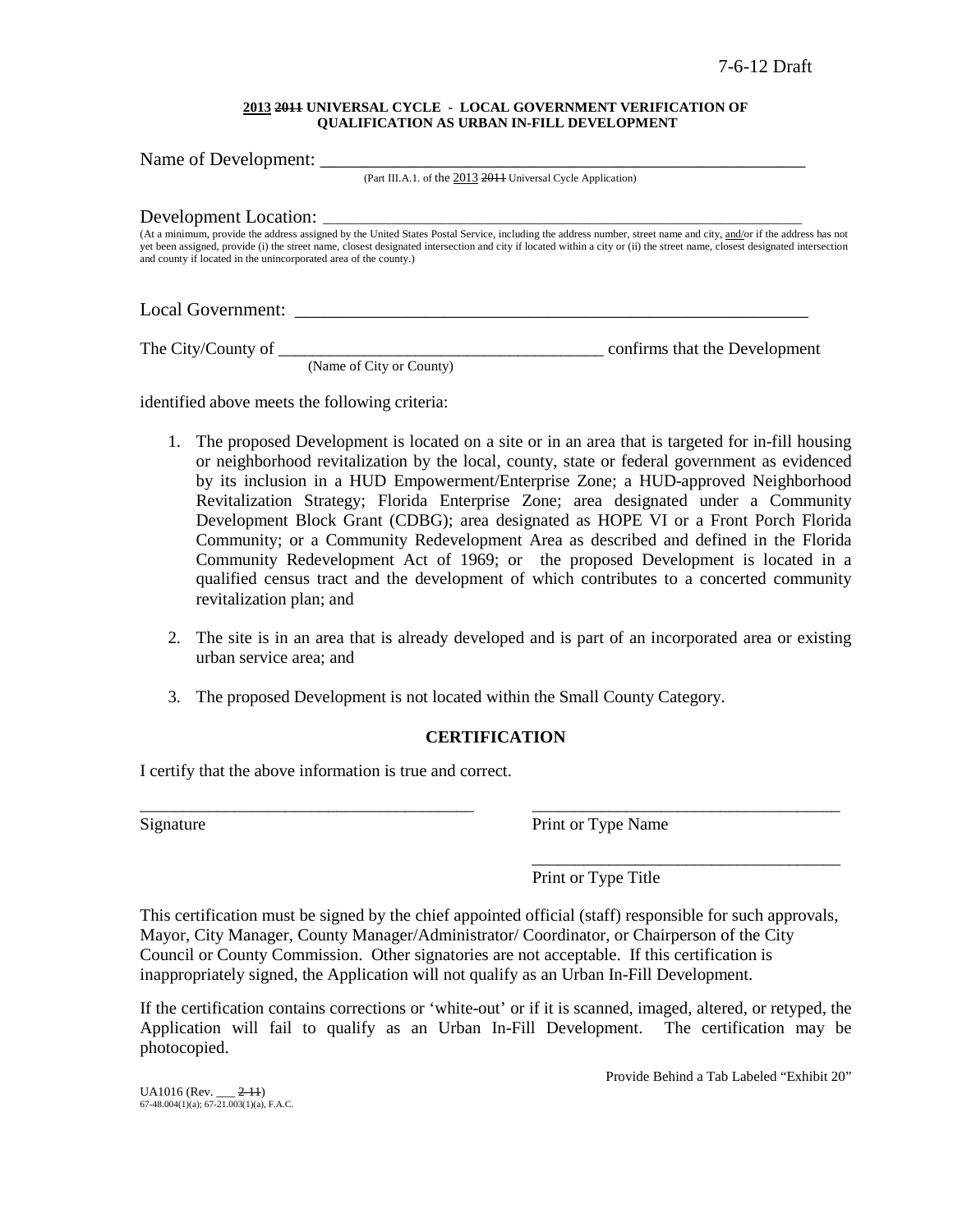7-6-12 Draft

**2013 ~~2011~~ UNIVERSAL CYCLE - LOCAL GOVERNMENT VERIFICATION OF QUALIFICATION AS URBAN IN-FILL DEVELOPMENT**

Name of Development: ________________________________________________________
(Part III.A.1. of the 2013 ~~2011~~ Universal Cycle Application)

Development Location: ________________________________________________________
(At a minimum, provide the address assigned by the United States Postal Service, including the address number, street name and city, and/or if the address has not yet been assigned, provide (i) the street name, closest designated intersection and city if located within a city or (ii) the street name, closest designated intersection and county if located in the unincorporated area of the county.)

Local Government: ________________________________________________________

The City/County of ______________________________________ confirms that the Development
(Name of City or County)

identified above meets the following criteria:

1. The proposed Development is located on a site or in an area that is targeted for in-fill housing or neighborhood revitalization by the local, county, state or federal government as evidenced by its inclusion in a HUD Empowerment/Enterprise Zone; a HUD-approved Neighborhood Revitalization Strategy; Florida Enterprise Zone; area designated under a Community Development Block Grant (CDBG); area designated as HOPE VI or a Front Porch Florida Community; or a Community Redevelopment Area as described and defined in the Florida Community Redevelopment Act of 1969; or the proposed Development is located in a qualified census tract and the development of which contributes to a concerted community revitalization plan; and

2. The site is in an area that is already developed and is part of an incorporated area or existing urban service area; and

3. The proposed Development is not located within the Small County Category.

**CERTIFICATION**

I certify that the above information is true and correct.

______________________________________ ______________________________________
Signature Print or Type Name

______________________________________
Print or Type Title

This certification must be signed by the chief appointed official (staff) responsible for such approvals, Mayor, City Manager, County Manager/Administrator/ Coordinator, or Chairperson of the City Council or County Commission. Other signatories are not acceptable. If this certification is inappropriately signed, the Application will not qualify as an Urban In-Fill Development.

If the certification contains corrections or 'white-out' or if it is scanned, imaged, altered, or retyped, the Application will fail to qualify as an Urban In-Fill Development. The certification may be photocopied.

Provide Behind a Tab Labeled "Exhibit 20"

UA1016 (Rev. ___ ~~2-11~~)
67-48.004(1)(a); 67-21.003(1)(a), F.A.C.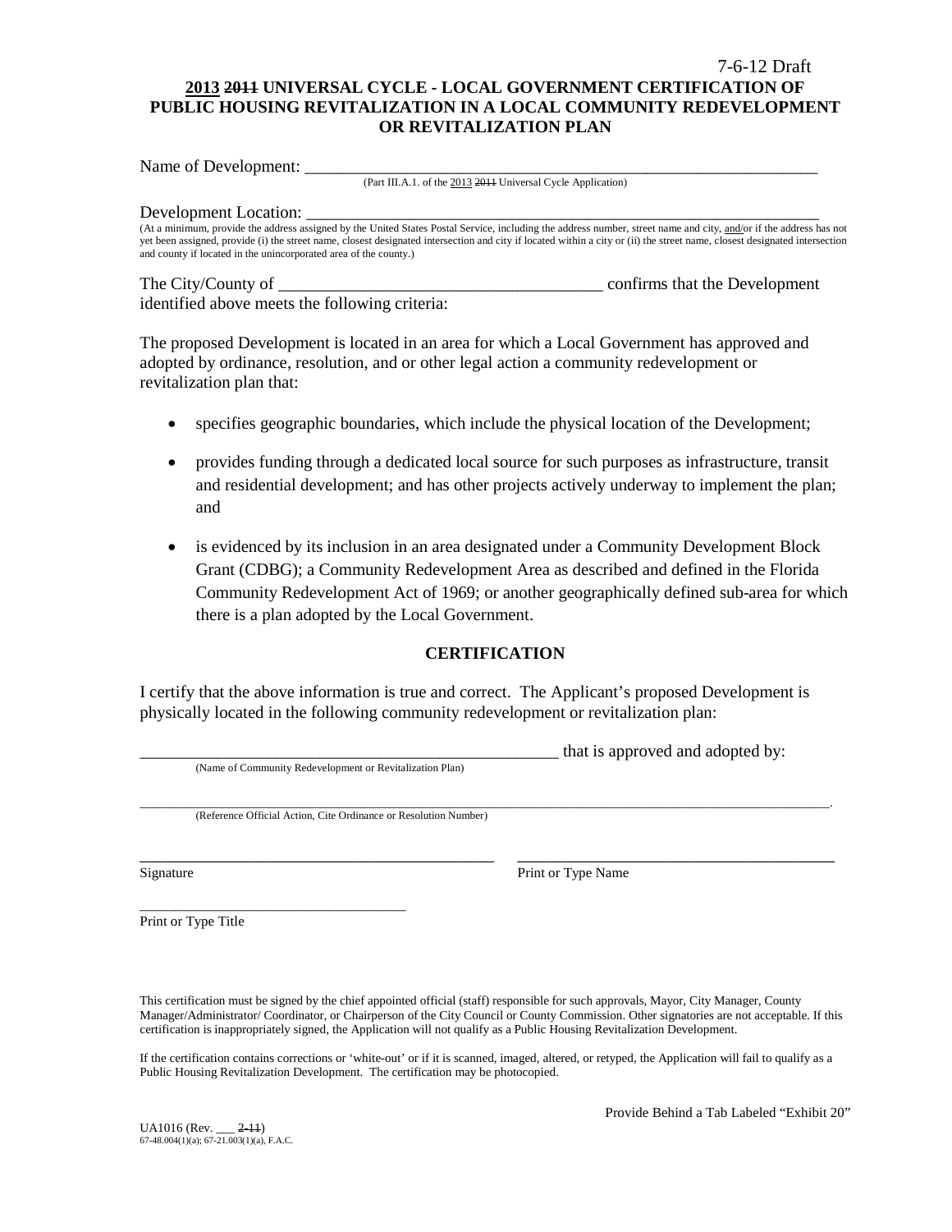7-6-12 Draft

**2013 ~~2011~~ UNIVERSAL CYCLE - LOCAL GOVERNMENT CERTIFICATION OF PUBLIC HOUSING REVITALIZATION IN A LOCAL COMMUNITY REDEVELOPMENT OR REVITALIZATION PLAN**

Name of Development: ___________________________________________________________________

(Part III.A.1. of the 2013 ~~2011~~ Universal Cycle Application)

Development Location: ___________________________________________________________________

(At a minimum, provide the address assigned by the United States Postal Service, including the address number, street name and city, and/or if the address has not yet been assigned, provide (i) the street name, closest designated intersection and city if located within a city or (ii) the street name, closest designated intersection and county if located in the unincorporated area of the county.)

The City/County of _______________________________________ confirms that the Development identified above meets the following criteria:

The proposed Development is located in an area for which a Local Government has approved and adopted by ordinance, resolution, and or other legal action a community redevelopment or revitalization plan that:

- specifies geographic boundaries, which include the physical location of the Development;
- provides funding through a dedicated local source for such purposes as infrastructure, transit and residential development; and has other projects actively underway to implement the plan; and
- is evidenced by its inclusion in an area designated under a Community Development Block Grant (CDBG); a Community Redevelopment Area as described and defined in the Florida Community Redevelopment Act of 1969; or another geographically defined sub-area for which there is a plan adopted by the Local Government.

**CERTIFICATION**

I certify that the above information is true and correct. The Applicant's proposed Development is physically located in the following community redevelopment or revitalization plan:

_____________________________________________________ that is approved and adopted by:

(Name of Community Redevelopment or Revitalization Plan)

_________________________________________________________________________________________.

(Reference Official Action, Cite Ordinance or Resolution Number)

_____________________________________________ _________________________________________

Signature Print or Type Name

_____________________________________

Print or Type Title

This certification must be signed by the chief appointed official (staff) responsible for such approvals, Mayor, City Manager, County Manager/Administrator/ Coordinator, or Chairperson of the City Council or County Commission. Other signatories are not acceptable. If this certification is inappropriately signed, the Application will not qualify as a Public Housing Revitalization Development.

If the certification contains corrections or 'white-out' or if it is scanned, imaged, altered, or retyped, the Application will fail to qualify as a Public Housing Revitalization Development. The certification may be photocopied.

Provide Behind a Tab Labeled "Exhibit 20"

UA1016 (Rev. ___ ~~2-11~~)

67-48.004(1)(a); 67-21.003(1)(a), F.A.C.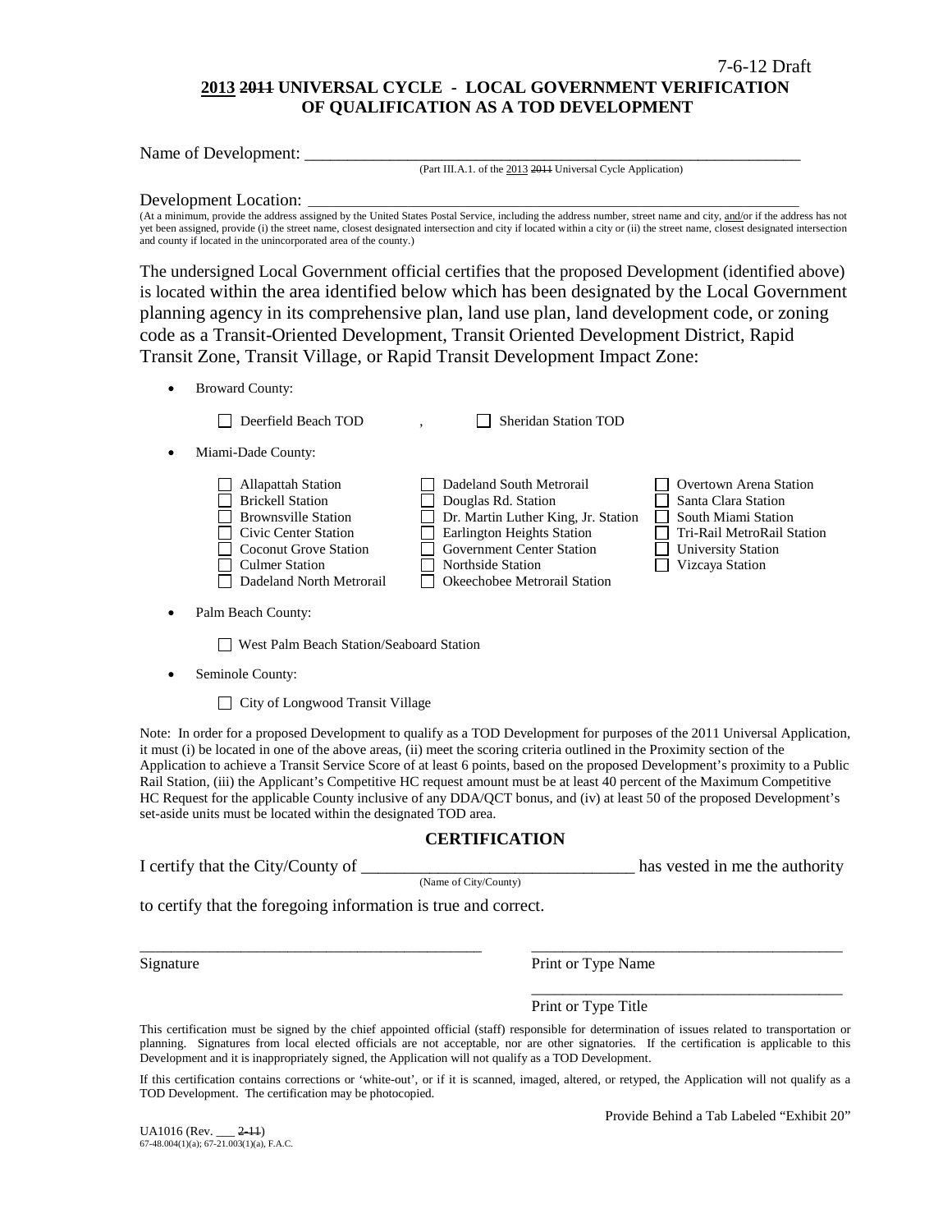7-6-12 Draft

# 2013 ~~2011~~ UNIVERSAL CYCLE - LOCAL GOVERNMENT VERIFICATION OF QUALIFICATION AS A TOD DEVELOPMENT

Name of Development: ___________________________________________________________

(Part III.A.1. of the 2013 ~~2011~~ Universal Cycle Application)

Development Location: ___________________________________________________________

(At a minimum, provide the address assigned by the United States Postal Service, including the address number, street name and city, and/or if the address has not yet been assigned, provide (i) the street name, closest designated intersection and city if located within a city or (ii) the street name, closest designated intersection and county if located in the unincorporated area of the county.)

The undersigned Local Government official certifies that the proposed Development (identified above) is located within the area identified below which has been designated by the Local Government planning agency in its comprehensive plan, land use plan, land development code, or zoning code as a Transit-Oriented Development, Transit Oriented Development District, Rapid Transit Zone, Transit Village, or Rapid Transit Development Impact Zone:

- Broward County:

  ☐ Deerfield Beach TOD , ☐ Sheridan Station TOD

- Miami-Dade County:

  ☐ Allapattah Station
  ☐ Brickell Station
  ☐ Brownsville Station
  ☐ Civic Center Station
  ☐ Coconut Grove Station
  ☐ Culmer Station
  ☐ Dadeland North Metrorail
  ☐ Dadeland South Metrorail
  ☐ Douglas Rd. Station
  ☐ Dr. Martin Luther King, Jr. Station
  ☐ Earlington Heights Station
  ☐ Government Center Station
  ☐ Northside Station
  ☐ Okeechobee Metrorail Station
  ☐ Overtown Arena Station
  ☐ Santa Clara Station
  ☐ South Miami Station
  ☐ Tri-Rail MetroRail Station
  ☐ University Station
  ☐ Vizcaya Station

- Palm Beach County:

  ☐ West Palm Beach Station/Seaboard Station

- Seminole County:

  ☐ City of Longwood Transit Village

Note: In order for a proposed Development to qualify as a TOD Development for purposes of the 2011 Universal Application, it must (i) be located in one of the above areas, (ii) meet the scoring criteria outlined in the Proximity section of the Application to achieve a Transit Service Score of at least 6 points, based on the proposed Development's proximity to a Public Rail Station, (iii) the Applicant's Competitive HC request amount must be at least 40 percent of the Maximum Competitive HC Request for the applicable County inclusive of any DDA/QCT bonus, and (iv) at least 50 of the proposed Development's set-aside units must be located within the designated TOD area.

## CERTIFICATION

I certify that the City/County of ________________________________ has vested in me the authority
(Name of City/County)

to certify that the foregoing information is true and correct.

___________________________________________ ___________________________________________
Signature Print or Type Name

___________________________________________
Print or Type Title

This certification must be signed by the chief appointed official (staff) responsible for determination of issues related to transportation or planning. Signatures from local elected officials are not acceptable, nor are other signatories. If the certification is applicable to this Development and it is inappropriately signed, the Application will not qualify as a TOD Development.

If this certification contains corrections or 'white-out', or if it is scanned, imaged, altered, or retyped, the Application will not qualify as a TOD Development. The certification may be photocopied.

Provide Behind a Tab Labeled "Exhibit 20"

UA1016 (Rev. ___ ~~2-11~~)
67-48.004(1)(a); 67-21.003(1)(a), F.A.C.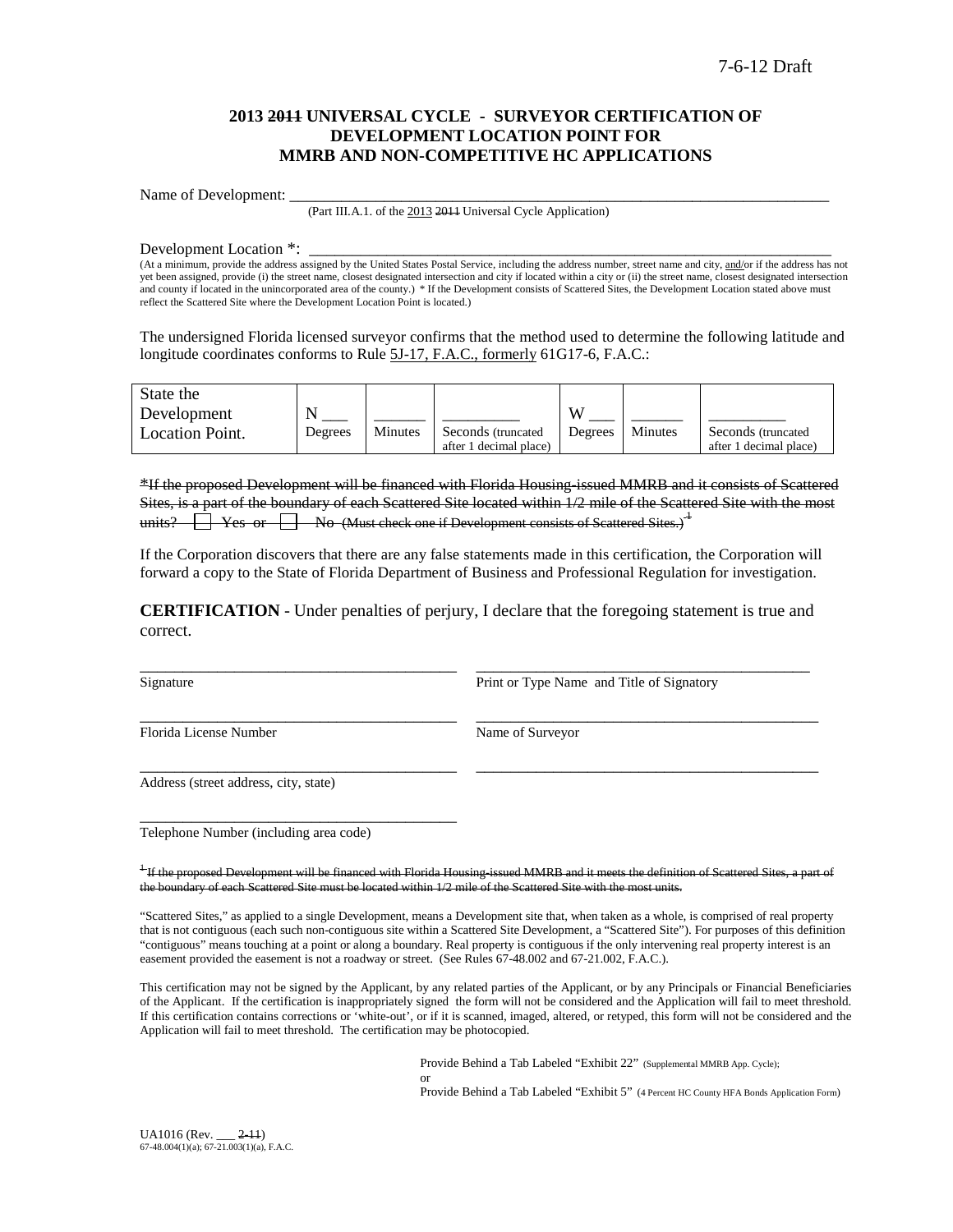7-6-12 Draft

**2013 ~~2011~~ UNIVERSAL CYCLE - SURVEYOR CERTIFICATION OF DEVELOPMENT LOCATION POINT FOR MMRB AND NON-COMPETITIVE HC APPLICATIONS**

Name of Development: \_\_\_\_\_\_\_\_\_\_\_\_\_\_\_\_\_\_\_\_\_\_\_\_\_\_\_\_\_\_\_\_\_\_\_\_\_\_\_\_\_\_\_\_\_\_\_\_\_\_\_\_\_\_\_\_\_\_\_\_\_\_\_\_\_\_\_\_\_\_
(Part III.A.1. of the 2013 ~~2011~~ Universal Cycle Application)

Development Location \*: \_\_\_\_\_\_\_\_\_\_\_\_\_\_\_\_\_\_\_\_\_\_\_\_\_\_\_\_\_\_\_\_\_\_\_\_\_\_\_\_\_\_\_\_\_\_\_\_\_\_\_\_\_\_\_\_\_\_\_\_\_\_\_\_\_
(At a minimum, provide the address assigned by the United States Postal Service, including the address number, street name and city, and/or if the address has not yet been assigned, provide (i) the street name, closest designated intersection and city if located within a city or (ii) the street name, closest designated intersection and county if located in the unincorporated area of the county.) \* If the Development consists of Scattered Sites, the Development Location stated above must reflect the Scattered Site where the Development Location Point is located.)

The undersigned Florida licensed surveyor confirms that the method used to determine the following latitude and longitude coordinates conforms to Rule 5J-17, F.A.C., formerly 61G17-6, F.A.C.:

| State the Development Location Point. | N \_\_\_ Degrees | \_\_\_\_\_\_ Minutes | \_\_\_\_\_\_\_\_\_ Seconds (truncated after 1 decimal place) | W \_\_\_ Degrees | \_\_\_\_\_\_ Minutes | \_\_\_\_\_\_\_\_\_ Seconds (truncated after 1 decimal place) |
|---|---|---|---|---|---|---|

~~\*If the proposed Development will be financed with Florida Housing-issued MMRB and it consists of Scattered Sites, is a part of the boundary of each Scattered Site located within 1/2 mile of the Scattered Site with the most units? ☐ Yes or ☐ No (Must check one if Development consists of Scattered Sites.)~~[1]

If the Corporation discovers that there are any false statements made in this certification, the Corporation will forward a copy to the State of Florida Department of Business and Professional Regulation for investigation.

**CERTIFICATION** - Under penalties of perjury, I declare that the foregoing statement is true and correct.

\_\_\_\_\_\_\_\_\_\_\_\_\_\_\_\_\_\_\_\_\_\_\_\_\_\_\_\_\_\_\_\_\_\_\_\_\_\_\_\_\_ \_\_\_\_\_\_\_\_\_\_\_\_\_\_\_\_\_\_\_\_\_\_\_\_\_\_\_\_\_\_\_\_\_\_\_\_\_\_\_\_\_
Signature Print or Type Name and Title of Signatory

\_\_\_\_\_\_\_\_\_\_\_\_\_\_\_\_\_\_\_\_\_\_\_\_\_\_\_\_\_\_\_\_\_\_\_\_\_\_\_\_\_ \_\_\_\_\_\_\_\_\_\_\_\_\_\_\_\_\_\_\_\_\_\_\_\_\_\_\_\_\_\_\_\_\_\_\_\_\_\_\_\_\_
Florida License Number Name of Surveyor

\_\_\_\_\_\_\_\_\_\_\_\_\_\_\_\_\_\_\_\_\_\_\_\_\_\_\_\_\_\_\_\_\_\_\_\_\_\_\_\_\_ \_\_\_\_\_\_\_\_\_\_\_\_\_\_\_\_\_\_\_\_\_\_\_\_\_\_\_\_\_\_\_\_\_\_\_\_\_\_\_\_\_
Address (street address, city, state)

\_\_\_\_\_\_\_\_\_\_\_\_\_\_\_\_\_\_\_\_\_\_\_\_\_\_\_\_\_\_\_\_\_\_\_\_\_\_\_\_\_
Telephone Number (including area code)

~~[1] If the proposed Development will be financed with Florida Housing-issued MMRB and it meets the definition of Scattered Sites, a part of the boundary of each Scattered Site must be located within 1/2 mile of the Scattered Site with the most units.~~

"Scattered Sites," as applied to a single Development, means a Development site that, when taken as a whole, is comprised of real property that is not contiguous (each such non-contiguous site within a Scattered Site Development, a "Scattered Site"). For purposes of this definition "contiguous" means touching at a point or along a boundary. Real property is contiguous if the only intervening real property interest is an easement provided the easement is not a roadway or street. (See Rules 67-48.002 and 67-21.002, F.A.C.).

This certification may not be signed by the Applicant, by any related parties of the Applicant, or by any Principals or Financial Beneficiaries of the Applicant. If the certification is inappropriately signed the form will not be considered and the Application will fail to meet threshold. If this certification contains corrections or 'white-out', or if it is scanned, imaged, altered, or retyped, this form will not be considered and the Application will fail to meet threshold. The certification may be photocopied.

Provide Behind a Tab Labeled "Exhibit 22" (Supplemental MMRB App. Cycle);
or
Provide Behind a Tab Labeled "Exhibit 5" (4 Percent HC County HFA Bonds Application Form)

UA1016 (Rev. \_\_\_ ~~2-11~~)
67-48.004(1)(a); 67-21.003(1)(a), F.A.C.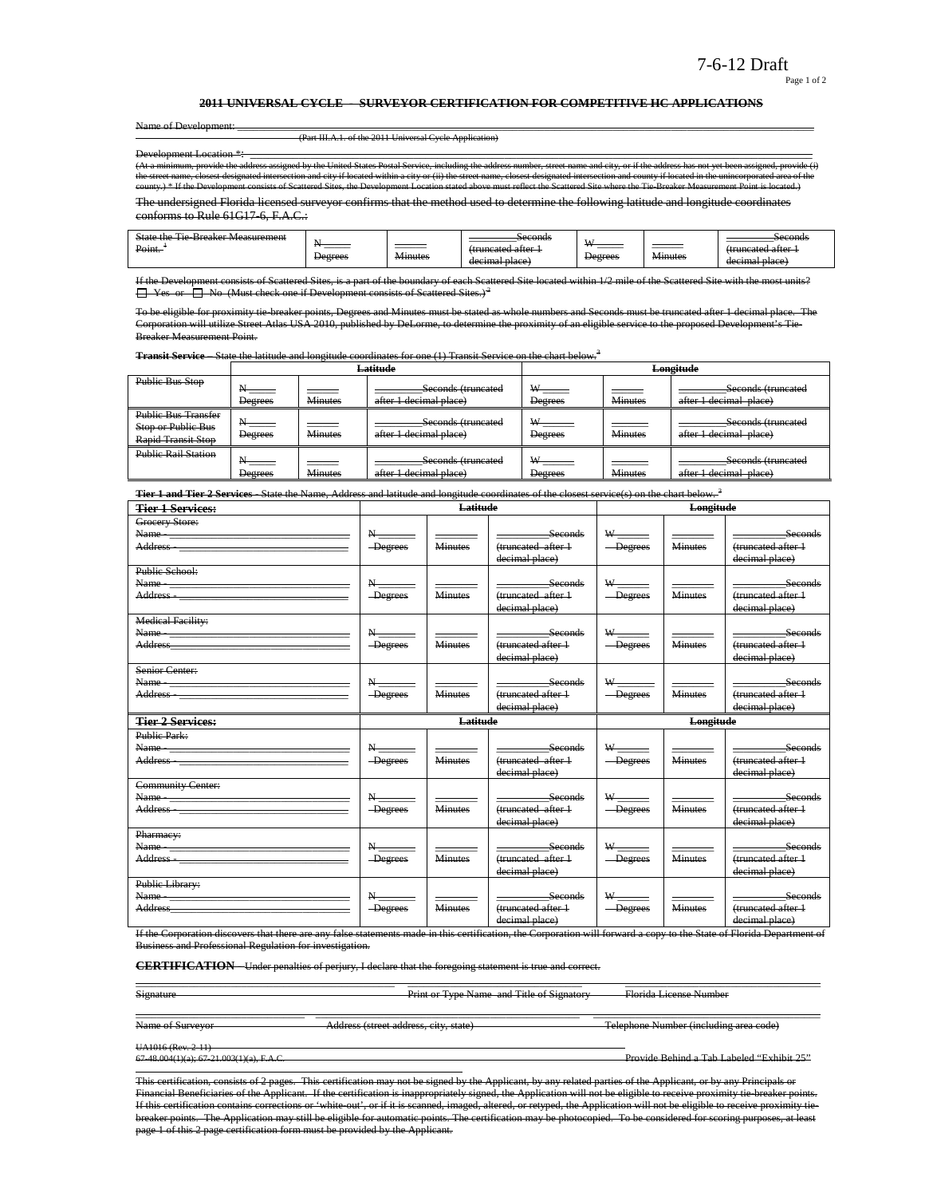7-6-12 Draft

## ~~2011 UNIVERSAL CYCLE – SURVEYOR CERTIFICATION FOR COMPETITIVE HC APPLICATIONS~~

~~Name of Development:~~ ______________________________________________
~~(Part III.A.1. of the 2011 Universal Cycle Application)~~

~~Development Location \*:~~ ______________________________________________
~~(At a minimum, provide the address assigned by the United States Postal Service, including the address number, street name and city, or if the address has not yet been assigned, provide (i) the street name, closest designated intersection and city if located within a city or (ii) the street name, closest designated intersection and county if located in the unincorporated area of the county.) \* If the Development consists of Scattered Sites, the Development Location stated above must reflect the Scattered Site where the Tie-Breaker Measurement Point is located.)~~

~~The undersigned Florida licensed surveyor confirms that the method used to determine the following latitude and longitude coordinates conforms to Rule 61G17-6, F.A.C.:~~

| ~~State the Tie-Breaker Measurement Point.~~ [1] | ~~N____ Degrees~~ | ~~____ Minutes~~ | ~~____Seconds (truncated after 1 decimal place)~~ | ~~W____ Degrees~~ | ~~____ Minutes~~ | ~~____Seconds (truncated after 1 decimal place)~~ |
|---|---|---|---|---|---|---|

~~If the Development consists of Scattered Sites, is a part of the boundary of each Scattered Site located within 1/2 mile of the Scattered Site with the most units?~~
☐ ~~Yes or~~ ☐ ~~No (Must check one if Development consists of Scattered Sites.)~~ [2]

~~To be eligible for proximity tie-breaker points, Degrees and Minutes must be stated as whole numbers and Seconds must be truncated after 1 decimal place. The Corporation will utilize Street Atlas USA 2010, published by DeLorme, to determine the proximity of an eligible service to the proposed Development's Tie-Breaker Measurement Point.~~

~~**Transit Service**~~ ~~– State the latitude and longitude coordinates for one (1) Transit Service on the chart below.~~ [3]

| | ~~**Latitude**~~ | | | ~~**Longitude**~~ | | |
|---|---|---|---|---|---|---|
| ~~Public Bus Stop~~ | ~~N____ Degrees~~ | ~~____ Minutes~~ | ~~____Seconds (truncated after 1 decimal place)~~ | ~~W____ Degrees~~ | ~~____ Minutes~~ | ~~____Seconds (truncated after 1 decimal place)~~ |
| ~~Public Bus Transfer Stop or Public Bus Rapid Transit Stop~~ | ~~N____ Degrees~~ | ~~____ Minutes~~ | ~~____Seconds (truncated after 1 decimal place)~~ | ~~W____ Degrees~~ | ~~____ Minutes~~ | ~~____Seconds (truncated after 1 decimal place)~~ |
| ~~Public Rail Station~~ | ~~N____ Degrees~~ | ~~____ Minutes~~ | ~~____Seconds (truncated after 1 decimal place)~~ | ~~W____ Degrees~~ | ~~____ Minutes~~ | ~~____Seconds (truncated after 1 decimal place)~~ |

~~**Tier 1 and Tier 2 Services**~~ ~~- State the Name, Address and latitude and longitude coordinates of the closest service(s) on the chart below.~~ [3]

| ~~**Tier 1 Services:**~~ | ~~**Latitude**~~ | | | ~~**Longitude**~~ | | |
|---|---|---|---|---|---|---|
| ~~Grocery Store:~~ ~~Name -~~ ____ ~~Address -~~ ____ | ~~N____ Degrees~~ | ~~____ Minutes~~ | ~~____Seconds (truncated after 1 decimal place)~~ | ~~W____ Degrees~~ | ~~____ Minutes~~ | ~~____Seconds (truncated after 1 decimal place)~~ |
| ~~Public School:~~ ~~Name -~~ ____ ~~Address -~~ ____ | ~~N____ Degrees~~ | ~~____ Minutes~~ | ~~____Seconds (truncated after 1 decimal place)~~ | ~~W____ Degrees~~ | ~~____ Minutes~~ | ~~____Seconds (truncated after 1 decimal place)~~ |
| ~~Medical Facility:~~ ~~Name -~~ ____ ~~Address~~ ____ | ~~N____ Degrees~~ | ~~____ Minutes~~ | ~~____Seconds (truncated after 1 decimal place)~~ | ~~W____ Degrees~~ | ~~____ Minutes~~ | ~~____Seconds (truncated after 1 decimal place)~~ |
| ~~Senior Center:~~ ~~Name -~~ ____ ~~Address -~~ ____ | ~~N____ Degrees~~ | ~~____ Minutes~~ | ~~____Seconds (truncated after 1 decimal place)~~ | ~~W____ Degrees~~ | ~~____ Minutes~~ | ~~____Seconds (truncated after 1 decimal place)~~ |
| ~~**Tier 2 Services:**~~ | ~~**Latitude**~~ | | | ~~**Longitude**~~ | | |
| ~~Public Park:~~ ~~Name -~~ ____ ~~Address -~~ ____ | ~~N____ Degrees~~ | ~~____ Minutes~~ | ~~____Seconds (truncated after 1 decimal place)~~ | ~~W____ Degrees~~ | ~~____ Minutes~~ | ~~____Seconds (truncated after 1 decimal place)~~ |
| ~~Community Center:~~ ~~Name -~~ ____ ~~Address -~~ ____ | ~~N____ Degrees~~ | ~~____ Minutes~~ | ~~____Seconds (truncated after 1 decimal place)~~ | ~~W____ Degrees~~ | ~~____ Minutes~~ | ~~____Seconds (truncated after 1 decimal place)~~ |
| ~~Pharmacy:~~ ~~Name -~~ ____ ~~Address -~~ ____ | ~~N____ Degrees~~ | ~~____ Minutes~~ | ~~____Seconds (truncated after 1 decimal place)~~ | ~~W____ Degrees~~ | ~~____ Minutes~~ | ~~____Seconds (truncated after 1 decimal place)~~ |
| ~~Public Library:~~ ~~Name -~~ ____ ~~Address~~ ____ | ~~N____ Degrees~~ | ~~____ Minutes~~ | ~~____Seconds (truncated after 1 decimal place)~~ | ~~W____ Degrees~~ | ~~____ Minutes~~ | ~~____Seconds (truncated after 1 decimal place)~~ |

~~If the Corporation discovers that there are any false statements made in this certification, the Corporation will forward a copy to the State of Florida Department of Business and Professional Regulation for investigation.~~

~~**CERTIFICATION**~~ ~~– Under penalties of perjury, I declare that the foregoing statement is true and correct.~~

~~Signature~~ ______ ~~Print or Type Name and Title of Signatory~~ ______ ~~Florida License Number~~

~~Name of Surveyor~~ ______ ~~Address (street address, city, state)~~ ______ ~~Telephone Number (including area code)~~

~~UA1016 (Rev. 2-11)~~
~~67-48.004(1)(a); 67-21.003(1)(a), F.A.C.~~ ~~Provide Behind a Tab Labeled "Exhibit 25"~~

~~This certification, consists of 2 pages. This certification may not be signed by the Applicant, by any related parties of the Applicant, or by any Principals or Financial Beneficiaries of the Applicant. If the certification is inappropriately signed, the Application will not be eligible to receive proximity tie-breaker points. If this certification contains corrections or 'white-out', or if it is scanned, imaged, altered, or retyped, the Application will not be eligible to receive proximity tie-breaker points. The Application may still be eligible for automatic points. The certification may be photocopied. To be considered for scoring purposes, at least page 1 of this 2 page certification form must be provided by the Applicant.~~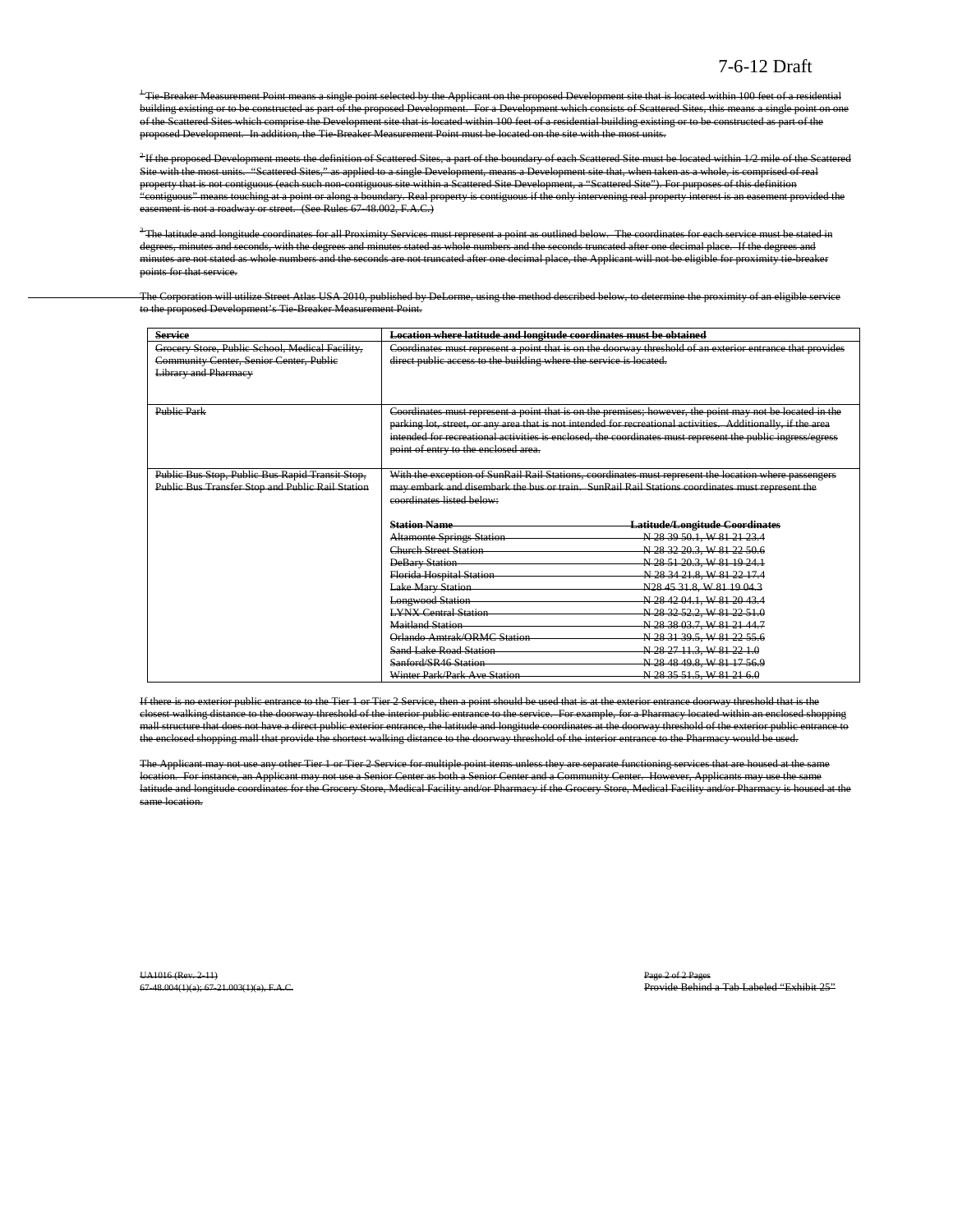7-6-12 Draft

~~[1] Tie-Breaker Measurement Point means a single point selected by the Applicant on the proposed Development site that is located within 100 feet of a residential building existing or to be constructed as part of the proposed Development. For a Development which consists of Scattered Sites, this means a single point on one of the Scattered Sites which comprise the Development site that is located within 100 feet of a residential building existing or to be constructed as part of the proposed Development. In addition, the Tie-Breaker Measurement Point must be located on the site with the most units.~~

~~[2] If the proposed Development meets the definition of Scattered Sites, a part of the boundary of each Scattered Site must be located within 1/2 mile of the Scattered Site with the most units. "Scattered Sites," as applied to a single Development, means a Development site that, when taken as a whole, is comprised of real property that is not contiguous (each such non-contiguous site within a Scattered Site Development, a "Scattered Site"). For purposes of this definition "contiguous" means touching at a point or along a boundary. Real property is contiguous if the only intervening real property interest is an easement provided the easement is not a roadway or street. (See Rules 67-48.002, F.A.C.)~~

~~[3] The latitude and longitude coordinates for all Proximity Services must represent a point as outlined below. The coordinates for each service must be stated in degrees, minutes and seconds, with the degrees and minutes stated as whole numbers and the seconds truncated after one decimal place. If the degrees and minutes are not stated as whole numbers and the seconds are not truncated after one decimal place, the Applicant will not be eligible for proximity tie-breaker points for that service.~~

~~The Corporation will utilize Street Atlas USA 2010, published by DeLorme, using the method described below, to determine the proximity of an eligible service to the proposed Development's Tie-Breaker Measurement Point.~~

| ~~**Service**~~ | ~~**Location where latitude and longitude coordinates must be obtained**~~ |
|---|---|
| ~~Grocery Store, Public School, Medical Facility, Community Center, Senior Center, Public Library and Pharmacy~~ | ~~Coordinates must represent a point that is on the doorway threshold of an exterior entrance that provides direct public access to the building where the service is located.~~ |
| ~~Public Park~~ | ~~Coordinates must represent a point that is on the premises; however, the point may not be located in the parking lot, street, or any area that is not intended for recreational activities. Additionally, if the area intended for recreational activities is enclosed, the coordinates must represent the public ingress/egress point of entry to the enclosed area.~~ |
| ~~Public Bus Stop, Public Bus Rapid Transit Stop, Public Bus Transfer Stop and Public Rail Station~~ | ~~With the exception of SunRail Rail Stations, coordinates must represent the location where passengers may embark and disembark the bus or train. SunRail Rail Stations coordinates must represent the coordinates listed below:~~ <br><br> ~~**Station Name** — **Latitude/Longitude Coordinates**~~ <br> ~~Altamonte Springs Station — N 28 39 50.1, W 81 21 23.4~~ <br> ~~Church Street Station — N 28 32 20.3, W 81 22 50.6~~ <br> ~~DeBary Station — N 28 51 20.3, W 81 19 24.1~~ <br> ~~Florida Hospital Station — N 28 34 21.8, W 81 22 17.4~~ <br> ~~Lake Mary Station — N28 45 31.8, W 81 19 04.3~~ <br> ~~Longwood Station — N 28 42 04.1, W 81 20 43.4~~ <br> ~~LYNX Central Station — N 28 32 52.2, W 81 22 51.0~~ <br> ~~Maitland Station — N 28 38 03.7, W 81 21 44.7~~ <br> ~~Orlando Amtrak/ORMC Station — N 28 31 39.5, W 81 22 55.6~~ <br> ~~Sand Lake Road Station — N 28 27 11.3, W 81 22 1.0~~ <br> ~~Sanford/SR46 Station — N 28 48 49.8, W 81 17 56.9~~ <br> ~~Winter Park/Park Ave Station — N 28 35 51.5, W 81 21 6.0~~ |

~~If there is no exterior public entrance to the Tier 1 or Tier 2 Service, then a point should be used that is at the exterior entrance doorway threshold that is the closest walking distance to the doorway threshold of the interior public entrance to the service. For example, for a Pharmacy located within an enclosed shopping mall structure that does not have a direct public exterior entrance, the latitude and longitude coordinates at the doorway threshold of the exterior public entrance to the enclosed shopping mall that provide the shortest walking distance to the doorway threshold of the interior entrance to the Pharmacy would be used.~~

~~The Applicant may not use any other Tier 1 or Tier 2 Service for multiple point items unless they are separate functioning services that are housed at the same location. For instance, an Applicant may not use a Senior Center as both a Senior Center and a Community Center. However, Applicants may use the same latitude and longitude coordinates for the Grocery Store, Medical Facility and/or Pharmacy if the Grocery Store, Medical Facility and/or Pharmacy is housed at the same location.~~

~~UA1016 (Rev. 2-11)~~
~~67-48.004(1)(a); 67-21.003(1)(a), F.A.C.~~

~~Provide Behind a Tab Labeled "Exhibit 25"~~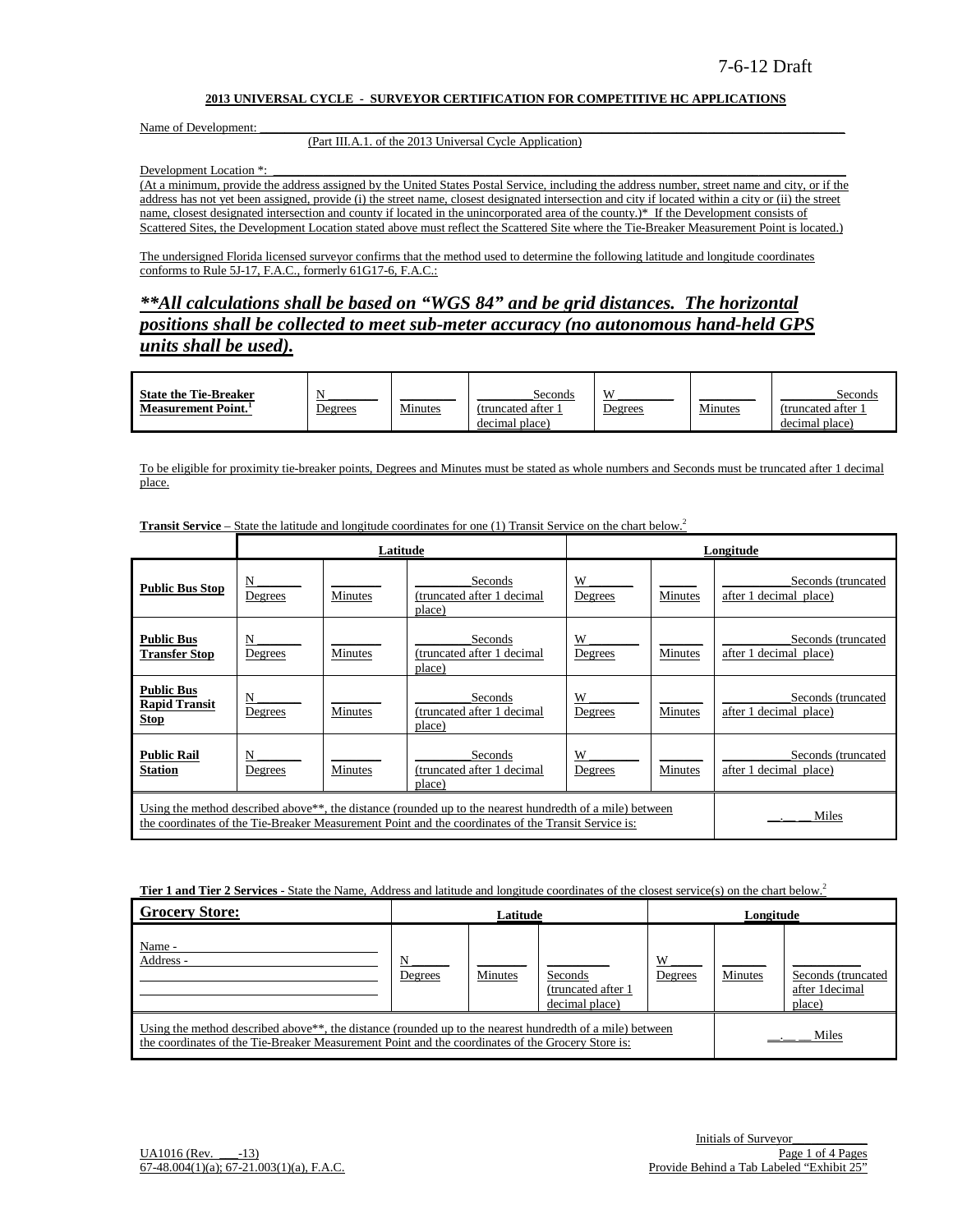7-6-12 Draft

**2013 UNIVERSAL CYCLE - SURVEYOR CERTIFICATION FOR COMPETITIVE HC APPLICATIONS**

Name of Development: ___________________________________________________________________________

(Part III.A.1. of the 2013 Universal Cycle Application)

Development Location *: ___________________________________________________________________________

(At a minimum, provide the address assigned by the United States Postal Service, including the address number, street name and city, or if the address has not yet been assigned, provide (i) the street name, closest designated intersection and city if located within a city or (ii) the street name, closest designated intersection and county if located in the unincorporated area of the county.)* If the Development consists of Scattered Sites, the Development Location stated above must reflect the Scattered Site where the Tie-Breaker Measurement Point is located.)

The undersigned Florida licensed surveyor confirms that the method used to determine the following latitude and longitude coordinates conforms to Rule 5J-17, F.A.C., formerly 61G17-6, F.A.C.:

***\*\*All calculations shall be based on "WGS 84" and be grid distances. The horizontal positions shall be collected to meet sub-meter accuracy (no autonomous hand-held GPS units shall be used).***

| **State the Tie-Breaker Measurement Point.**[1] | N ______ Degrees | ______ Minutes | ______ Seconds (truncated after 1 decimal place) | W ______ Degrees | ______ Minutes | ______ Seconds (truncated after 1 decimal place) |
|---|---|---|---|---|---|---|

To be eligible for proximity tie-breaker points, Degrees and Minutes must be stated as whole numbers and Seconds must be truncated after 1 decimal place.

**Transit Service** – State the latitude and longitude coordinates for one (1) Transit Service on the chart below.[2]

| | **Latitude** | | | **Longitude** | | |
|---|---|---|---|---|---|---|
| **Public Bus Stop** | N ______ Degrees | ______ Minutes | ______ Seconds (truncated after 1 decimal place) | W ______ Degrees | ______ Minutes | ______ Seconds (truncated after 1 decimal place) |
| **Public Bus Transfer Stop** | N ______ Degrees | ______ Minutes | ______ Seconds (truncated after 1 decimal place) | W ______ Degrees | ______ Minutes | ______ Seconds (truncated after 1 decimal place) |
| **Public Bus Rapid Transit Stop** | N ______ Degrees | ______ Minutes | ______ Seconds (truncated after 1 decimal place) | W ______ Degrees | ______ Minutes | ______ Seconds (truncated after 1 decimal place) |
| **Public Rail Station** | N ______ Degrees | ______ Minutes | ______ Seconds (truncated after 1 decimal place) | W ______ Degrees | ______ Minutes | ______ Seconds (truncated after 1 decimal place) |
| Using the method described above**, the distance (rounded up to the nearest hundredth of a mile) between the coordinates of the Tie-Breaker Measurement Point and the coordinates of the Transit Service is: | | | | | | __.__ __ Miles |

**Tier 1 and Tier 2 Services** - State the Name, Address and latitude and longitude coordinates of the closest service(s) on the chart below.[2]

| **Grocery Store:** | **Latitude** | | | **Longitude** | | |
|---|---|---|---|---|---|---|
| Name - ______________________<br>Address - ______________________<br>______________________<br>______________________ | N ______ Degrees | ______ Minutes | ______ Seconds (truncated after 1 decimal place) | W ______ Degrees | ______ Minutes | ______ Seconds (truncated after 1decimal place) |
| Using the method described above**, the distance (rounded up to the nearest hundredth of a mile) between the coordinates of the Tie-Breaker Measurement Point and the coordinates of the Grocery Store is: | | | | | | __.__ __ Miles |

Initials of Surveyor____________

UA1016 (Rev. ___-13)
67-48.004(1)(a); 67-21.003(1)(a), F.A.C.

Provide Behind a Tab Labeled "Exhibit 25"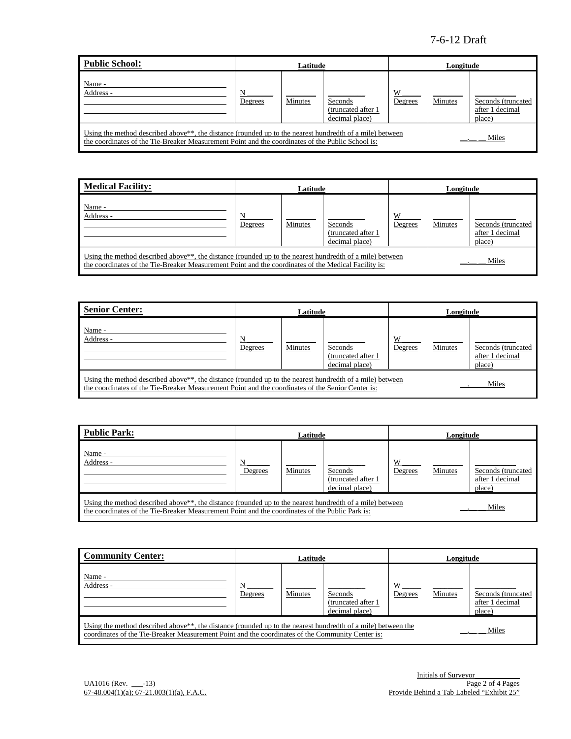7-6-12 Draft

| **Public School:** | Latitude | | | Longitude | | |
|---|---|---|---|---|---|---|
| Name - ____________<br>Address - ____________ | N ______<br>Degrees | ______<br>Minutes | ______<br>Seconds (truncated after 1 decimal place) | W _____<br>Degrees | ______<br>Minutes | ______<br>Seconds (truncated after 1 decimal place) |
| Using the method described above**, the distance (rounded up to the nearest hundredth of a mile) between the coordinates of the Tie-Breaker Measurement Point and the coordinates of the Public School is: | | | | | __.__ __ Miles | |

| **Medical Facility:** | Latitude | | | Longitude | | |
|---|---|---|---|---|---|---|
| Name - ____________<br>Address - ____________ | N ______<br>Degrees | ______<br>Minutes | ______<br>Seconds (truncated after 1 decimal place) | W _____<br>Degrees | ______<br>Minutes | ______<br>Seconds (truncated after 1 decimal place) |
| Using the method described above**, the distance (rounded up to the nearest hundredth of a mile) between the coordinates of the Tie-Breaker Measurement Point and the coordinates of the Medical Facility is: | | | | | __.__ __ Miles | |

| **Senior Center:** | Latitude | | | Longitude | | |
|---|---|---|---|---|---|---|
| Name - ____________<br>Address - ____________ | N ______<br>Degrees | ______<br>Minutes | ______<br>Seconds (truncated after 1 decimal place) | W _____<br>Degrees | ______<br>Minutes | ______<br>Seconds (truncated after 1 decimal place) |
| Using the method described above**, the distance (rounded up to the nearest hundredth of a mile) between the coordinates of the Tie-Breaker Measurement Point and the coordinates of the Senior Center is: | | | | | __.__ __ Miles | |

| **Public Park:** | Latitude | | | Longitude | | |
|---|---|---|---|---|---|---|
| Name - ____________<br>Address - ____________ | N ______<br>Degrees | ______<br>Minutes | ______<br>Seconds (truncated after 1 decimal place) | W _____<br>Degrees | ______<br>Minutes | ______<br>Seconds (truncated after 1 decimal place) |
| Using the method described above**, the distance (rounded up to the nearest hundredth of a mile) between the coordinates of the Tie-Breaker Measurement Point and the coordinates of the Public Park is: | | | | | __.__ __ Miles | |

| **Community Center:** | Latitude | | | Longitude | | |
|---|---|---|---|---|---|---|
| Name - ____________<br>Address - ____________ | N ______<br>Degrees | ______<br>Minutes | ______<br>Seconds (truncated after 1 decimal place) | W _____<br>Degrees | ______<br>Minutes | ______<br>Seconds (truncated after 1 decimal place) |
| Using the method described above**, the distance (rounded up to the nearest hundredth of a mile) between the coordinates of the Tie-Breaker Measurement Point and the coordinates of the Community Center is: | | | | | __.__ __ Miles | |

Initials of Surveyor____________

UA1016 (Rev. ___-13)
67-48.004(1)(a); 67-21.003(1)(a), F.A.C.

Provide Behind a Tab Labeled "Exhibit 25"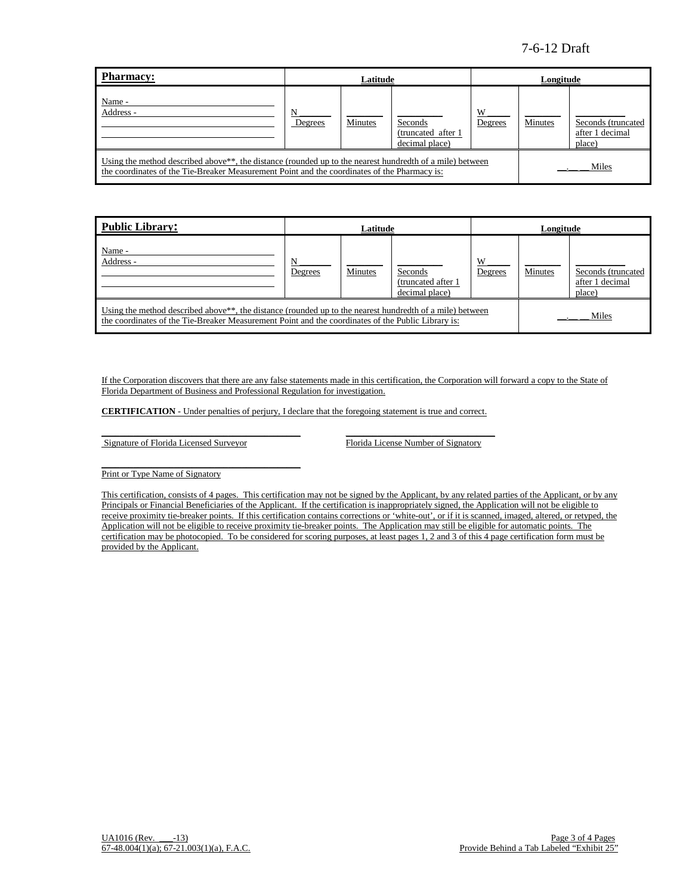7-6-12 Draft

| **Pharmacy:** | Latitude | | | Longitude | | |
|---|---|---|---|---|---|---|
| Name - ______<br>Address - ______ | N ______<br>Degrees | ______<br>Minutes | ______<br>Seconds (truncated after 1 decimal place) | W ______<br>Degrees | ______<br>Minutes | ______<br>Seconds (truncated after 1 decimal place) |
| Using the method described above**, the distance (rounded up to the nearest hundredth of a mile) between the coordinates of the Tie-Breaker Measurement Point and the coordinates of the Pharmacy is: | | | | | __.__ __ Miles | |

| **Public Library:** | Latitude | | | Longitude | | |
|---|---|---|---|---|---|---|
| Name - ______<br>Address - ______ | N ______<br>Degrees | ______<br>Minutes | ______<br>Seconds (truncated after 1 decimal place) | W ______<br>Degrees | ______<br>Minutes | ______<br>Seconds (truncated after 1 decimal place) |
| Using the method described above**, the distance (rounded up to the nearest hundredth of a mile) between the coordinates of the Tie-Breaker Measurement Point and the coordinates of the Public Library is: | | | | | __.__ __ Miles | |

If the Corporation discovers that there are any false statements made in this certification, the Corporation will forward a copy to the State of Florida Department of Business and Professional Regulation for investigation.

**CERTIFICATION** - Under penalties of perjury, I declare that the foregoing statement is true and correct.

______________________________ Signature of Florida Licensed Surveyor

______________________________ Florida License Number of Signatory

______________________________ Print or Type Name of Signatory

This certification, consists of 4 pages. This certification may not be signed by the Applicant, by any related parties of the Applicant, or by any Principals or Financial Beneficiaries of the Applicant. If the certification is inappropriately signed, the Application will not be eligible to receive proximity tie-breaker points. If this certification contains corrections or 'white-out', or if it is scanned, imaged, altered, or retyped, the Application will not be eligible to receive proximity tie-breaker points. The Application may still be eligible for automatic points. The certification may be photocopied. To be considered for scoring purposes, at least pages 1, 2 and 3 of this 4 page certification form must be provided by the Applicant.

UA1016 (Rev. ___-13)
67-48.004(1)(a); 67-21.003(1)(a), F.A.C.

Provide Behind a Tab Labeled "Exhibit 25"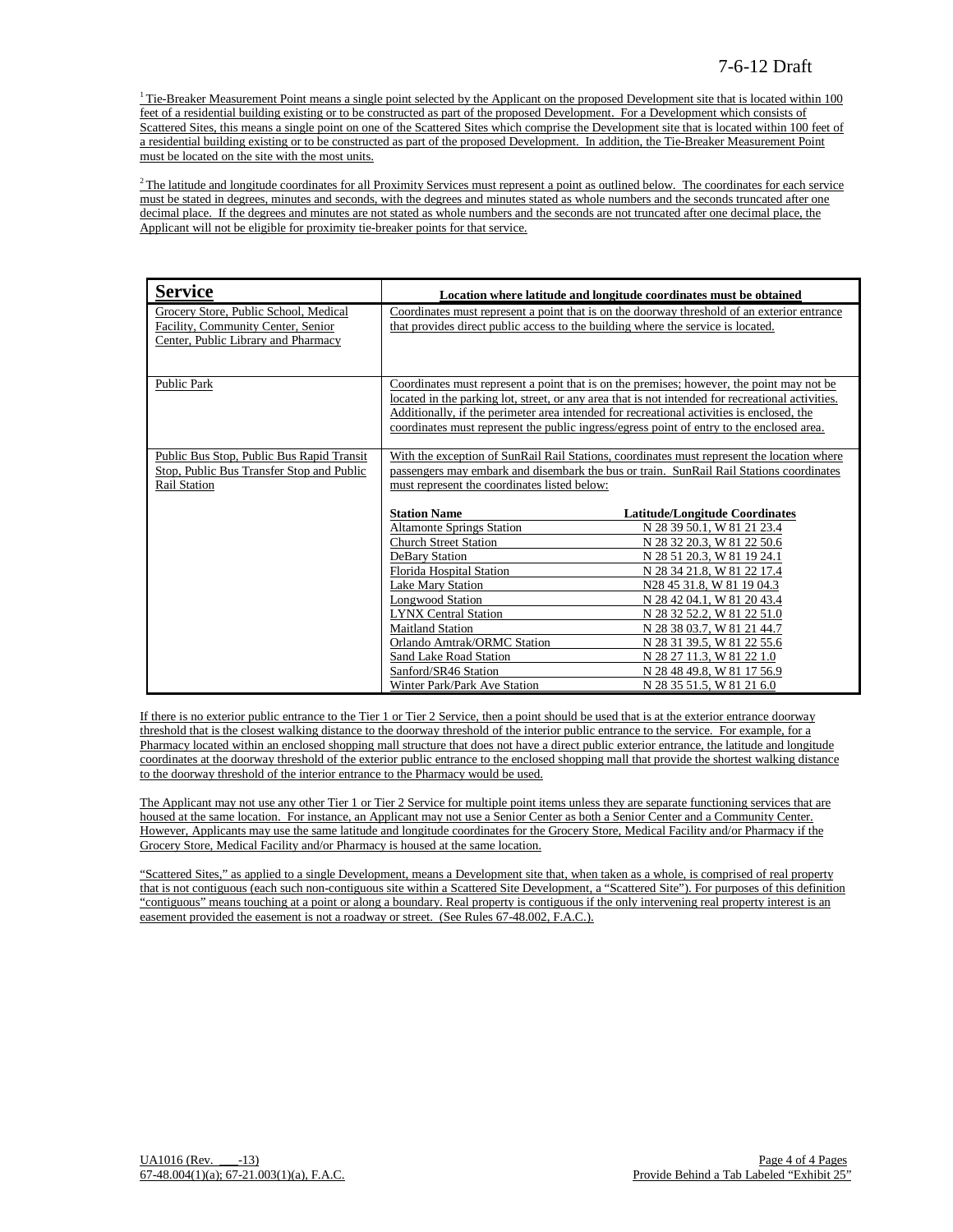[1] Tie-Breaker Measurement Point means a single point selected by the Applicant on the proposed Development site that is located within 100 feet of a residential building existing or to be constructed as part of the proposed Development. For a Development which consists of Scattered Sites, this means a single point on one of the Scattered Sites which comprise the Development site that is located within 100 feet of a residential building existing or to be constructed as part of the proposed Development. In addition, the Tie-Breaker Measurement Point must be located on the site with the most units.

[2] The latitude and longitude coordinates for all Proximity Services must represent a point as outlined below. The coordinates for each service must be stated in degrees, minutes and seconds, with the degrees and minutes stated as whole numbers and the seconds truncated after one decimal place. If the degrees and minutes are not stated as whole numbers and the seconds are not truncated after one decimal place, the Applicant will not be eligible for proximity tie-breaker points for that service.

| **Service** | **Location where latitude and longitude coordinates must be obtained** |
|---|---|
| Grocery Store, Public School, Medical Facility, Community Center, Senior Center, Public Library and Pharmacy | Coordinates must represent a point that is on the doorway threshold of an exterior entrance that provides direct public access to the building where the service is located. |
| Public Park | Coordinates must represent a point that is on the premises; however, the point may not be located in the parking lot, street, or any area that is not intended for recreational activities. Additionally, if the perimeter area intended for recreational activities is enclosed, the coordinates must represent the public ingress/egress point of entry to the enclosed area. |
| Public Bus Stop, Public Bus Rapid Transit Stop, Public Bus Transfer Stop and Public Rail Station | With the exception of SunRail Rail Stations, coordinates must represent the location where passengers may embark and disembark the bus or train. SunRail Rail Stations coordinates must represent the coordinates listed below: |

| **Station Name** | **Latitude/Longitude Coordinates** |
|---|---|
| Altamonte Springs Station | N 28 39 50.1, W 81 21 23.4 |
| Church Street Station | N 28 32 20.3, W 81 22 50.6 |
| DeBary Station | N 28 51 20.3, W 81 19 24.1 |
| Florida Hospital Station | N 28 34 21.8, W 81 22 17.4 |
| Lake Mary Station | N28 45 31.8, W 81 19 04.3 |
| Longwood Station | N 28 42 04.1, W 81 20 43.4 |
| LYNX Central Station | N 28 32 52.2, W 81 22 51.0 |
| Maitland Station | N 28 38 03.7, W 81 21 44.7 |
| Orlando Amtrak/ORMC Station | N 28 31 39.5, W 81 22 55.6 |
| Sand Lake Road Station | N 28 27 11.3, W 81 22 1.0 |
| Sanford/SR46 Station | N 28 48 49.8, W 81 17 56.9 |
| Winter Park/Park Ave Station | N 28 35 51.5, W 81 21 6.0 |

If there is no exterior public entrance to the Tier 1 or Tier 2 Service, then a point should be used that is at the exterior entrance doorway threshold that is the closest walking distance to the doorway threshold of the interior public entrance to the service. For example, for a Pharmacy located within an enclosed shopping mall structure that does not have a direct public exterior entrance, the latitude and longitude coordinates at the doorway threshold of the exterior public entrance to the enclosed shopping mall that provide the shortest walking distance to the doorway threshold of the interior entrance to the Pharmacy would be used.

The Applicant may not use any other Tier 1 or Tier 2 Service for multiple point items unless they are separate functioning services that are housed at the same location. For instance, an Applicant may not use a Senior Center as both a Senior Center and a Community Center. However, Applicants may use the same latitude and longitude coordinates for the Grocery Store, Medical Facility and/or Pharmacy if the Grocery Store, Medical Facility and/or Pharmacy is housed at the same location.

"Scattered Sites," as applied to a single Development, means a Development site that, when taken as a whole, is comprised of real property that is not contiguous (each such non-contiguous site within a Scattered Site Development, a "Scattered Site"). For purposes of this definition "contiguous" means touching at a point or along a boundary. Real property is contiguous if the only intervening real property interest is an easement provided the easement is not a roadway or street. (See Rules 67-48.002, F.A.C.).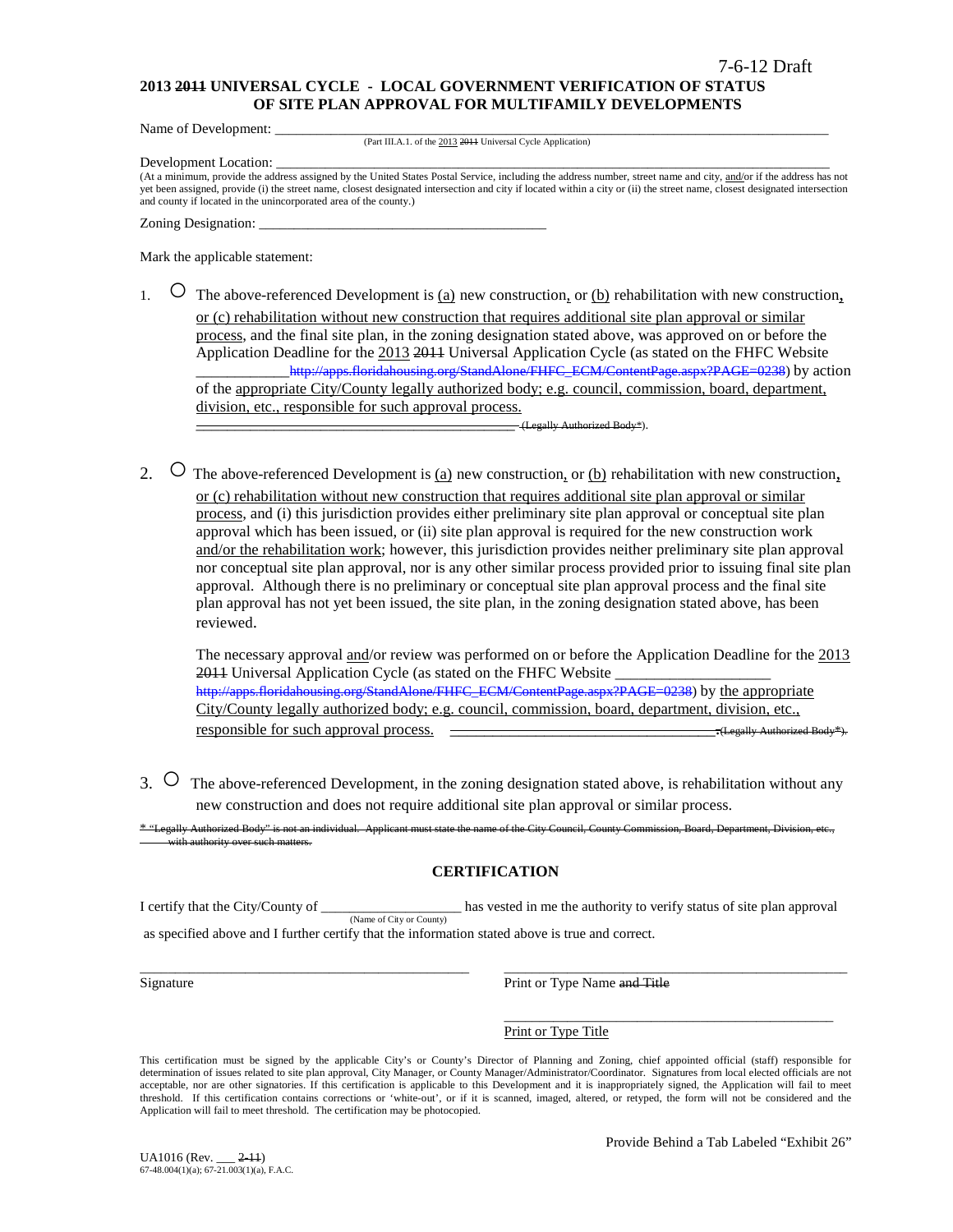7-6-12 Draft

**2013 ~~2011~~ UNIVERSAL CYCLE - LOCAL GOVERNMENT VERIFICATION OF STATUS OF SITE PLAN APPROVAL FOR MULTIFAMILY DEVELOPMENTS**

Name of Development: ___________________________________________________________
(Part III.A.1. of the 2013 ~~2011~~ Universal Cycle Application)

Development Location: ___________________________________________________________
(At a minimum, provide the address assigned by the United States Postal Service, including the address number, street name and city, and/or if the address has not yet been assigned, provide (i) the street name, closest designated intersection and city if located within a city or (ii) the street name, closest designated intersection and county if located in the unincorporated area of the county.)

Zoning Designation: ________________________________________

Mark the applicable statement:

1. ○ The above-referenced Development is (a) new construction, or (b) rehabilitation with new construction, or (c) rehabilitation without new construction that requires additional site plan approval or similar process, and the final site plan, in the zoning designation stated above, was approved on or before the Application Deadline for the 2013 ~~2011~~ Universal Application Cycle (as stated on the FHFC Website ____________ ~~http://apps.floridahousing.org/StandAlone/FHFC_ECM/ContentPage.aspx?PAGE=0238~~) by action of the appropriate City/County legally authorized body; e.g. council, commission, board, department, division, etc., responsible for such approval process.
~~_____________________________________________ (Legally Authorized Body*)~~.

2. ○ The above-referenced Development is (a) new construction, or (b) rehabilitation with new construction, or (c) rehabilitation without new construction that requires additional site plan approval or similar process, and (i) this jurisdiction provides either preliminary site plan approval or conceptual site plan approval which has been issued, or (ii) site plan approval is required for the new construction work and/or the rehabilitation work; however, this jurisdiction provides neither preliminary site plan approval nor conceptual site plan approval, nor is any other similar process provided prior to issuing final site plan approval. Although there is no preliminary or conceptual site plan approval process and the final site plan approval has not yet been issued, the site plan, in the zoning designation stated above, has been reviewed.

   The necessary approval and/or review was performed on or before the Application Deadline for the 2013 ~~2011~~ Universal Application Cycle (as stated on the FHFC Website ____________________ ~~http://apps.floridahousing.org/StandAlone/FHFC_ECM/ContentPage.aspx?PAGE=0238~~) by the appropriate City/County legally authorized body; e.g. council, commission, board, department, division, etc., responsible for such approval process. ~~_________________________________ , (Legally Authorized Body*)~~.

3. ○ The above-referenced Development, in the zoning designation stated above, is rehabilitation without any new construction and does not require additional site plan approval or similar process.

~~* "Legally Authorized Body" is not an individual. Applicant must state the name of the City Council, County Commission, Board, Department, Division, etc., with authority over such matters.~~

## CERTIFICATION

I certify that the City/County of ___________________ has vested in me the authority to verify status of site plan approval
(Name of City or County)
as specified above and I further certify that the information stated above is true and correct.

_______________________________________ ______________________________________

Signature | Print or Type Name ~~and Title~~

______________________________________

Print or Type Title

This certification must be signed by the applicable City's or County's Director of Planning and Zoning, chief appointed official (staff) responsible for determination of issues related to site plan approval, City Manager, or County Manager/Administrator/Coordinator. Signatures from local elected officials are not acceptable, nor are other signatories. If this certification is applicable to this Development and it is inappropriately signed, the Application will fail to meet threshold. If this certification contains corrections or 'white-out', or if it is scanned, imaged, altered, or retyped, the form will not be considered and the Application will fail to meet threshold. The certification may be photocopied.

Provide Behind a Tab Labeled "Exhibit 26"

UA1016 (Rev. ___ ~~2-11~~)
67-48.004(1)(a); 67-21.003(1)(a), F.A.C.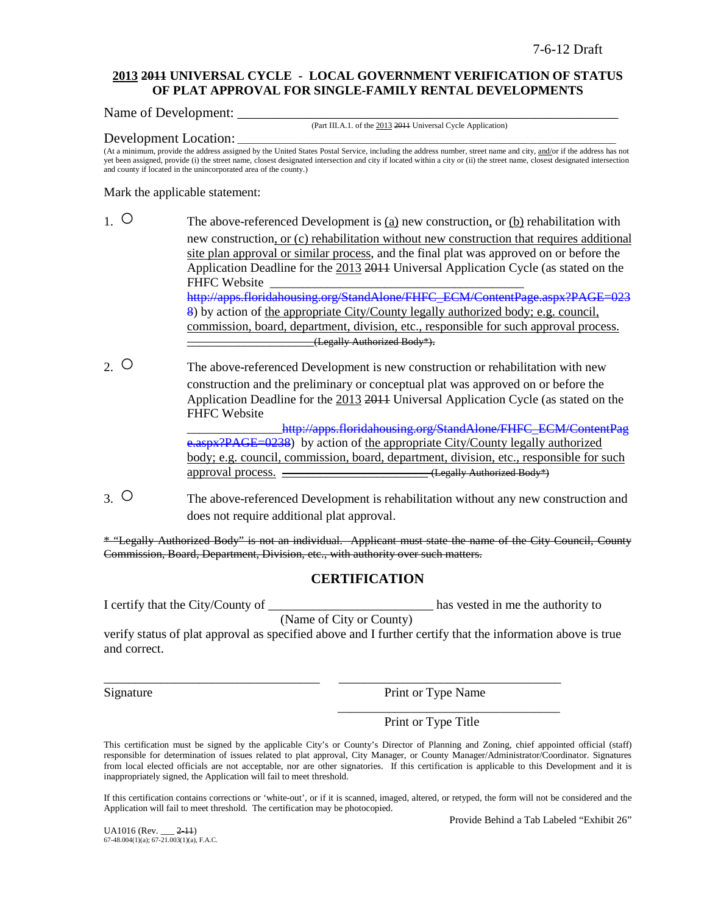7-6-12 Draft

## <u>2013</u> ~~2011~~ UNIVERSAL CYCLE - LOCAL GOVERNMENT VERIFICATION OF STATUS OF PLAT APPROVAL FOR SINGLE-FAMILY RENTAL DEVELOPMENTS

Name of Development: ___________________________________________________________

(Part III.A.1. of the <u>2013</u> ~~2011~~ Universal Cycle Application)

Development Location: ___________________________________________________________

(At a minimum, provide the address assigned by the United States Postal Service, including the address number, street name and city, <u>and</u>/or if the address has not yet been assigned, provide (i) the street name, closest designated intersection and city if located within a city or (ii) the street name, closest designated intersection and county if located in the unincorporated area of the county.)

Mark the applicable statement:

1. ○ The above-referenced Development is <u>(a)</u> new construction<u>,</u> or <u>(b)</u> rehabilitation with new construction<u>, or (c) rehabilitation without new construction that requires additional site plan approval or similar process</u>, and the final plat was approved on or before the Application Deadline for the <u>2013</u> ~~2011~~ Universal Application Cycle (as stated on the FHFC Website ________________________________________ ~~http://apps.floridahousing.org/StandAlone/FHFC_ECM/ContentPage.aspx?PAGE=0238~~) by action of <u>the appropriate City/County legally authorized body; e.g. council, commission, board, department, division, etc., responsible for such approval process.</u> ~~_____________________(Legally Authorized Body*).~~

2. ○ The above-referenced Development is new construction or rehabilitation with new construction and the preliminary or conceptual plat was approved on or before the Application Deadline for the <u>2013</u> ~~2011~~ Universal Application Cycle (as stated on the FHFC Website _______________~~http://apps.floridahousing.org/StandAlone/FHFC_ECM/ContentPage.aspx?PAGE=0238~~) by action of <u>the appropriate City/County legally authorized body; e.g. council, commission, board, department, division, etc., responsible for such approval process.</u> ~~_______________________(Legally Authorized Body*)~~

3. ○ The above-referenced Development is rehabilitation without any new construction and does not require additional plat approval.

~~* "Legally Authorized Body" is not an individual. Applicant must state the name of the City Council, County Commission, Board, Department, Division, etc., with authority over such matters.~~

## CERTIFICATION

I certify that the City/County of _________________________ has vested in me the authority to
(Name of City or County)
verify status of plat approval as specified above and I further certify that the information above is true and correct.

_________________________________ _________________________________

Signature Print or Type Name

_________________________________

Print or Type Title

This certification must be signed by the applicable City's or County's Director of Planning and Zoning, chief appointed official (staff) responsible for determination of issues related to plat approval, City Manager, or County Manager/Administrator/Coordinator. Signatures from local elected officials are not acceptable, nor are other signatories. If this certification is applicable to this Development and it is inappropriately signed, the Application will fail to meet threshold.

If this certification contains corrections or 'white-out', or if it is scanned, imaged, altered, or retyped, the form will not be considered and the Application will fail to meet threshold. The certification may be photocopied.

Provide Behind a Tab Labeled "Exhibit 26"

UA1016 (Rev. ___ ~~2-11~~)
67-48.004(1)(a); 67-21.003(1)(a), F.A.C.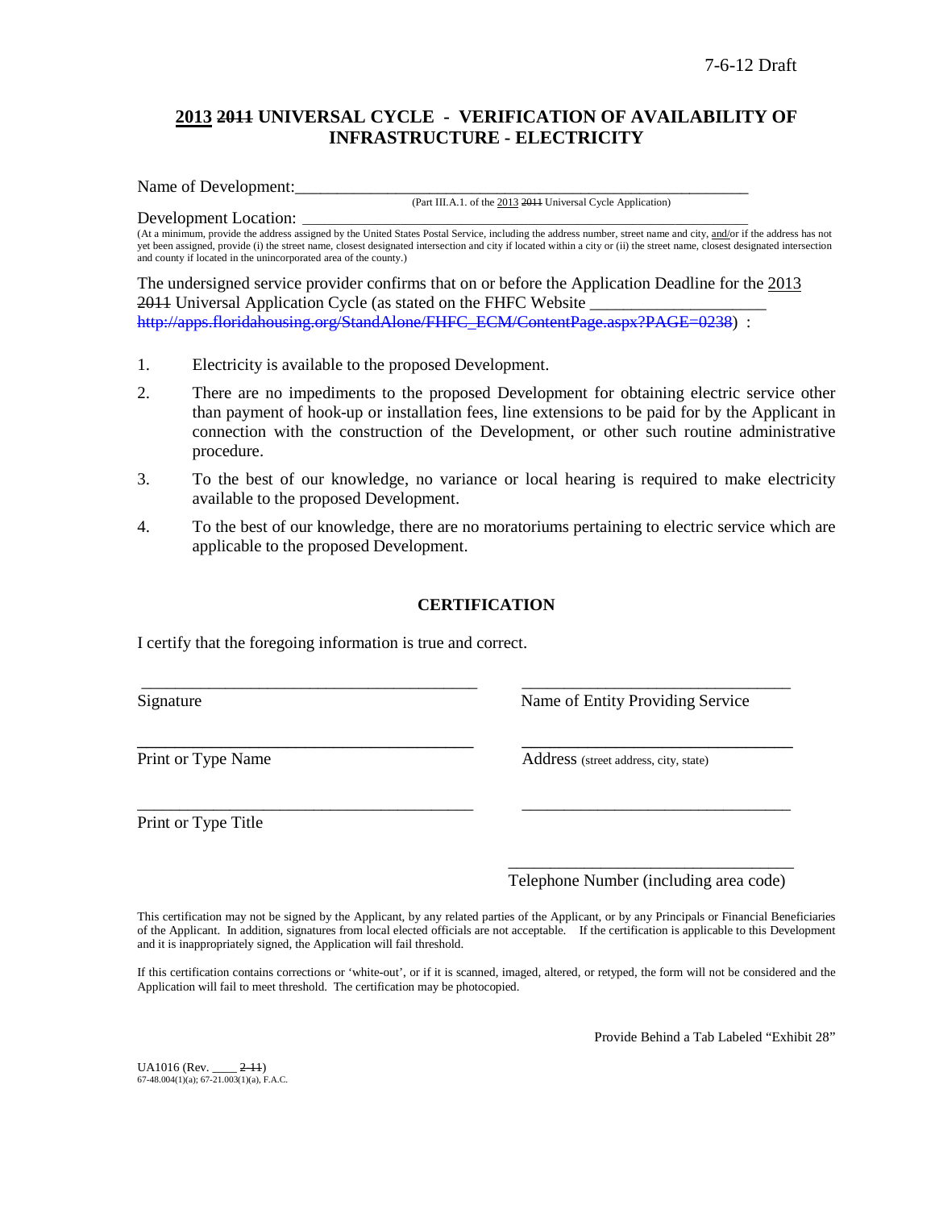7-6-12 Draft

# <u>2013</u> ~~2011~~ UNIVERSAL CYCLE - VERIFICATION OF AVAILABILITY OF INFRASTRUCTURE - ELECTRICITY

Name of Development:\_\_\_\_\_\_\_\_\_\_\_\_\_\_\_\_\_\_\_\_\_\_\_\_\_\_\_\_\_\_\_\_\_\_\_\_\_\_\_\_\_\_\_\_\_\_\_\_\_\_\_\_\_\_\_\_\_

(Part III.A.1. of the <u>2013</u> ~~2011~~ Universal Cycle Application)

Development Location: \_\_\_\_\_\_\_\_\_\_\_\_\_\_\_\_\_\_\_\_\_\_\_\_\_\_\_\_\_\_\_\_\_\_\_\_\_\_\_\_\_\_\_\_\_\_\_\_\_\_\_\_\_\_\_\_\_

(At a minimum, provide the address assigned by the United States Postal Service, including the address number, street name and city, <u>and</u>/or if the address has not yet been assigned, provide (i) the street name, closest designated intersection and city if located within a city or (ii) the street name, closest designated intersection and county if located in the unincorporated area of the county.)

The undersigned service provider confirms that on or before the Application Deadline for the <u>2013</u> ~~2011~~ Universal Application Cycle (as stated on the FHFC Website \_\_\_\_\_\_\_\_\_\_\_\_\_\_\_\_\_\_\_\_ ~~http://apps.floridahousing.org/StandAlone/FHFC_ECM/ContentPage.aspx?PAGE=0238~~) :

1. Electricity is available to the proposed Development.
2. There are no impediments to the proposed Development for obtaining electric service other than payment of hook-up or installation fees, line extensions to be paid for by the Applicant in connection with the construction of the Development, or other such routine administrative procedure.
3. To the best of our knowledge, no variance or local hearing is required to make electricity available to the proposed Development.
4. To the best of our knowledge, there are no moratoriums pertaining to electric service which are applicable to the proposed Development.

## CERTIFICATION

I certify that the foregoing information is true and correct.

| | |
|---|---|
| \_\_\_\_\_\_\_\_\_\_\_\_\_\_\_\_\_\_\_\_\_\_\_\_\_\_\_\_\_\_ | \_\_\_\_\_\_\_\_\_\_\_\_\_\_\_\_\_\_\_\_\_\_\_\_\_\_\_\_\_\_ |
| Signature | Name of Entity Providing Service |
| \_\_\_\_\_\_\_\_\_\_\_\_\_\_\_\_\_\_\_\_\_\_\_\_\_\_\_\_\_\_ | \_\_\_\_\_\_\_\_\_\_\_\_\_\_\_\_\_\_\_\_\_\_\_\_\_\_\_\_\_\_ |
| Print or Type Name | Address (street address, city, state) |
| \_\_\_\_\_\_\_\_\_\_\_\_\_\_\_\_\_\_\_\_\_\_\_\_\_\_\_\_\_\_ | \_\_\_\_\_\_\_\_\_\_\_\_\_\_\_\_\_\_\_\_\_\_\_\_\_\_\_\_\_\_ |
| Print or Type Title | |
| | \_\_\_\_\_\_\_\_\_\_\_\_\_\_\_\_\_\_\_\_\_\_\_\_\_\_\_\_\_\_ |
| | Telephone Number (including area code) |

This certification may not be signed by the Applicant, by any related parties of the Applicant, or by any Principals or Financial Beneficiaries of the Applicant. In addition, signatures from local elected officials are not acceptable. If the certification is applicable to this Development and it is inappropriately signed, the Application will fail threshold.

If this certification contains corrections or 'white-out', or if it is scanned, imaged, altered, or retyped, the form will not be considered and the Application will fail to meet threshold. The certification may be photocopied.

Provide Behind a Tab Labeled "Exhibit 28"

UA1016 (Rev. \_\_\_\_ ~~2-11~~)
67-48.004(1)(a); 67-21.003(1)(a), F.A.C.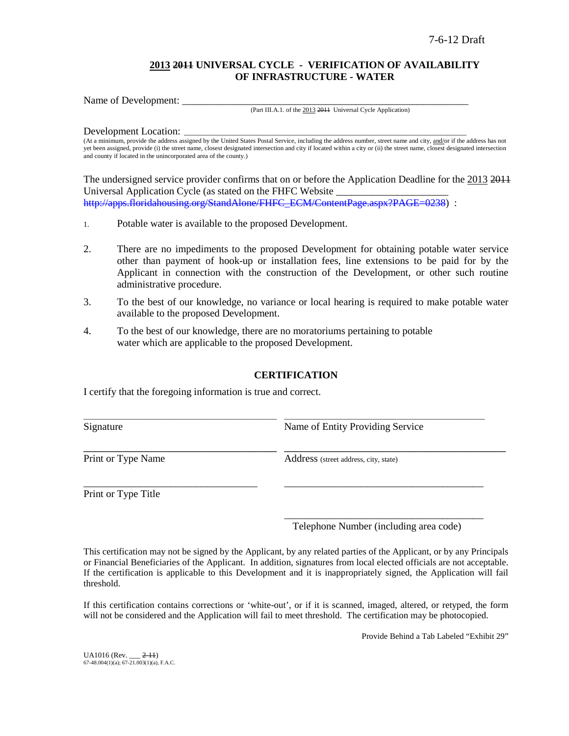7-6-12 Draft

## 2013 ~~2011~~ UNIVERSAL CYCLE - VERIFICATION OF AVAILABILITY OF INFRASTRUCTURE - WATER

Name of Development: ___________________________________________________________

(Part III.A.1. of the 2013 ~~2011~~ Universal Cycle Application)

Development Location: ___________________________________________________________

(At a minimum, provide the address assigned by the United States Postal Service, including the address number, street name and city, and/or if the address has not yet been assigned, provide (i) the street name, closest designated intersection and city if located within a city or (ii) the street name, closest designated intersection and county if located in the unincorporated area of the county.)

The undersigned service provider confirms that on or before the Application Deadline for the 2013 ~~2011~~ Universal Application Cycle (as stated on the FHFC Website ______________________ ~~http://apps.floridahousing.org/StandAlone/FHFC_ECM/ContentPage.aspx?PAGE=0238~~) :

1. Potable water is available to the proposed Development.
2. There are no impediments to the proposed Development for obtaining potable water service other than payment of hook-up or installation fees, line extensions to be paid for by the Applicant in connection with the construction of the Development, or other such routine administrative procedure.
3. To the best of our knowledge, no variance or local hearing is required to make potable water available to the proposed Development.
4. To the best of our knowledge, there are no moratoriums pertaining to potable water which are applicable to the proposed Development.

### CERTIFICATION

I certify that the foregoing information is true and correct.

| | |
|---|---|
| ______________________________ | ______________________________ |
| Signature | Name of Entity Providing Service |
| ______________________________ | ______________________________ |
| Print or Type Name | Address (street address, city, state) |
| ______________________________ | ______________________________ |
| Print or Type Title | |
| | ______________________________ |
| | Telephone Number (including area code) |

This certification may not be signed by the Applicant, by any related parties of the Applicant, or by any Principals or Financial Beneficiaries of the Applicant. In addition, signatures from local elected officials are not acceptable. If the certification is applicable to this Development and it is inappropriately signed, the Application will fail threshold.

If this certification contains corrections or 'white-out', or if it is scanned, imaged, altered, or retyped, the form will not be considered and the Application will fail to meet threshold. The certification may be photocopied.

Provide Behind a Tab Labeled "Exhibit 29"

UA1016 (Rev. ___ ~~2-11~~)
67-48.004(1)(a); 67-21.003(1)(a), F.A.C.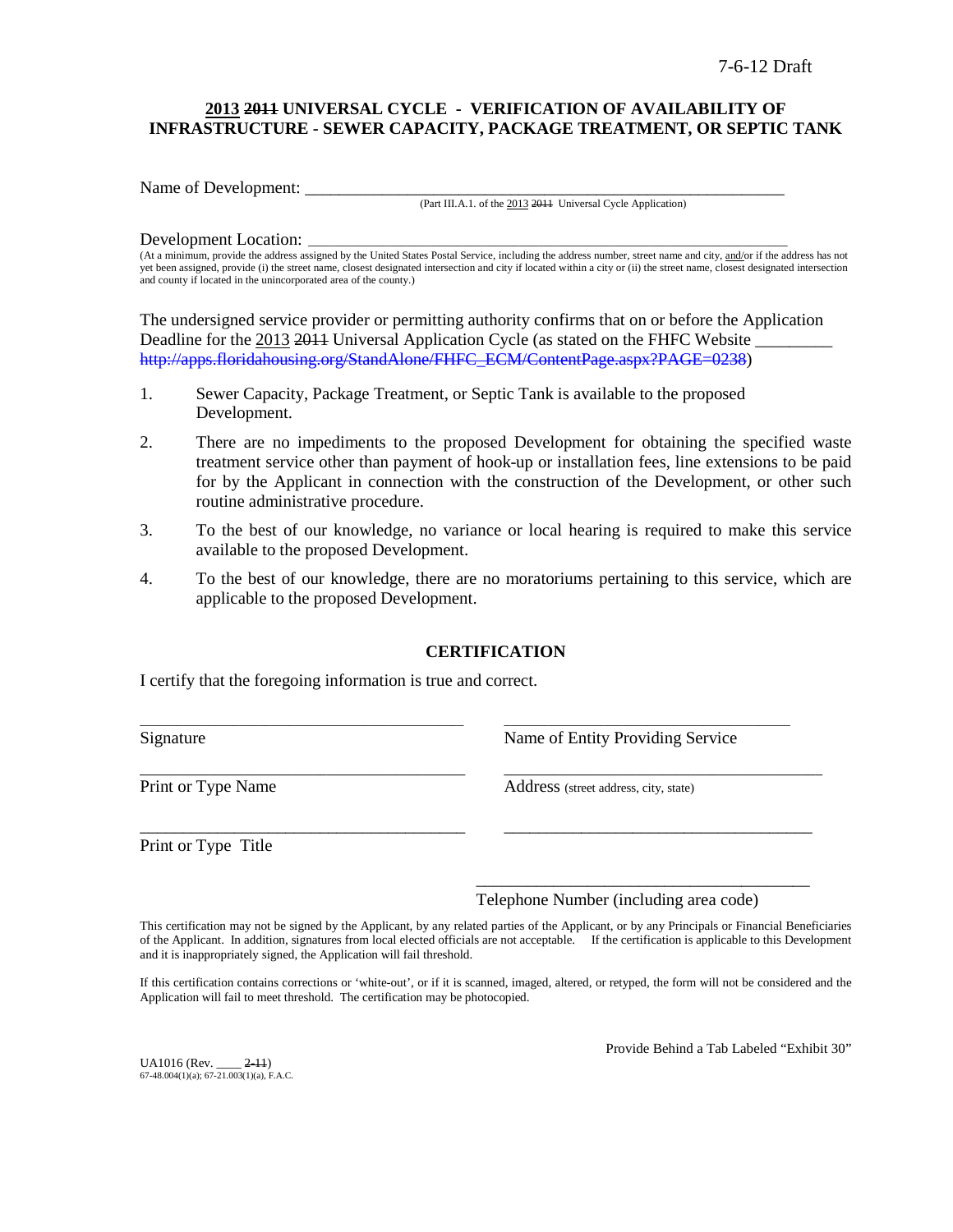7-6-12 Draft

## <u>2013</u> ~~2011~~ UNIVERSAL CYCLE - VERIFICATION OF AVAILABILITY OF INFRASTRUCTURE - SEWER CAPACITY, PACKAGE TREATMENT, OR SEPTIC TANK

Name of Development: ____________________________________________________________
(Part III.A.1. of the <u>2013</u> ~~2011~~ Universal Cycle Application)

Development Location: ____________________________________________________________
(At a minimum, provide the address assigned by the United States Postal Service, including the address number, street name and city, <u>and</u>/or if the address has not yet been assigned, provide (i) the street name, closest designated intersection and city if located within a city or (ii) the street name, closest designated intersection and county if located in the unincorporated area of the county.)

The undersigned service provider or permitting authority confirms that on or before the Application Deadline for the <u>2013</u> ~~2011~~ Universal Application Cycle (as stated on the FHFC Website _________ ~~http://apps.floridahousing.org/StandAlone/FHFC_ECM/ContentPage.aspx?PAGE=0238~~)

1. Sewer Capacity, Package Treatment, or Septic Tank is available to the proposed Development.
2. There are no impediments to the proposed Development for obtaining the specified waste treatment service other than payment of hook-up or installation fees, line extensions to be paid for by the Applicant in connection with the construction of the Development, or other such routine administrative procedure.
3. To the best of our knowledge, no variance or local hearing is required to make this service available to the proposed Development.
4. To the best of our knowledge, there are no moratoriums pertaining to this service, which are applicable to the proposed Development.

### CERTIFICATION

I certify that the foregoing information is true and correct.

| | |
|---|---|
| ______________________________ | ______________________________ |
| Signature | Name of Entity Providing Service |
| ______________________________ | ______________________________ |
| Print or Type Name | Address (street address, city, state) |
| ______________________________ | ______________________________ |
| Print or Type Title | |
| | ______________________________ |
| | Telephone Number (including area code) |

This certification may not be signed by the Applicant, by any related parties of the Applicant, or by any Principals or Financial Beneficiaries of the Applicant. In addition, signatures from local elected officials are not acceptable. If the certification is applicable to this Development and it is inappropriately signed, the Application will fail threshold.

If this certification contains corrections or 'white-out', or if it is scanned, imaged, altered, or retyped, the form will not be considered and the Application will fail to meet threshold. The certification may be photocopied.

Provide Behind a Tab Labeled "Exhibit 30"

UA1016 (Rev. ____ ~~2-11~~)
67-48.004(1)(a); 67-21.003(1)(a), F.A.C.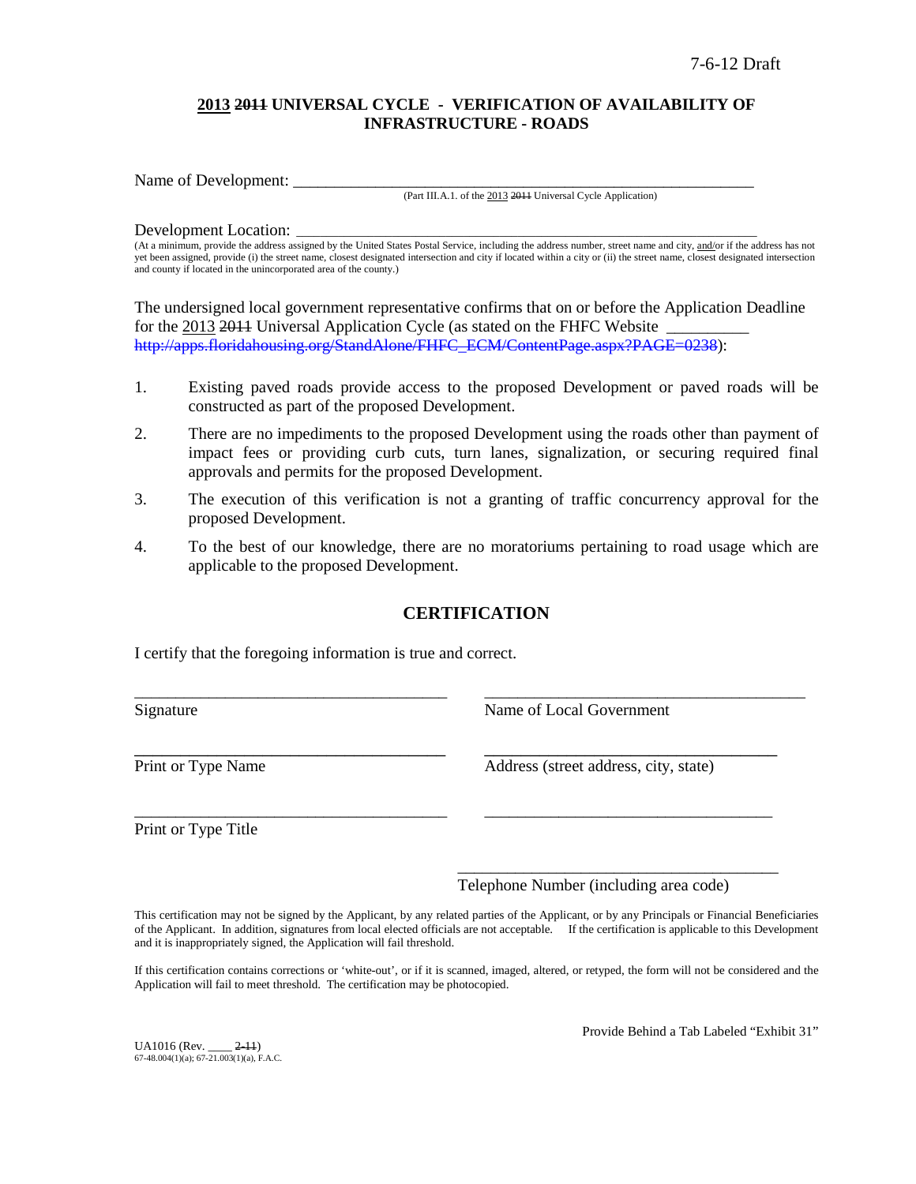7-6-12 Draft

## <u>2013</u> ~~2011~~ UNIVERSAL CYCLE - VERIFICATION OF AVAILABILITY OF INFRASTRUCTURE - ROADS

Name of Development: ___________________________________________________________
(Part III.A.1. of the <u>2013</u> ~~2011~~ Universal Cycle Application)

Development Location: __________________________________________________________
(At a minimum, provide the address assigned by the United States Postal Service, including the address number, street name and city, <u>and/</u>or if the address has not yet been assigned, provide (i) the street name, closest designated intersection and city if located within a city or (ii) the street name, closest designated intersection and county if located in the unincorporated area of the county.)

The undersigned local government representative confirms that on or before the Application Deadline for the <u>2013</u> ~~2011~~ Universal Application Cycle (as stated on the FHFC Website __________ ~~http://apps.floridahousing.org/StandAlone/FHFC_ECM/ContentPage.aspx?PAGE=0238~~):

1. Existing paved roads provide access to the proposed Development or paved roads will be constructed as part of the proposed Development.
2. There are no impediments to the proposed Development using the roads other than payment of impact fees or providing curb cuts, turn lanes, signalization, or securing required final approvals and permits for the proposed Development.
3. The execution of this verification is not a granting of traffic concurrency approval for the proposed Development.
4. To the best of our knowledge, there are no moratoriums pertaining to road usage which are applicable to the proposed Development.

## CERTIFICATION

I certify that the foregoing information is true and correct.

_______________________________ Signature

_______________________________ Name of Local Government

_______________________________ Print or Type Name

_______________________________ Address (street address, city, state)

_______________________________ Print or Type Title

_______________________________

_______________________________ Telephone Number (including area code)

This certification may not be signed by the Applicant, by any related parties of the Applicant, or by any Principals or Financial Beneficiaries of the Applicant. In addition, signatures from local elected officials are not acceptable. If the certification is applicable to this Development and it is inappropriately signed, the Application will fail threshold.

If this certification contains corrections or 'white-out', or if it is scanned, imaged, altered, or retyped, the form will not be considered and the Application will fail to meet threshold. The certification may be photocopied.

Provide Behind a Tab Labeled "Exhibit 31"

UA1016 (Rev. ____ ~~2-11~~)
67-48.004(1)(a); 67-21.003(1)(a), F.A.C.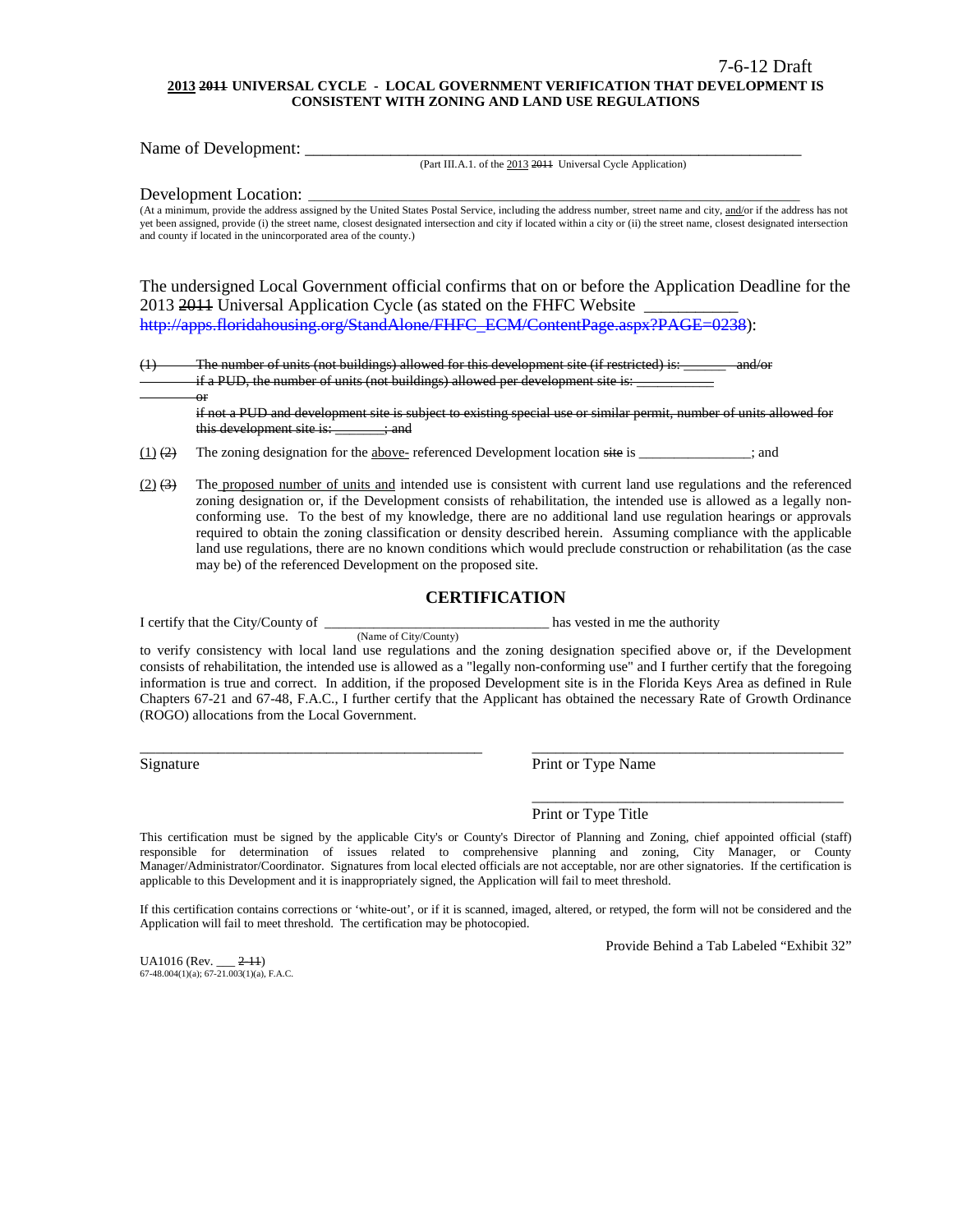7-6-12 Draft

**<u>2013</u> ~~2011~~ UNIVERSAL CYCLE - LOCAL GOVERNMENT VERIFICATION THAT DEVELOPMENT IS CONSISTENT WITH ZONING AND LAND USE REGULATIONS**

Name of Development: ____________________________________________________________

(Part III.A.1. of the <u>2013</u> ~~2011~~ Universal Cycle Application)

Development Location: ____________________________________________________________

(At a minimum, provide the address assigned by the United States Postal Service, including the address number, street name and city, <u>and/</u>or if the address has not yet been assigned, provide (i) the street name, closest designated intersection and city if located within a city or (ii) the street name, closest designated intersection and county if located in the unincorporated area of the county.)

The undersigned Local Government official confirms that on or before the Application Deadline for the 2013 ~~2011~~ Universal Application Cycle (as stated on the FHFC Website ___________ ~~http://apps.floridahousing.org/StandAlone/FHFC_ECM/ContentPage.aspx?PAGE=0238~~):

~~(1) The number of units (not buildings) allowed for this development site (if restricted) is: _______ and/or if a PUD, the number of units (not buildings) allowed per development site is: ___________ or if not a PUD and development site is subject to existing special use or similar permit, number of units allowed for this development site is: _______; and~~

<u>(1)</u> ~~(2)~~ The zoning designation for the <u>above-</u> referenced Development location ~~site~~ is _______________; and

<u>(2)</u> ~~(3)~~ The <u>proposed number of units and</u> intended use is consistent with current land use regulations and the referenced zoning designation or, if the Development consists of rehabilitation, the intended use is allowed as a legally non-conforming use. To the best of my knowledge, there are no additional land use regulation hearings or approvals required to obtain the zoning classification or density described herein. Assuming compliance with the applicable land use regulations, there are no known conditions which would preclude construction or rehabilitation (as the case may be) of the referenced Development on the proposed site.

## CERTIFICATION

I certify that the City/County of _______________________________ has vested in me the authority

(Name of City/County)

to verify consistency with local land use regulations and the zoning designation specified above or, if the Development consists of rehabilitation, the intended use is allowed as a "legally non-conforming use" and I further certify that the foregoing information is true and correct. In addition, if the proposed Development site is in the Florida Keys Area as defined in Rule Chapters 67-21 and 67-48, F.A.C., I further certify that the Applicant has obtained the necessary Rate of Growth Ordinance (ROGO) allocations from the Local Government.

_____________________________________ _____________________________________

Signature Print or Type Name

_____________________________________

Print or Type Title

This certification must be signed by the applicable City's or County's Director of Planning and Zoning, chief appointed official (staff) responsible for determination of issues related to comprehensive planning and zoning, City Manager, or County Manager/Administrator/Coordinator. Signatures from local elected officials are not acceptable, nor are other signatories. If the certification is applicable to this Development and it is inappropriately signed, the Application will fail to meet threshold.

If this certification contains corrections or 'white-out', or if it is scanned, imaged, altered, or retyped, the form will not be considered and the Application will fail to meet threshold. The certification may be photocopied.

Provide Behind a Tab Labeled "Exhibit 32"

UA1016 (Rev. ___ ~~2-11~~)
67-48.004(1)(a); 67-21.003(1)(a), F.A.C.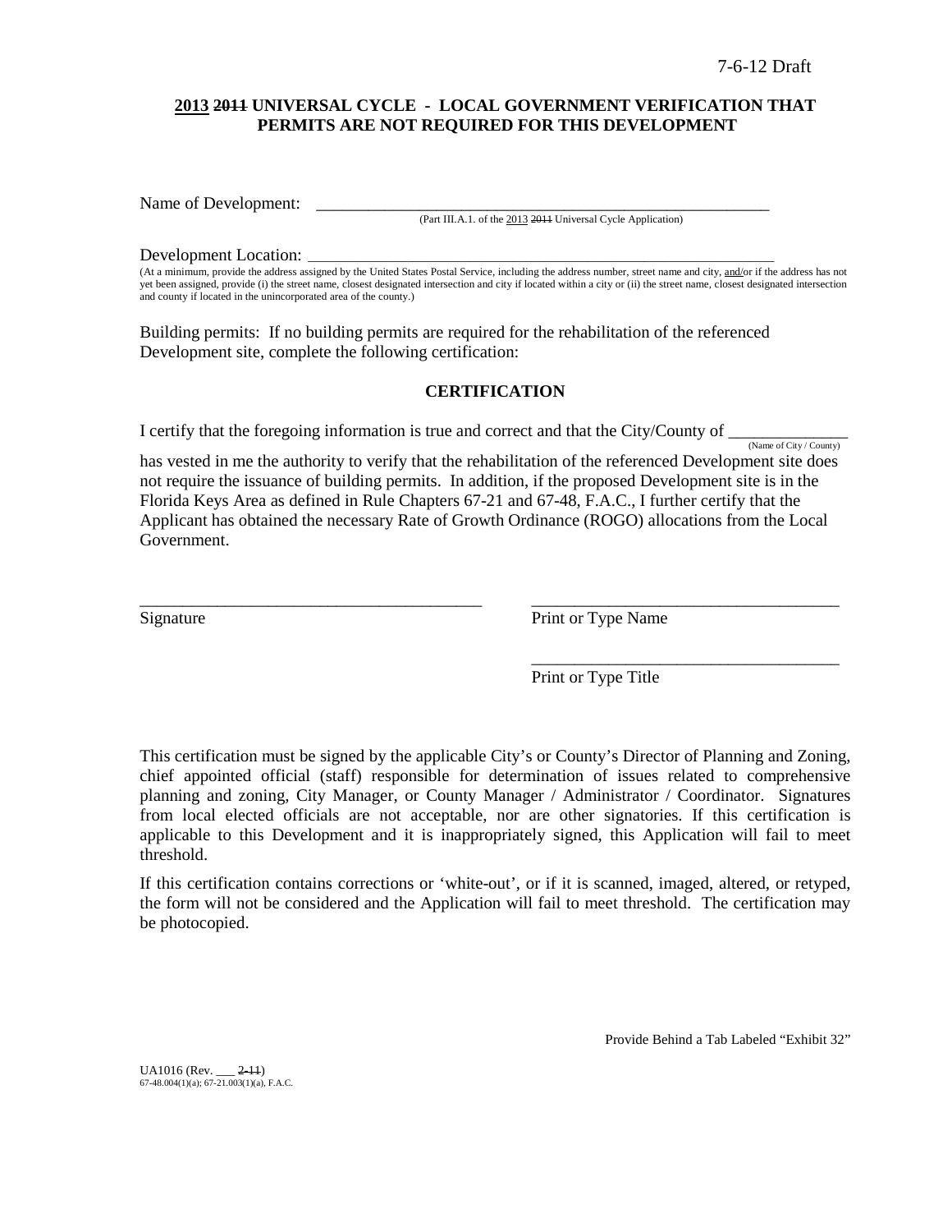7-6-12 Draft

**2013 ~~2011~~ UNIVERSAL CYCLE - LOCAL GOVERNMENT VERIFICATION THAT PERMITS ARE NOT REQUIRED FOR THIS DEVELOPMENT**

Name of Development: ____________________________________________________________
(Part III.A.1. of the 2013 ~~2011~~ Universal Cycle Application)

Development Location: ____________________________________________________________
(At a minimum, provide the address assigned by the United States Postal Service, including the address number, street name and city, and/or if the address has not yet been assigned, provide (i) the street name, closest designated intersection and city if located within a city or (ii) the street name, closest designated intersection and county if located in the unincorporated area of the county.)

Building permits: If no building permits are required for the rehabilitation of the referenced Development site, complete the following certification:

**CERTIFICATION**

I certify that the foregoing information is true and correct and that the City/County of ______________ (Name of City / County) has vested in me the authority to verify that the rehabilitation of the referenced Development site does not require the issuance of building permits. In addition, if the proposed Development site is in the Florida Keys Area as defined in Rule Chapters 67-21 and 67-48, F.A.C., I further certify that the Applicant has obtained the necessary Rate of Growth Ordinance (ROGO) allocations from the Local Government.

_________________________________________ Signature

_____________________________________ Print or Type Name

_____________________________________ Print or Type Title

This certification must be signed by the applicable City's or County's Director of Planning and Zoning, chief appointed official (staff) responsible for determination of issues related to comprehensive planning and zoning, City Manager, or County Manager / Administrator / Coordinator. Signatures from local elected officials are not acceptable, nor are other signatories. If this certification is applicable to this Development and it is inappropriately signed, this Application will fail to meet threshold.

If this certification contains corrections or 'white-out', or if it is scanned, imaged, altered, or retyped, the form will not be considered and the Application will fail to meet threshold. The certification may be photocopied.

Provide Behind a Tab Labeled "Exhibit 32"

UA1016 (Rev. ___ ~~2-11~~)
67-48.004(1)(a); 67-21.003(1)(a), F.A.C.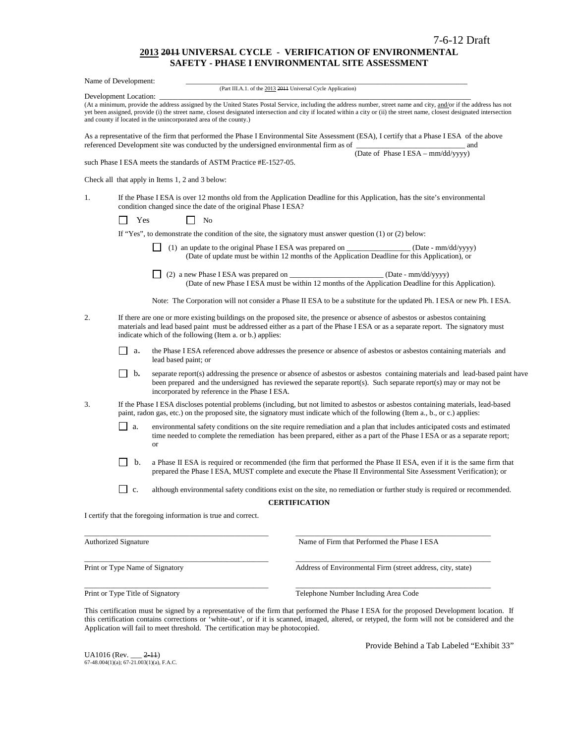7-6-12 Draft

## 2013 ~~2011~~ UNIVERSAL CYCLE - VERIFICATION OF ENVIRONMENTAL SAFETY - PHASE I ENVIRONMENTAL SITE ASSESSMENT

Name of Development: \_\_\_\_\_\_\_\_\_\_\_\_\_\_\_\_\_\_\_\_\_\_\_\_\_\_\_\_\_\_\_\_\_\_\_\_\_\_\_\_\_\_\_\_\_\_\_\_\_\_\_\_\_\_\_\_\_\_\_\_\_\_\_\_\_\_\_\_\_\_\_\_
(Part III.A.1. of the 2013 ~~2011~~ Universal Cycle Application)

Development Location: \_\_\_\_\_\_\_\_\_\_\_\_\_\_\_\_\_\_\_\_\_\_\_\_\_\_\_\_\_\_\_\_\_\_\_\_\_\_\_\_\_\_\_\_\_\_\_\_\_\_\_\_\_\_\_\_\_\_\_\_\_\_\_\_\_\_\_\_\_\_\_\_\_\_\_\_
(At a minimum, provide the address assigned by the United States Postal Service, including the address number, street name and city, and/or if the address has not yet been assigned, provide (i) the street name, closest designated intersection and city if located within a city or (ii) the street name, closest designated intersection and county if located in the unincorporated area of the county.)

As a representative of the firm that performed the Phase I Environmental Site Assessment (ESA), I certify that a Phase I ESA of the above referenced Development site was conducted by the undersigned environmental firm as of \_\_\_\_\_\_\_\_\_\_\_\_\_\_\_\_\_\_\_\_\_\_\_\_\_\_\_\_ and
(Date of Phase I ESA – mm/dd/yyyy)
such Phase I ESA meets the standards of ASTM Practice #E-1527-05.

Check all that apply in Items 1, 2 and 3 below:

1. If the Phase I ESA is over 12 months old from the Application Deadline for this Application, has the site's environmental condition changed since the date of the original Phase I ESA?

   ☐ Yes ☐ No

   If "Yes", to demonstrate the condition of the site, the signatory must answer question (1) or (2) below:

   ☐ (1) an update to the original Phase I ESA was prepared on \_\_\_\_\_\_\_\_\_\_\_\_\_\_\_\_\_ (Date - mm/dd/yyyy)
   (Date of update must be within 12 months of the Application Deadline for this Application), or

   ☐ (2) a new Phase I ESA was prepared on \_\_\_\_\_\_\_\_\_\_\_\_\_\_\_\_\_\_\_\_\_\_\_\_\_ (Date - mm/dd/yyyy)
   (Date of new Phase I ESA must be within 12 months of the Application Deadline for this Application).

   Note: The Corporation will not consider a Phase II ESA to be a substitute for the updated Ph. I ESA or new Ph. I ESA.

2. If there are one or more existing buildings on the proposed site, the presence or absence of asbestos or asbestos containing materials and lead based paint must be addressed either as a part of the Phase I ESA or as a separate report. The signatory must indicate which of the following (Item a. or b.) applies:

   ☐ a. the Phase I ESA referenced above addresses the presence or absence of asbestos or asbestos containing materials and lead based paint; or

   ☐ b. separate report(s) addressing the presence or absence of asbestos or asbestos containing materials and lead-based paint have been prepared and the undersigned has reviewed the separate report(s). Such separate report(s) may or may not be incorporated by reference in the Phase I ESA.

3. If the Phase I ESA discloses potential problems (including, but not limited to asbestos or asbestos containing materials, lead-based paint, radon gas, etc.) on the proposed site, the signatory must indicate which of the following (Item a., b., or c.) applies:

   ☐ a. environmental safety conditions on the site require remediation and a plan that includes anticipated costs and estimated time needed to complete the remediation has been prepared, either as a part of the Phase I ESA or as a separate report; or

   ☐ b. a Phase II ESA is required or recommended (the firm that performed the Phase II ESA, even if it is the same firm that prepared the Phase I ESA, MUST complete and execute the Phase II Environmental Site Assessment Verification); or

   ☐ c. although environmental safety conditions exist on the site, no remediation or further study is required or recommended.

**CERTIFICATION**

I certify that the foregoing information is true and correct.

\_\_\_\_\_\_\_\_\_\_\_\_\_\_\_\_\_\_\_\_\_\_\_\_\_\_\_\_\_\_\_\_\_\_\_\_\_\_\_\_ \_\_\_\_\_\_\_\_\_\_\_\_\_\_\_\_\_\_\_\_\_\_\_\_\_\_\_\_\_\_\_\_\_\_\_\_\_\_\_\_
Authorized Signature Name of Firm that Performed the Phase I ESA

\_\_\_\_\_\_\_\_\_\_\_\_\_\_\_\_\_\_\_\_\_\_\_\_\_\_\_\_\_\_\_\_\_\_\_\_\_\_\_\_ \_\_\_\_\_\_\_\_\_\_\_\_\_\_\_\_\_\_\_\_\_\_\_\_\_\_\_\_\_\_\_\_\_\_\_\_\_\_\_\_
Print or Type Name of Signatory Address of Environmental Firm (street address, city, state)

\_\_\_\_\_\_\_\_\_\_\_\_\_\_\_\_\_\_\_\_\_\_\_\_\_\_\_\_\_\_\_\_\_\_\_\_\_\_\_\_ \_\_\_\_\_\_\_\_\_\_\_\_\_\_\_\_\_\_\_\_\_\_\_\_\_\_\_\_\_\_\_\_\_\_\_\_\_\_\_\_
Print or Type Title of Signatory Telephone Number Including Area Code

This certification must be signed by a representative of the firm that performed the Phase I ESA for the proposed Development location. If this certification contains corrections or 'white-out', or if it is scanned, imaged, altered, or retyped, the form will not be considered and the Application will fail to meet threshold. The certification may be photocopied.

Provide Behind a Tab Labeled "Exhibit 33"

UA1016 (Rev. \_\_\_ ~~2-11~~)
67-48.004(1)(a); 67-21.003(1)(a), F.A.C.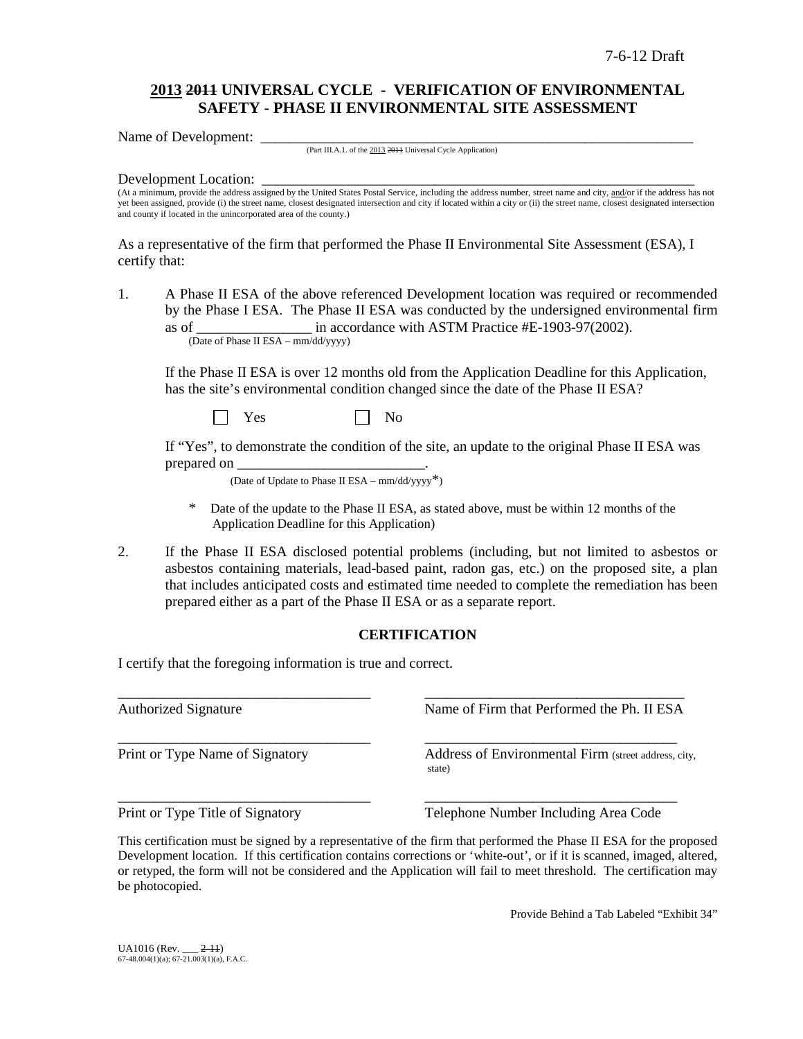7-6-12 Draft

## 2013 ~~2011~~ UNIVERSAL CYCLE - VERIFICATION OF ENVIRONMENTAL SAFETY - PHASE II ENVIRONMENTAL SITE ASSESSMENT

Name of Development: ___________________________________________________________
(Part III.A.1. of the 2013 ~~2011~~ Universal Cycle Application)

Development Location: ___________________________________________________________
(At a minimum, provide the address assigned by the United States Postal Service, including the address number, street name and city, and/or if the address has not yet been assigned, provide (i) the street name, closest designated intersection and city if located within a city or (ii) the street name, closest designated intersection and county if located in the unincorporated area of the county.)

As a representative of the firm that performed the Phase II Environmental Site Assessment (ESA), I certify that:

1. A Phase II ESA of the above referenced Development location was required or recommended by the Phase I ESA. The Phase II ESA was conducted by the undersigned environmental firm as of ________________ in accordance with ASTM Practice #E-1903-97(2002).
   (Date of Phase II ESA – mm/dd/yyyy)

   If the Phase II ESA is over 12 months old from the Application Deadline for this Application, has the site's environmental condition changed since the date of the Phase II ESA?

   ☐ Yes ☐ No

   If "Yes", to demonstrate the condition of the site, an update to the original Phase II ESA was prepared on __________________________.
   (Date of Update to Phase II ESA – mm/dd/yyyy*)

   \* Date of the update to the Phase II ESA, as stated above, must be within 12 months of the Application Deadline for this Application)

2. If the Phase II ESA disclosed potential problems (including, but not limited to asbestos or asbestos containing materials, lead-based paint, radon gas, etc.) on the proposed site, a plan that includes anticipated costs and estimated time needed to complete the remediation has been prepared either as a part of the Phase II ESA or as a separate report.

### CERTIFICATION

I certify that the foregoing information is true and correct.

| | |
|---|---|
| ___________________________________ | ___________________________________ |
| Authorized Signature | Name of Firm that Performed the Ph. II ESA |
| ___________________________________ | ___________________________________ |
| Print or Type Name of Signatory | Address of Environmental Firm (street address, city, state) |
| ___________________________________ | ___________________________________ |
| Print or Type Title of Signatory | Telephone Number Including Area Code |

This certification must be signed by a representative of the firm that performed the Phase II ESA for the proposed Development location. If this certification contains corrections or 'white-out', or if it is scanned, imaged, altered, or retyped, the form will not be considered and the Application will fail to meet threshold. The certification may be photocopied.

Provide Behind a Tab Labeled "Exhibit 34"

UA1016 (Rev. ___ ~~2-11~~)
67-48.004(1)(a); 67-21.003(1)(a), F.A.C.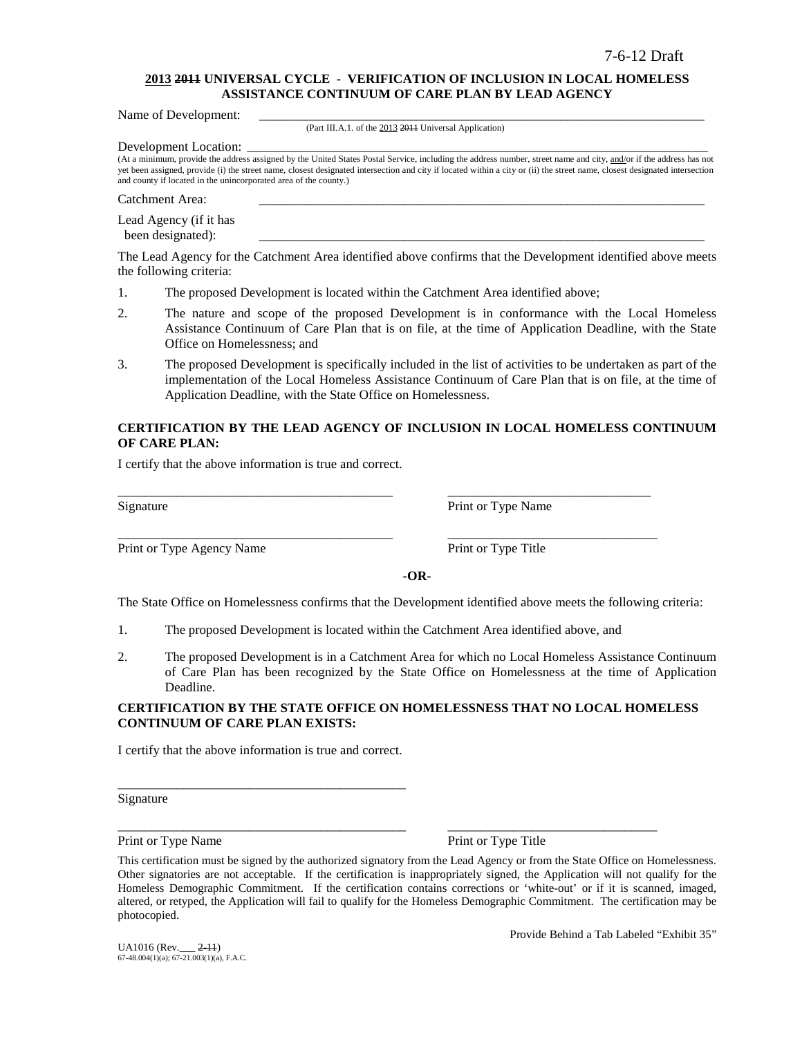7-6-12 Draft

**2013 ~~2011~~ UNIVERSAL CYCLE - VERIFICATION OF INCLUSION IN LOCAL HOMELESS ASSISTANCE CONTINUUM OF CARE PLAN BY LEAD AGENCY**

Name of Development: \_\_\_\_\_\_\_\_\_\_\_\_\_\_\_\_\_\_\_\_\_\_\_\_\_\_\_\_\_\_\_\_\_\_\_\_\_\_\_\_\_\_\_\_\_\_\_\_\_\_\_\_\_\_\_\_\_\_\_\_

(Part III.A.1. of the 2013 ~~2011~~ Universal Application)

Development Location: \_\_\_\_\_\_\_\_\_\_\_\_\_\_\_\_\_\_\_\_\_\_\_\_\_\_\_\_\_\_\_\_\_\_\_\_\_\_\_\_\_\_\_\_\_\_\_\_\_\_\_\_\_\_\_\_\_\_\_\_

(At a minimum, provide the address assigned by the United States Postal Service, including the address number, street name and city, and/or if the address has not yet been assigned, provide (i) the street name, closest designated intersection and city if located within a city or (ii) the street name, closest designated intersection and county if located in the unincorporated area of the county.)

Catchment Area: \_\_\_\_\_\_\_\_\_\_\_\_\_\_\_\_\_\_\_\_\_\_\_\_\_\_\_\_\_\_\_\_\_\_\_\_\_\_\_\_\_\_\_\_\_\_\_\_\_\_\_\_\_\_\_\_\_\_\_\_

Lead Agency (if it has been designated): \_\_\_\_\_\_\_\_\_\_\_\_\_\_\_\_\_\_\_\_\_\_\_\_\_\_\_\_\_\_\_\_\_\_\_\_\_\_\_\_\_\_\_\_\_\_\_\_\_\_\_\_\_\_\_\_\_\_\_\_

The Lead Agency for the Catchment Area identified above confirms that the Development identified above meets the following criteria:

1. The proposed Development is located within the Catchment Area identified above;
2. The nature and scope of the proposed Development is in conformance with the Local Homeless Assistance Continuum of Care Plan that is on file, at the time of Application Deadline, with the State Office on Homelessness; and
3. The proposed Development is specifically included in the list of activities to be undertaken as part of the implementation of the Local Homeless Assistance Continuum of Care Plan that is on file, at the time of Application Deadline, with the State Office on Homelessness.

**CERTIFICATION BY THE LEAD AGENCY OF INCLUSION IN LOCAL HOMELESS CONTINUUM OF CARE PLAN:**

I certify that the above information is true and correct.

\_\_\_\_\_\_\_\_\_\_\_\_\_\_\_\_\_\_\_\_\_\_\_\_\_\_\_\_\_\_\_\_\_\_\_\_ \_\_\_\_\_\_\_\_\_\_\_\_\_\_\_\_\_\_\_\_\_\_\_\_\_\_\_\_

Signature Print or Type Name

\_\_\_\_\_\_\_\_\_\_\_\_\_\_\_\_\_\_\_\_\_\_\_\_\_\_\_\_\_\_\_\_\_\_\_\_ \_\_\_\_\_\_\_\_\_\_\_\_\_\_\_\_\_\_\_\_\_\_\_\_\_\_\_\_

Print or Type Agency Name Print or Type Title

**-OR-**

The State Office on Homelessness confirms that the Development identified above meets the following criteria:

1. The proposed Development is located within the Catchment Area identified above, and
2. The proposed Development is in a Catchment Area for which no Local Homeless Assistance Continuum of Care Plan has been recognized by the State Office on Homelessness at the time of Application Deadline.

**CERTIFICATION BY THE STATE OFFICE ON HOMELESSNESS THAT NO LOCAL HOMELESS CONTINUUM OF CARE PLAN EXISTS:**

I certify that the above information is true and correct.

\_\_\_\_\_\_\_\_\_\_\_\_\_\_\_\_\_\_\_\_\_\_\_\_\_\_\_\_\_\_\_\_\_\_\_\_

Signature

\_\_\_\_\_\_\_\_\_\_\_\_\_\_\_\_\_\_\_\_\_\_\_\_\_\_\_\_\_\_\_\_\_\_\_\_ \_\_\_\_\_\_\_\_\_\_\_\_\_\_\_\_\_\_\_\_\_\_\_\_\_\_\_\_

Print or Type Name Print or Type Title

This certification must be signed by the authorized signatory from the Lead Agency or from the State Office on Homelessness. Other signatories are not acceptable. If the certification is inappropriately signed, the Application will not qualify for the Homeless Demographic Commitment. If the certification contains corrections or 'white-out' or if it is scanned, imaged, altered, or retyped, the Application will fail to qualify for the Homeless Demographic Commitment. The certification may be photocopied.

Provide Behind a Tab Labeled "Exhibit 35"

UA1016 (Rev.\_\_\_ ~~2-11~~)
67-48.004(1)(a); 67-21.003(1)(a), F.A.C.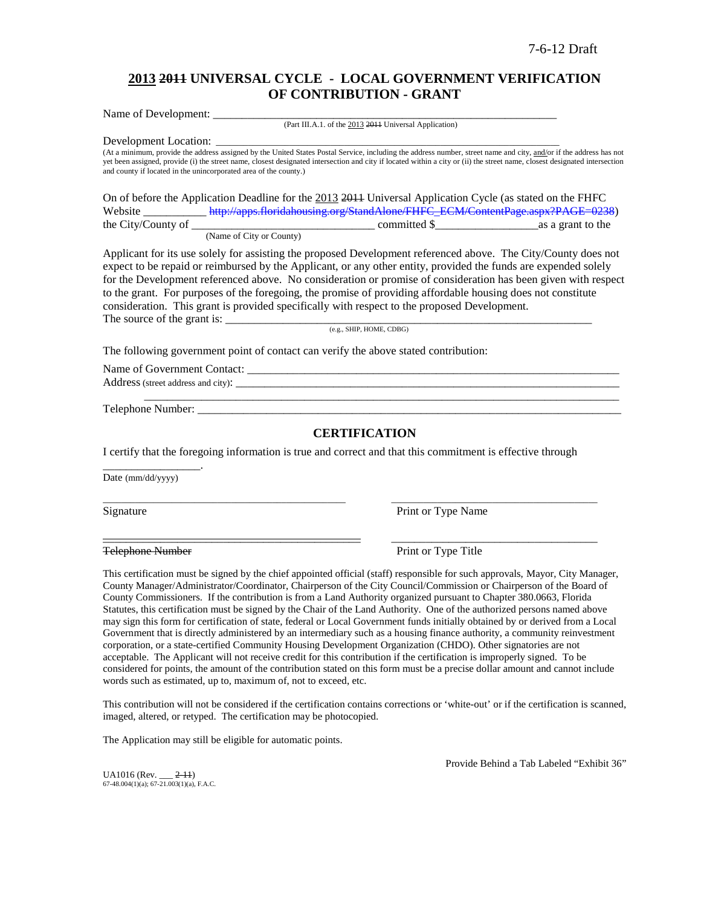7-6-12 Draft

## 2013 ~~2011~~ UNIVERSAL CYCLE - LOCAL GOVERNMENT VERIFICATION OF CONTRIBUTION - GRANT

Name of Development: ___________________________________________________________
(Part III.A.1. of the 2013 ~~2011~~ Universal Application)

Development Location: ___________________________________________________________
(At a minimum, provide the address assigned by the United States Postal Service, including the address number, street name and city, and/or if the address has not yet been assigned, provide (i) the street name, closest designated intersection and city if located within a city or (ii) the street name, closest designated intersection and county if located in the unincorporated area of the county.)

On of before the Application Deadline for the 2013 ~~2011~~ Universal Application Cycle (as stated on the FHFC Website ___________ ~~http://apps.floridahousing.org/StandAlone/FHFC_ECM/ContentPage.aspx?PAGE=0238~~) the City/County of _______________________________ committed $__________________as a grant to the
(Name of City or County)

Applicant for its use solely for assisting the proposed Development referenced above. The City/County does not expect to be repaid or reimbursed by the Applicant, or any other entity, provided the funds are expended solely for the Development referenced above. No consideration or promise of consideration has been given with respect to the grant. For purposes of the foregoing, the promise of providing affordable housing does not constitute consideration. This grant is provided specifically with respect to the proposed Development.
The source of the grant is: ______________________________________________________________
(e.g., SHIP, HOME, CDBG)

The following government point of contact can verify the above stated contribution:

Name of Government Contact: ____________________________________________________________

Address (street address and city): _________________________________________________________

_______________________________________________________________________________

Telephone Number: ____________________________________________________________________

### CERTIFICATION

I certify that the foregoing information is true and correct and that this commitment is effective through

_________________.
Date (mm/dd/yyyy)

_____________________________________ _____________________________________

Signature Print or Type Name

_____________________________________ _____________________________________

~~Telephone Number~~ Print or Type Title

This certification must be signed by the chief appointed official (staff) responsible for such approvals, Mayor, City Manager, County Manager/Administrator/Coordinator, Chairperson of the City Council/Commission or Chairperson of the Board of County Commissioners. If the contribution is from a Land Authority organized pursuant to Chapter 380.0663, Florida Statutes, this certification must be signed by the Chair of the Land Authority. One of the authorized persons named above may sign this form for certification of state, federal or Local Government funds initially obtained by or derived from a Local Government that is directly administered by an intermediary such as a housing finance authority, a community reinvestment corporation, or a state-certified Community Housing Development Organization (CHDO). Other signatories are not acceptable. The Applicant will not receive credit for this contribution if the certification is improperly signed. To be considered for points, the amount of the contribution stated on this form must be a precise dollar amount and cannot include words such as estimated, up to, maximum of, not to exceed, etc.

This contribution will not be considered if the certification contains corrections or 'white-out' or if the certification is scanned, imaged, altered, or retyped. The certification may be photocopied.

The Application may still be eligible for automatic points.

Provide Behind a Tab Labeled "Exhibit 36"

UA1016 (Rev. ___ ~~2-11~~)
67-48.004(1)(a); 67-21.003(1)(a), F.A.C.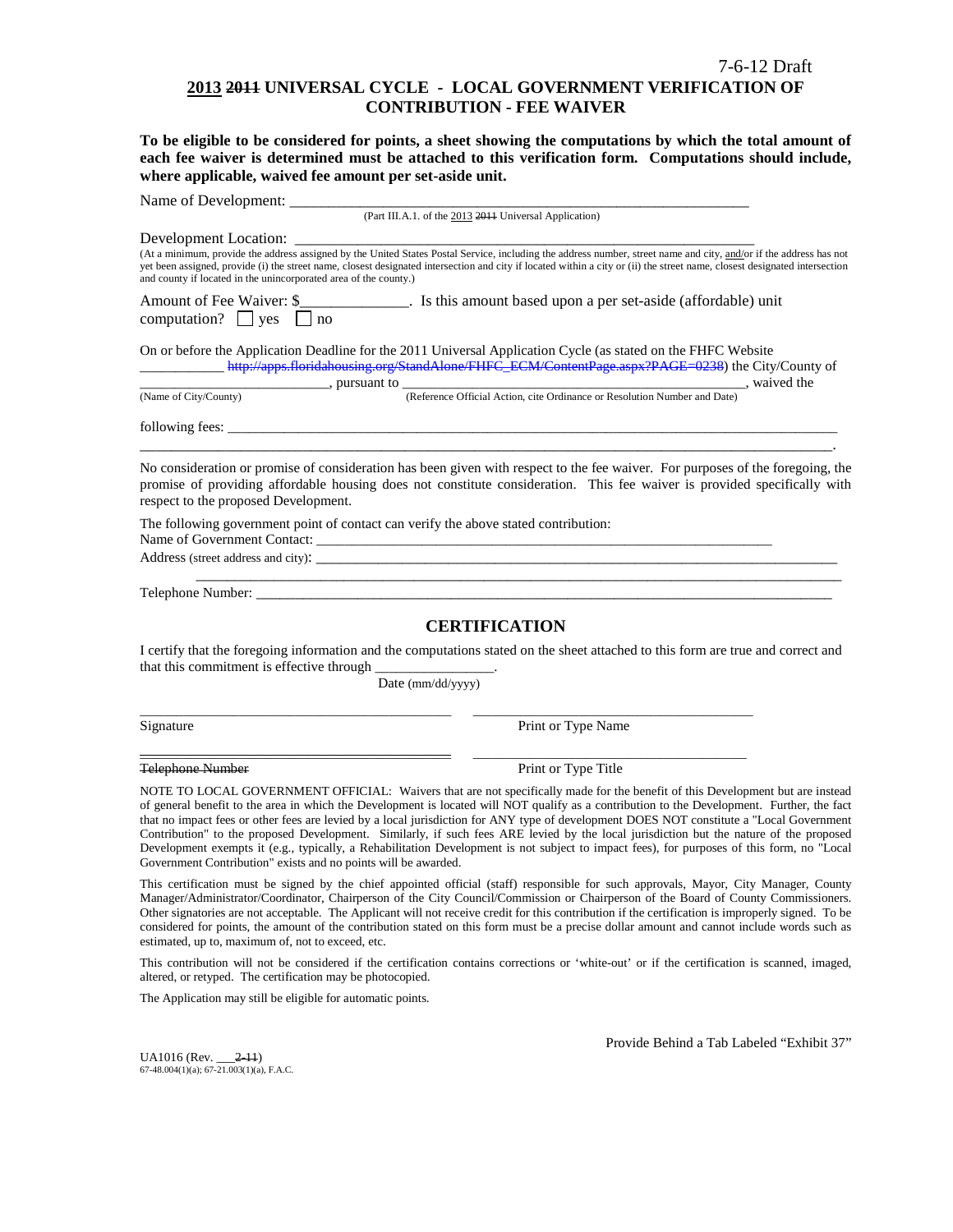7-6-12 Draft

# 2013 ~~2011~~ UNIVERSAL CYCLE - LOCAL GOVERNMENT VERIFICATION OF CONTRIBUTION - FEE WAIVER

**To be eligible to be considered for points, a sheet showing the computations by which the total amount of each fee waiver is determined must be attached to this verification form. Computations should include, where applicable, waived fee amount per set-aside unit.**

Name of Development: ___________________________________________________________
(Part III.A.1. of the 2013 ~~2011~~ Universal Application)

Development Location: ___________________________________________________________
(At a minimum, provide the address assigned by the United States Postal Service, including the address number, street name and city, and/or if the address has not yet been assigned, provide (i) the street name, closest designated intersection and city if located within a city or (ii) the street name, closest designated intersection and county if located in the unincorporated area of the county.)

Amount of Fee Waiver: $______________. Is this amount based upon a per set-aside (affordable) unit computation? ☐ yes ☐ no

On or before the Application Deadline for the 2011 Universal Application Cycle (as stated on the FHFC Website ____________ ~~http://apps.floridahousing.org/StandAlone/FHFC_ECM/ContentPage.aspx?PAGE=0238~~) the City/County of __________________________, pursuant to _______________________________________________, waived the
(Name of City/County) (Reference Official Action, cite Ordinance or Resolution Number and Date)

following fees: ___________________________________________________________________________
_______________________________________________________________________________________.

No consideration or promise of consideration has been given with respect to the fee waiver. For purposes of the foregoing, the promise of providing affordable housing does not constitute consideration. This fee waiver is provided specifically with respect to the proposed Development.

The following government point of contact can verify the above stated contribution:
Name of Government Contact: _________________________________________________________
Address (street address and city): _____________________________________________________________
_______________________________________________________________________________
Telephone Number: ______________________________________________________________________

## CERTIFICATION

I certify that the foregoing information and the computations stated on the sheet attached to this form are true and correct and that this commitment is effective through ________________.
Date (mm/dd/yyyy)

______________________________ ______________________________
Signature Print or Type Name

______________________________ ______________________________
~~Telephone Number~~ Print or Type Title

NOTE TO LOCAL GOVERNMENT OFFICIAL: Waivers that are not specifically made for the benefit of this Development but are instead of general benefit to the area in which the Development is located will NOT qualify as a contribution to the Development. Further, the fact that no impact fees or other fees are levied by a local jurisdiction for ANY type of development DOES NOT constitute a "Local Government Contribution" to the proposed Development. Similarly, if such fees ARE levied by the local jurisdiction but the nature of the proposed Development exempts it (e.g., typically, a Rehabilitation Development is not subject to impact fees), for purposes of this form, no "Local Government Contribution" exists and no points will be awarded.

This certification must be signed by the chief appointed official (staff) responsible for such approvals, Mayor, City Manager, County Manager/Administrator/Coordinator, Chairperson of the City Council/Commission or Chairperson of the Board of County Commissioners. Other signatories are not acceptable. The Applicant will not receive credit for this contribution if the certification is improperly signed. To be considered for points, the amount of the contribution stated on this form must be a precise dollar amount and cannot include words such as estimated, up to, maximum of, not to exceed, etc.

This contribution will not be considered if the certification contains corrections or 'white-out' or if the certification is scanned, imaged, altered, or retyped. The certification may be photocopied.

The Application may still be eligible for automatic points.

Provide Behind a Tab Labeled "Exhibit 37"

UA1016 (Rev. ___~~2-11~~)
67-48.004(1)(a); 67-21.003(1)(a), F.A.C.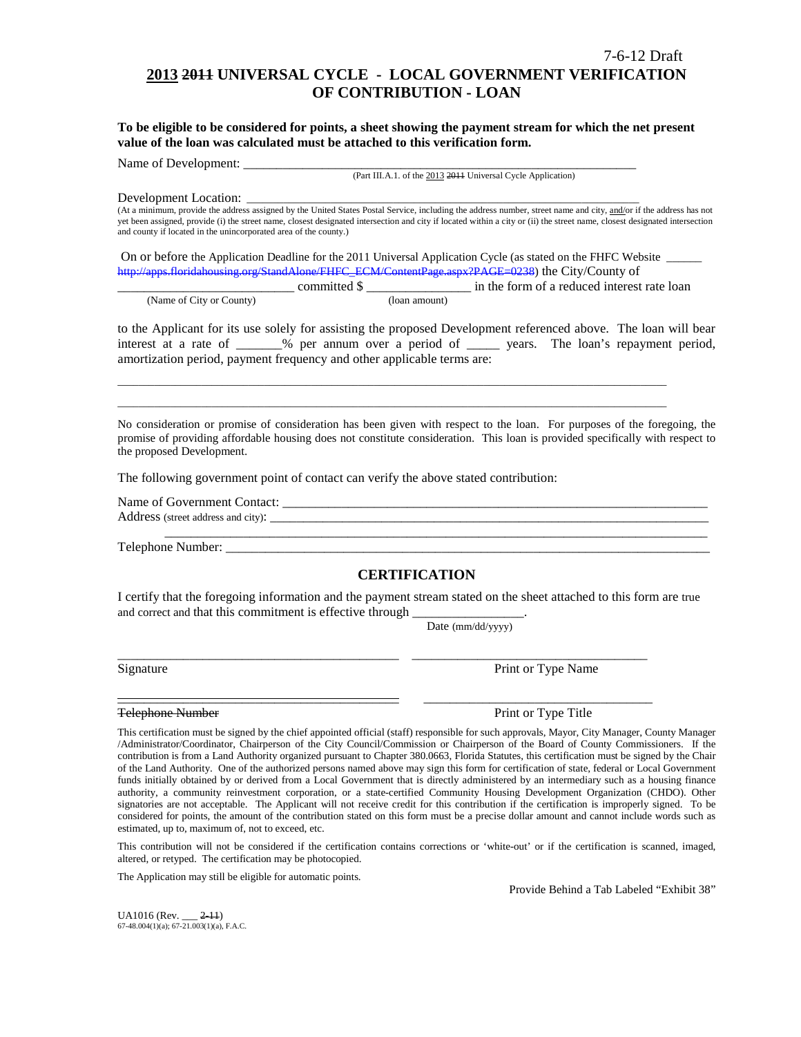7-6-12 Draft

# <u>2013</u> ~~2011~~ UNIVERSAL CYCLE - LOCAL GOVERNMENT VERIFICATION OF CONTRIBUTION - LOAN

**To be eligible to be considered for points, a sheet showing the payment stream for which the net present value of the loan was calculated must be attached to this verification form.**

Name of Development: ___________________________________________________________

(Part III.A.1. of the <u>2013</u> ~~2011~~ Universal Cycle Application)

Development Location: __________________________________________________________

(At a minimum, provide the address assigned by the United States Postal Service, including the address number, street name and city, <u>and</u>/or if the address has not yet been assigned, provide (i) the street name, closest designated intersection and city if located within a city or (ii) the street name, closest designated intersection and county if located in the unincorporated area of the county.)

On or before the Application Deadline for the 2011 Universal Application Cycle (as stated on the FHFC Website ______ ~~http://apps.floridahousing.org/StandAlone/FHFC_ECM/ContentPage.aspx?PAGE=0238~~) the City/County of ___________________________ committed $ ________________ in the form of a reduced interest rate loan

(Name of City or County) (loan amount)

to the Applicant for its use solely for assisting the proposed Development referenced above. The loan will bear interest at a rate of _______% per annum over a period of _____ years. The loan's repayment period, amortization period, payment frequency and other applicable terms are:

_____________________________________________________________________________________

_____________________________________________________________________________________

No consideration or promise of consideration has been given with respect to the loan. For purposes of the foregoing, the promise of providing affordable housing does not constitute consideration. This loan is provided specifically with respect to the proposed Development.

The following government point of contact can verify the above stated contribution:

Name of Government Contact: _________________________________________________________

Address (street address and city): _______________________________________________________

_____________________________________________________________________________________

Telephone Number: _________________________________________________________________

## CERTIFICATION

I certify that the foregoing information and the payment stream stated on the sheet attached to this form are true and correct and that this commitment is effective through _________________.

Date (mm/dd/yyyy)

_____________________________________________ _____________________________________

Signature Print or Type Name

_____________________________________________ _____________________________________

~~Telephone Number~~ Print or Type Title

This certification must be signed by the chief appointed official (staff) responsible for such approvals, Mayor, City Manager, County Manager /Administrator/Coordinator, Chairperson of the City Council/Commission or Chairperson of the Board of County Commissioners. If the contribution is from a Land Authority organized pursuant to Chapter 380.0663, Florida Statutes, this certification must be signed by the Chair of the Land Authority. One of the authorized persons named above may sign this form for certification of state, federal or Local Government funds initially obtained by or derived from a Local Government that is directly administered by an intermediary such as a housing finance authority, a community reinvestment corporation, or a state-certified Community Housing Development Organization (CHDO). Other signatories are not acceptable. The Applicant will not receive credit for this contribution if the certification is improperly signed. To be considered for points, the amount of the contribution stated on this form must be a precise dollar amount and cannot include words such as estimated, up to, maximum of, not to exceed, etc.

This contribution will not be considered if the certification contains corrections or 'white-out' or if the certification is scanned, imaged, altered, or retyped. The certification may be photocopied.

The Application may still be eligible for automatic points.

Provide Behind a Tab Labeled "Exhibit 38"

UA1016 (Rev. ___ ~~2-11~~)
67-48.004(1)(a); 67-21.003(1)(a), F.A.C.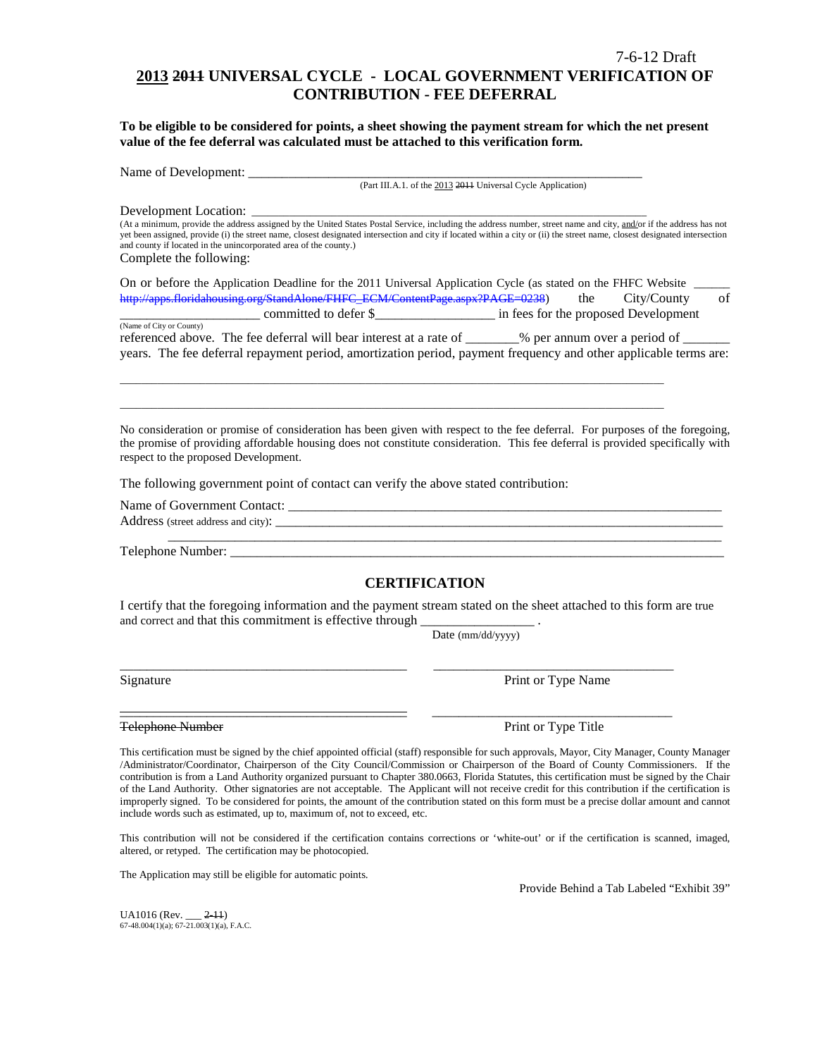7-6-12 Draft

# <u>2013</u> ~~2011~~ UNIVERSAL CYCLE - LOCAL GOVERNMENT VERIFICATION OF CONTRIBUTION - FEE DEFERRAL

**To be eligible to be considered for points, a sheet showing the payment stream for which the net present value of the fee deferral was calculated must be attached to this verification form.**

Name of Development: ___________________________________________________________
(Part III.A.1. of the <u>2013</u> ~~2011~~ Universal Cycle Application)

Development Location: ________________________________________________________________
(At a minimum, provide the address assigned by the United States Postal Service, including the address number, street name and city, <u>and/</u>or if the address has not yet been assigned, provide (i) the street name, closest designated intersection and city if located within a city or (ii) the street name, closest designated intersection and county if located in the unincorporated area of the county.)

Complete the following:

On or before the Application Deadline for the 2011 Universal Application Cycle (as stated on the FHFC Website ______ ~~http://apps.floridahousing.org/StandAlone/FHFC_ECM/ContentPage.aspx?PAGE=0238~~) the City/County of ______________________ committed to defer $__________________ in fees for the proposed Development
(Name of City or County)
referenced above. The fee deferral will bear interest at a rate of ________% per annum over a period of _______ years. The fee deferral repayment period, amortization period, payment frequency and other applicable terms are:

_______________________________________________________________________________________

_______________________________________________________________________________________

No consideration or promise of consideration has been given with respect to the fee deferral. For purposes of the foregoing, the promise of providing affordable housing does not constitute consideration. This fee deferral is provided specifically with respect to the proposed Development.

The following government point of contact can verify the above stated contribution:

Name of Government Contact: _____________________________________________________________

Address (street address and city): _________________________________________________________

_______________________________________________________________________________

Telephone Number: _____________________________________________________________________

## CERTIFICATION

I certify that the foregoing information and the payment stream stated on the sheet attached to this form are true and correct and that this commitment is effective through ________________ .
Date (mm/dd/yyyy)

_____________________________________ _____________________________________

Signature Print or Type Name

_____________________________________ _____________________________________

~~Telephone Number~~ Print or Type Title

This certification must be signed by the chief appointed official (staff) responsible for such approvals, Mayor, City Manager, County Manager /Administrator/Coordinator, Chairperson of the City Council/Commission or Chairperson of the Board of County Commissioners. If the contribution is from a Land Authority organized pursuant to Chapter 380.0663, Florida Statutes, this certification must be signed by the Chair of the Land Authority. Other signatories are not acceptable. The Applicant will not receive credit for this contribution if the certification is improperly signed. To be considered for points, the amount of the contribution stated on this form must be a precise dollar amount and cannot include words such as estimated, up to, maximum of, not to exceed, etc.

This contribution will not be considered if the certification contains corrections or 'white-out' or if the certification is scanned, imaged, altered, or retyped. The certification may be photocopied.

The Application may still be eligible for automatic points.

Provide Behind a Tab Labeled "Exhibit 39"

UA1016 (Rev. ___ ~~2-11~~)
67-48.004(1)(a); 67-21.003(1)(a), F.A.C.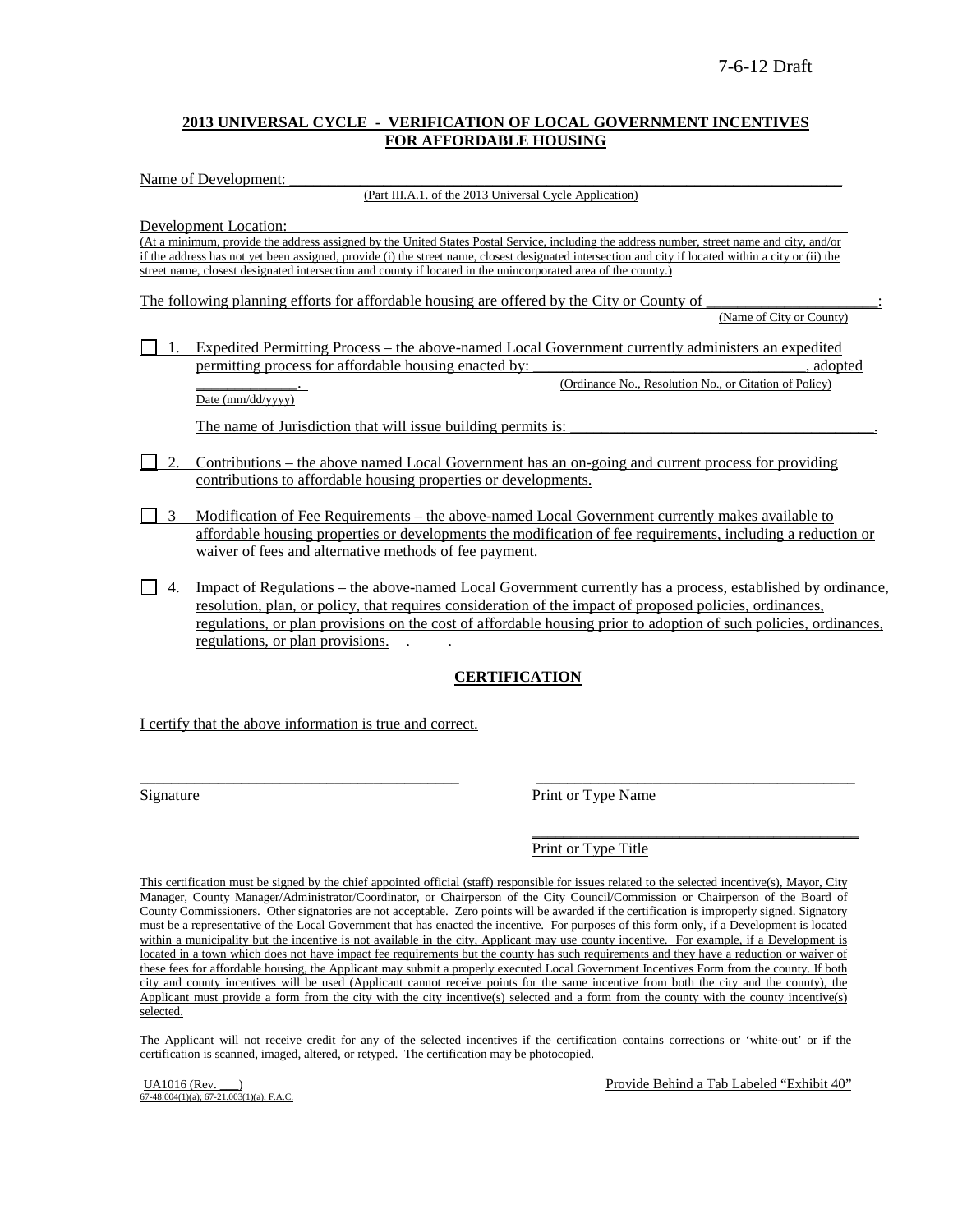7-6-12 Draft

**2013 UNIVERSAL CYCLE - VERIFICATION OF LOCAL GOVERNMENT INCENTIVES FOR AFFORDABLE HOUSING**

Name of Development: ___________________________________________________________________________

(Part III.A.1. of the 2013 Universal Cycle Application)

Development Location: __________________________________________________________________________

(At a minimum, provide the address assigned by the United States Postal Service, including the address number, street name and city, and/or if the address has not yet been assigned, provide (i) the street name, closest designated intersection and city if located within a city or (ii) the street name, closest designated intersection and county if located in the unincorporated area of the county.)

The following planning efforts for affordable housing are offered by the City or County of ______________________:

(Name of City or County)

☐ 1. Expedited Permitting Process – the above-named Local Government currently administers an expedited permitting process for affordable housing enacted by: ___________________________________, adopted _____________.

(Ordinance No., Resolution No., or Citation of Policy)

Date (mm/dd/yyyy)

The name of Jurisdiction that will issue building permits is: ________________________________________.

☐ 2. Contributions – the above named Local Government has an on-going and current process for providing contributions to affordable housing properties or developments.

☐ 3 Modification of Fee Requirements – the above-named Local Government currently makes available to affordable housing properties or developments the modification of fee requirements, including a reduction or waiver of fees and alternative methods of fee payment.

☐ 4. Impact of Regulations – the above-named Local Government currently has a process, established by ordinance, resolution, plan, or policy, that requires consideration of the impact of proposed policies, ordinances, regulations, or plan provisions on the cost of affordable housing prior to adoption of such policies, ordinances, regulations, or plan provisions. . .

**CERTIFICATION**

I certify that the above information is true and correct.

_________________________________________ _________________________________________

Signature Print or Type Name

_________________________________________

Print or Type Title

This certification must be signed by the chief appointed official (staff) responsible for issues related to the selected incentive(s), Mayor, City Manager, County Manager/Administrator/Coordinator, or Chairperson of the City Council/Commission or Chairperson of the Board of County Commissioners. Other signatories are not acceptable. Zero points will be awarded if the certification is improperly signed. Signatory must be a representative of the Local Government that has enacted the incentive. For purposes of this form only, if a Development is located within a municipality but the incentive is not available in the city, Applicant may use county incentive. For example, if a Development is located in a town which does not have impact fee requirements but the county has such requirements and they have a reduction or waiver of these fees for affordable housing, the Applicant may submit a properly executed Local Government Incentives Form from the county. If both city and county incentives will be used (Applicant cannot receive points for the same incentive from both the city and the county), the Applicant must provide a form from the city with the city incentive(s) selected and a form from the county with the county incentive(s) selected.

The Applicant will not receive credit for any of the selected incentives if the certification contains corrections or 'white-out' or if the certification is scanned, imaged, altered, or retyped. The certification may be photocopied.

UA1016 (Rev. ___)
67-48.004(1)(a); 67-21.003(1)(a), F.A.C.

Provide Behind a Tab Labeled "Exhibit 40"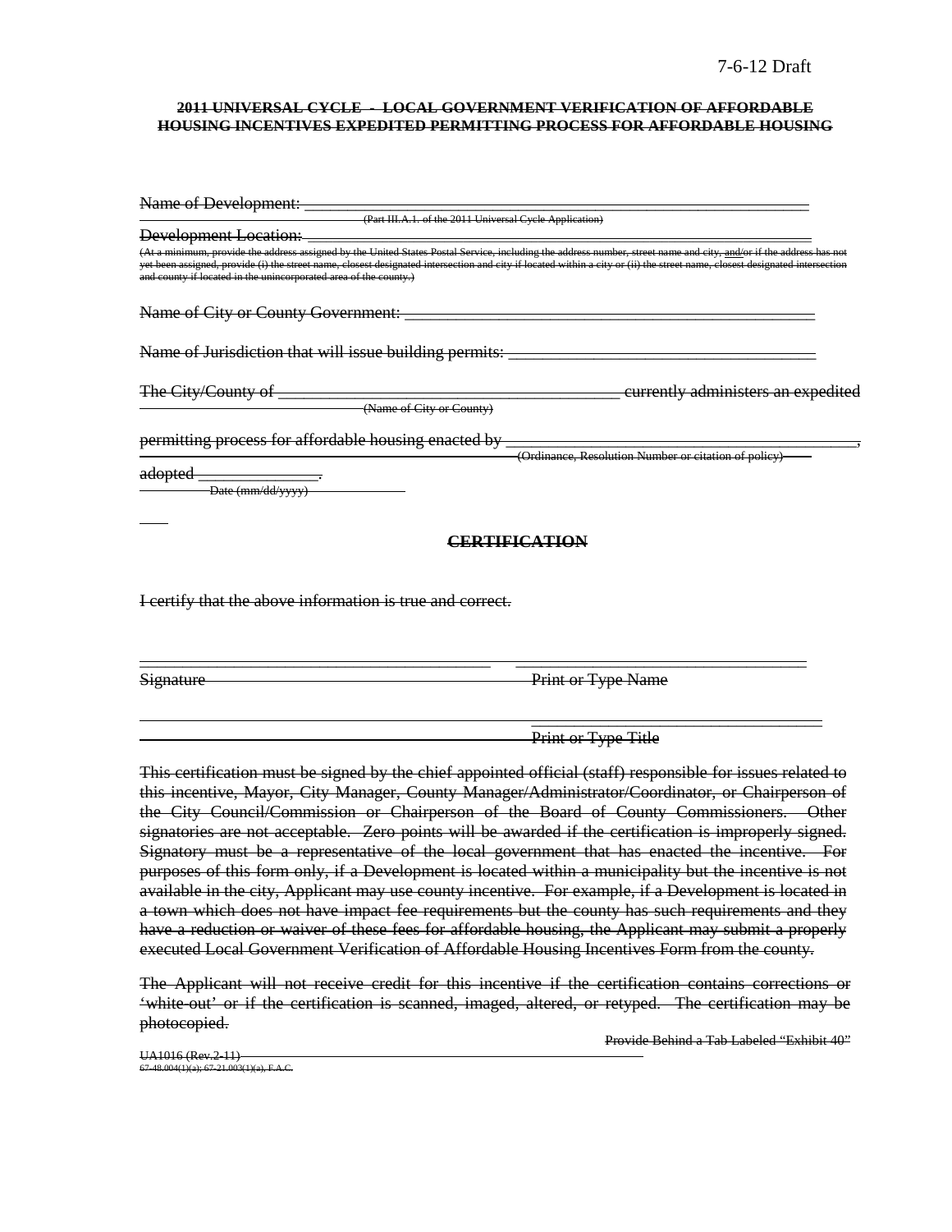7-6-12 Draft

~~**2011 UNIVERSAL CYCLE - LOCAL GOVERNMENT VERIFICATION OF AFFORDABLE HOUSING INCENTIVES EXPEDITED PERMITTING PROCESS FOR AFFORDABLE HOUSING**~~

~~Name of Development: ________________________________________________________________~~
~~(Part III.A.1. of the 2011 Universal Cycle Application)~~

~~Development Location: ________________________________________________________________~~
~~(At a minimum, provide the address assigned by the United States Postal Service, including the address number, street name and city, and/or if the address has not yet been assigned, provide (i) the street name, closest designated intersection and city if located within a city or (ii) the street name, closest designated intersection and county if located in the unincorporated area of the county.)~~

~~Name of City or County Government: _____________________________________________~~

~~Name of Jurisdiction that will issue building permits: ___________________________________~~

~~The City/County of ________________________________________ currently administers an expedited~~
~~(Name of City or County)~~

~~permitting process for affordable housing enacted by __________________________________________,~~
~~(Ordinance, Resolution Number or citation of policy)~~

~~adopted ______________.~~
~~Date (mm/dd/yyyy)~~

~~**CERTIFICATION**~~

~~I certify that the above information is true and correct.~~

~~_________________________________________ ___________________________________~~
~~Signature Print or Type Name~~

~~___________________________________~~
~~Print or Type Title~~

~~This certification must be signed by the chief appointed official (staff) responsible for issues related to this incentive, Mayor, City Manager, County Manager/Administrator/Coordinator, or Chairperson of the City Council/Commission or Chairperson of the Board of County Commissioners. Other signatories are not acceptable. Zero points will be awarded if the certification is improperly signed. Signatory must be a representative of the local government that has enacted the incentive. For purposes of this form only, if a Development is located within a municipality but the incentive is not available in the city, Applicant may use county incentive. For example, if a Development is located in a town which does not have impact fee requirements but the county has such requirements and they have a reduction or waiver of these fees for affordable housing, the Applicant may submit a properly executed Local Government Verification of Affordable Housing Incentives Form from the county.~~

~~The Applicant will not receive credit for this incentive if the certification contains corrections or 'white-out' or if the certification is scanned, imaged, altered, or retyped. The certification may be photocopied.~~

~~Provide Behind a Tab Labeled "Exhibit 40"~~

~~UA1016 (Rev.2-11)~~
~~67-48.004(1)(a); 67-21.003(1)(a), F.A.C.~~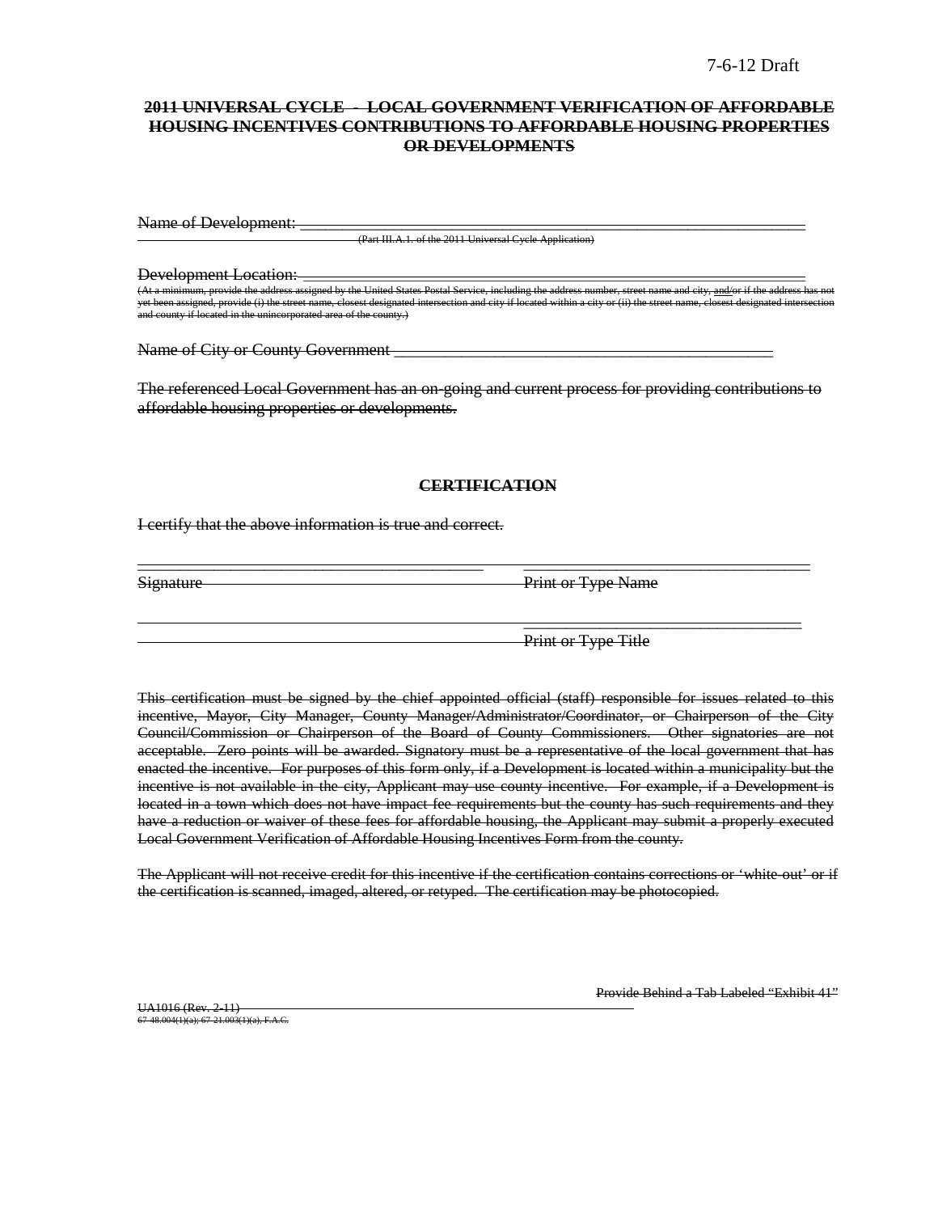7-6-12 Draft

~~**2011 UNIVERSAL CYCLE - LOCAL GOVERNMENT VERIFICATION OF AFFORDABLE HOUSING INCENTIVES CONTRIBUTIONS TO AFFORDABLE HOUSING PROPERTIES OR DEVELOPMENTS**~~

~~Name of Development:~~ ______________________________________________

~~(Part III.A.1. of the 2011 Universal Cycle Application)~~

~~Development Location:~~ ______________________________________________

~~(At a minimum, provide the address assigned by the United States Postal Service, including the address number, street name and city, and/or if the address has not yet been assigned, provide (i) the street name, closest designated intersection and city if located within a city or (ii) the street name, closest designated intersection and county if located in the unincorporated area of the county.)~~

~~Name of City or County Government~~ ______________________________________________

~~The referenced Local Government has an on-going and current process for providing contributions to affordable housing properties or developments.~~

~~**CERTIFICATION**~~

~~I certify that the above information is true and correct.~~

______________________________ ______________________________

~~Signature~~ ~~Print or Type Name~~

______________________________

~~Print or Type Title~~

~~This certification must be signed by the chief appointed official (staff) responsible for issues related to this incentive, Mayor, City Manager, County Manager/Administrator/Coordinator, or Chairperson of the City Council/Commission or Chairperson of the Board of County Commissioners. Other signatories are not acceptable. Zero points will be awarded. Signatory must be a representative of the local government that has enacted the incentive. For purposes of this form only, if a Development is located within a municipality but the incentive is not available in the city, Applicant may use county incentive. For example, if a Development is located in a town which does not have impact fee requirements but the county has such requirements and they have a reduction or waiver of these fees for affordable housing, the Applicant may submit a properly executed Local Government Verification of Affordable Housing Incentives Form from the county.~~

~~The Applicant will not receive credit for this incentive if the certification contains corrections or 'white-out' or if the certification is scanned, imaged, altered, or retyped. The certification may be photocopied.~~

~~Provide Behind a Tab Labeled "Exhibit 41"~~

~~UA1016 (Rev. 2-11)~~
~~67-48.004(1)(a); 67-21.003(1)(a), F.A.C.~~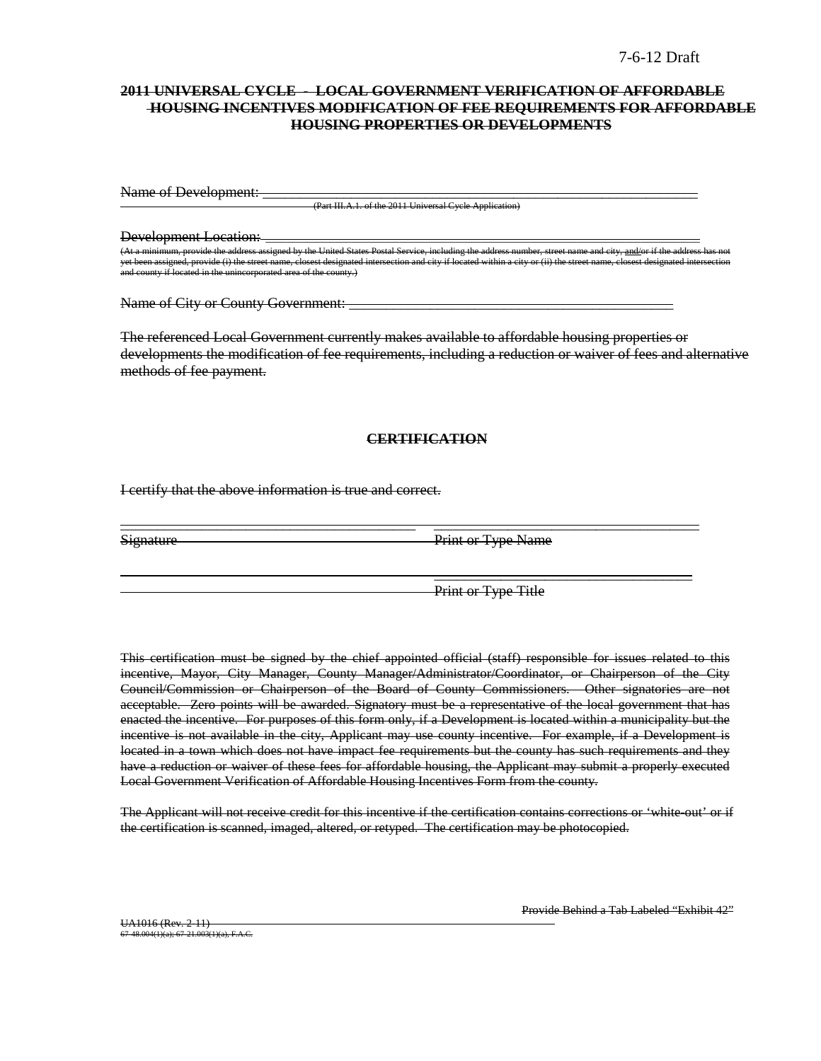7-6-12 Draft

**~~2011 UNIVERSAL CYCLE - LOCAL GOVERNMENT VERIFICATION OF AFFORDABLE HOUSING INCENTIVES MODIFICATION OF FEE REQUIREMENTS FOR AFFORDABLE HOUSING PROPERTIES OR DEVELOPMENTS~~**

~~Name of Development:~~ ____________________________________________
~~(Part III.A.1. of the 2011 Universal Cycle Application)~~

~~Development Location:~~ ____________________________________________
~~(At a minimum, provide the address assigned by the United States Postal Service, including the address number, street name and city, and/or if the address has not yet been assigned, provide (i) the street name, closest designated intersection and city if located within a city or (ii) the street name, closest designated intersection and county if located in the unincorporated area of the county.)~~

~~Name of City or County Government:~~ ____________________________________________

~~The referenced Local Government currently makes available to affordable housing properties or developments the modification of fee requirements, including a reduction or waiver of fees and alternative methods of fee payment.~~

**~~CERTIFICATION~~**

~~I certify that the above information is true and correct.~~

| | |
|---|---|
| ____________________________ | ____________________________ |
| ~~Signature~~ | ~~Print or Type Name~~ |
| | ____________________________ |
| | ~~Print or Type Title~~ |

~~This certification must be signed by the chief appointed official (staff) responsible for issues related to this incentive, Mayor, City Manager, County Manager/Administrator/Coordinator, or Chairperson of the City Council/Commission or Chairperson of the Board of County Commissioners. Other signatories are not acceptable. Zero points will be awarded. Signatory must be a representative of the local government that has enacted the incentive. For purposes of this form only, if a Development is located within a municipality but the incentive is not available in the city, Applicant may use county incentive. For example, if a Development is located in a town which does not have impact fee requirements but the county has such requirements and they have a reduction or waiver of these fees for affordable housing, the Applicant may submit a properly executed Local Government Verification of Affordable Housing Incentives Form from the county.~~

~~The Applicant will not receive credit for this incentive if the certification contains corrections or 'white-out' or if the certification is scanned, imaged, altered, or retyped. The certification may be photocopied.~~

~~Provide Behind a Tab Labeled "Exhibit 42"~~

~~UA1016 (Rev. 2-11)~~
~~67-48.004(1)(a); 67-21.003(1)(a), F.A.C.~~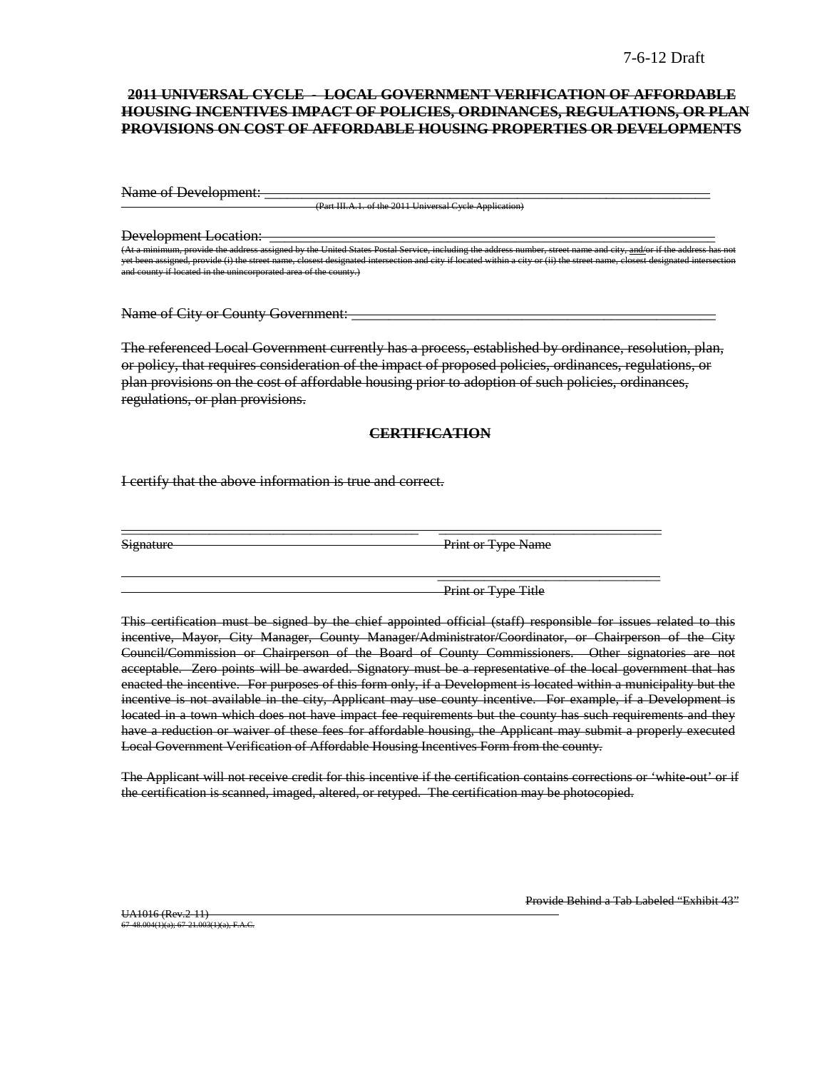7-6-12 Draft

~~**2011 UNIVERSAL CYCLE - LOCAL GOVERNMENT VERIFICATION OF AFFORDABLE HOUSING INCENTIVES IMPACT OF POLICIES, ORDINANCES, REGULATIONS, OR PLAN PROVISIONS ON COST OF AFFORDABLE HOUSING PROPERTIES OR DEVELOPMENTS**~~

~~Name of Development:~~ \_\_\_\_\_\_\_\_\_\_\_\_\_\_\_\_\_\_\_\_\_\_\_\_\_\_\_\_\_\_\_\_\_\_\_\_\_\_\_\_\_\_\_\_\_\_\_\_\_\_\_\_\_\_\_\_\_\_\_\_
~~(Part III.A.1. of the 2011 Universal Cycle Application)~~

~~Development Location:~~ \_\_\_\_\_\_\_\_\_\_\_\_\_\_\_\_\_\_\_\_\_\_\_\_\_\_\_\_\_\_\_\_\_\_\_\_\_\_\_\_\_\_\_\_\_\_\_\_\_\_\_\_\_\_\_\_\_\_\_\_
~~(At a minimum, provide the address assigned by the United States Postal Service, including the address number, street name and city, and/or if the address has not yet been assigned, provide (i) the street name, closest designated intersection and city if located within a city or (ii) the street name, closest designated intersection and county if located in the unincorporated area of the county.)~~

~~Name of City or County Government:~~ \_\_\_\_\_\_\_\_\_\_\_\_\_\_\_\_\_\_\_\_\_\_\_\_\_\_\_\_\_\_\_\_\_\_\_\_\_\_\_\_\_\_\_\_\_\_\_\_

~~The referenced Local Government currently has a process, established by ordinance, resolution, plan, or policy, that requires consideration of the impact of proposed policies, ordinances, regulations, or plan provisions on the cost of affordable housing prior to adoption of such policies, ordinances, regulations, or plan provisions.~~

~~**CERTIFICATION**~~

~~I certify that the above information is true and correct.~~

\_\_\_\_\_\_\_\_\_\_\_\_\_\_\_\_\_\_\_\_\_\_\_\_\_\_\_\_\_\_\_\_\_\_\_\_\_\_\_\_ \_\_\_\_\_\_\_\_\_\_\_\_\_\_\_\_\_\_\_\_\_\_\_\_\_\_\_\_\_\_\_\_
~~Signature~~ ~~Print or Type Name~~

\_\_\_\_\_\_\_\_\_\_\_\_\_\_\_\_\_\_\_\_\_\_\_\_\_\_\_\_\_\_\_\_
~~Print or Type Title~~

~~This certification must be signed by the chief appointed official (staff) responsible for issues related to this incentive, Mayor, City Manager, County Manager/Administrator/Coordinator, or Chairperson of the City Council/Commission or Chairperson of the Board of County Commissioners. Other signatories are not acceptable. Zero points will be awarded. Signatory must be a representative of the local government that has enacted the incentive. For purposes of this form only, if a Development is located within a municipality but the incentive is not available in the city, Applicant may use county incentive. For example, if a Development is located in a town which does not have impact fee requirements but the county has such requirements and they have a reduction or waiver of these fees for affordable housing, the Applicant may submit a properly executed Local Government Verification of Affordable Housing Incentives Form from the county.~~

~~The Applicant will not receive credit for this incentive if the certification contains corrections or 'white-out' or if the certification is scanned, imaged, altered, or retyped. The certification may be photocopied.~~

~~Provide Behind a Tab Labeled "Exhibit 43"~~

~~UA1016 (Rev.2-11)~~
~~67-48.004(1)(a); 67-21.003(1)(a), F.A.C.~~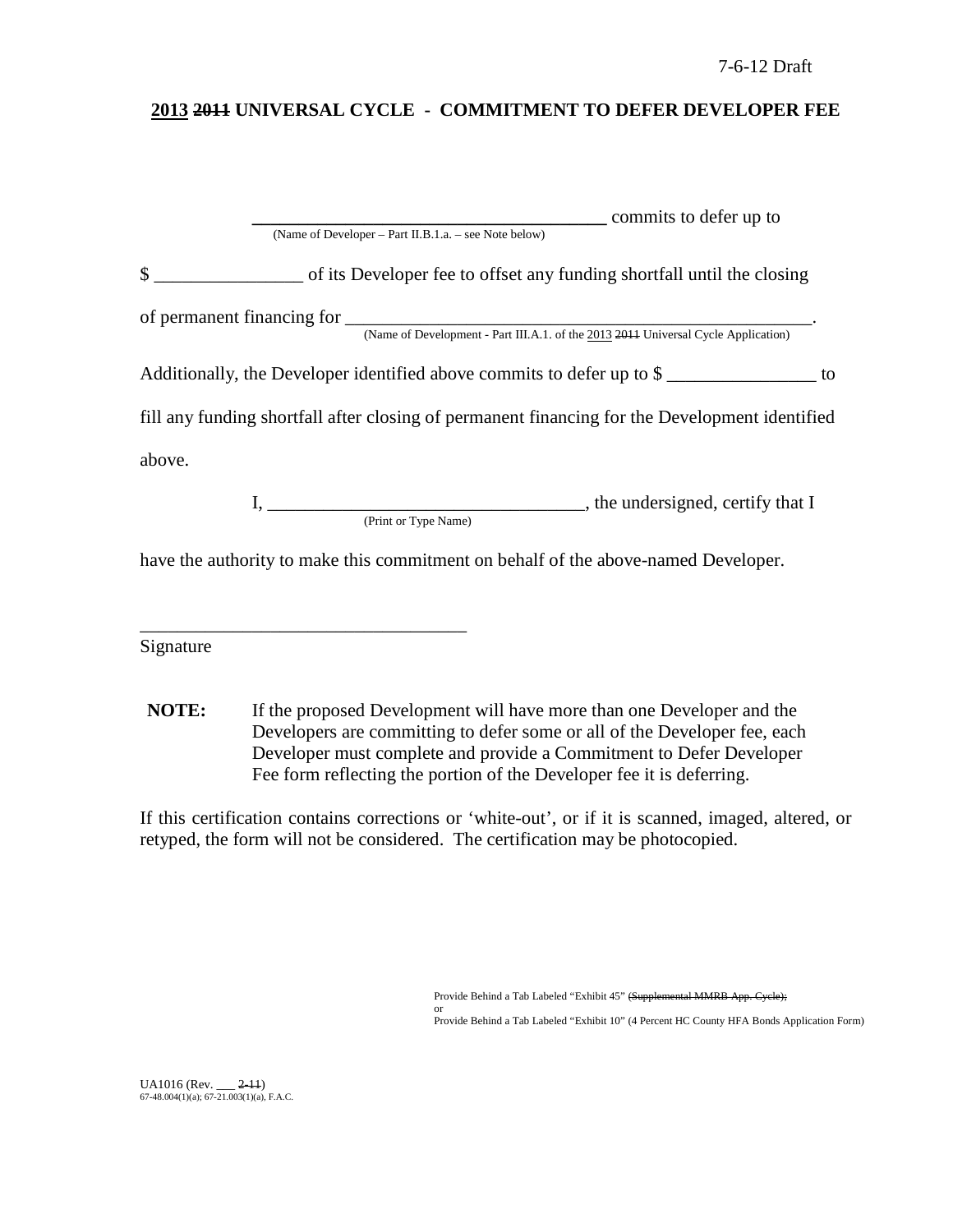7-6-12 Draft

## 2013 ~~2011~~ UNIVERSAL CYCLE - COMMITMENT TO DEFER DEVELOPER FEE

\_\_\_\_\_\_\_\_\_\_\_\_\_\_\_\_\_\_\_\_\_\_\_\_\_\_\_\_\_\_\_\_\_\_\_\_\_\_\_ commits to defer up to
(Name of Developer – Part II.B.1.a. – see Note below)

$ \_\_\_\_\_\_\_\_\_\_\_\_\_\_\_\_ of its Developer fee to offset any funding shortfall until the closing

of permanent financing for \_\_\_\_\_\_\_\_\_\_\_\_\_\_\_\_\_\_\_\_\_\_\_\_\_\_\_\_\_\_\_\_\_\_\_\_\_\_\_\_\_\_\_\_\_\_\_\_\_\_\_.
(Name of Development - Part III.A.1. of the 2013 ~~2011~~ Universal Cycle Application)

Additionally, the Developer identified above commits to defer up to $ \_\_\_\_\_\_\_\_\_\_\_\_\_\_\_\_ to fill any funding shortfall after closing of permanent financing for the Development identified above.

I, \_\_\_\_\_\_\_\_\_\_\_\_\_\_\_\_\_\_\_\_\_\_\_\_\_\_\_\_\_\_\_\_\_\_, the undersigned, certify that I
(Print or Type Name)

have the authority to make this commitment on behalf of the above-named Developer.

\_\_\_\_\_\_\_\_\_\_\_\_\_\_\_\_\_\_\_\_\_\_\_\_\_\_\_\_\_\_\_\_\_\_\_
Signature

**NOTE:** If the proposed Development will have more than one Developer and the Developers are committing to defer some or all of the Developer fee, each Developer must complete and provide a Commitment to Defer Developer Fee form reflecting the portion of the Developer fee it is deferring.

If this certification contains corrections or 'white-out', or if it is scanned, imaged, altered, or retyped, the form will not be considered. The certification may be photocopied.

Provide Behind a Tab Labeled "Exhibit 45" ~~(Supplemental MMRB App. Cycle);~~
or
Provide Behind a Tab Labeled "Exhibit 10" (4 Percent HC County HFA Bonds Application Form)

UA1016 (Rev. \_\_\_ ~~2-11~~)
67-48.004(1)(a); 67-21.003(1)(a), F.A.C.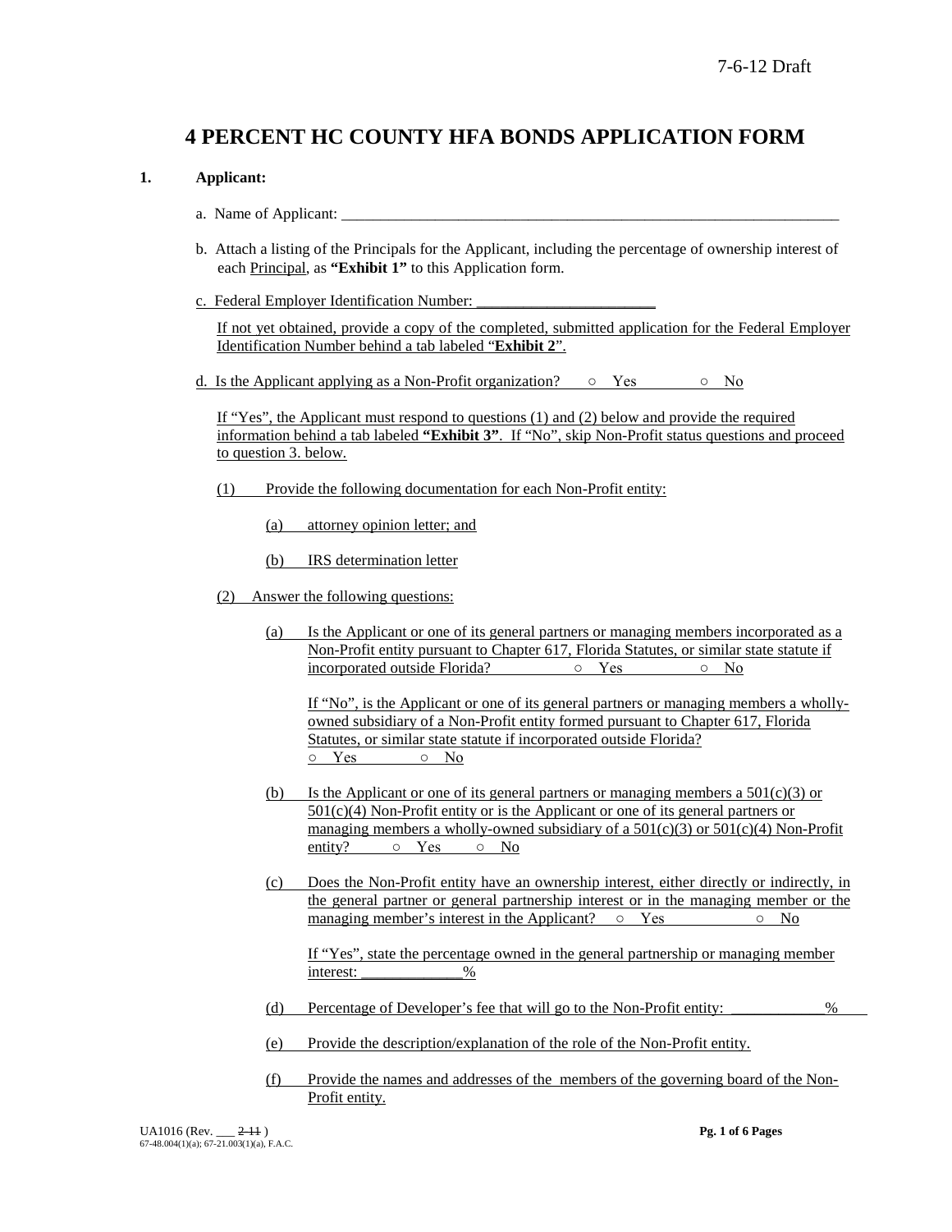# 4 PERCENT HC COUNTY HFA BONDS APPLICATION FORM

**1. Applicant:**

a. Name of Applicant: ____________________________________________________________________

b. Attach a listing of the Principals for the Applicant, including the percentage of ownership interest of each Principal, as **"Exhibit 1"** to this Application form.

c. Federal Employer Identification Number: ______________________

If not yet obtained, provide a copy of the completed, submitted application for the Federal Employer Identification Number behind a tab labeled "**Exhibit 2**".

d. Is the Applicant applying as a Non-Profit organization? ○ Yes ○ No

If "Yes", the Applicant must respond to questions (1) and (2) below and provide the required information behind a tab labeled **"Exhibit 3"**. If "No", skip Non-Profit status questions and proceed to question 3. below.

(1) Provide the following documentation for each Non-Profit entity:

(a) attorney opinion letter; and

(b) IRS determination letter

(2) Answer the following questions:

(a) Is the Applicant or one of its general partners or managing members incorporated as a Non-Profit entity pursuant to Chapter 617, Florida Statutes, or similar state statute if incorporated outside Florida? ○ Yes ○ No

If "No", is the Applicant or one of its general partners or managing members a wholly-owned subsidiary of a Non-Profit entity formed pursuant to Chapter 617, Florida Statutes, or similar state statute if incorporated outside Florida?
○ Yes ○ No

(b) Is the Applicant or one of its general partners or managing members a 501(c)(3) or 501(c)(4) Non-Profit entity or is the Applicant or one of its general partners or managing members a wholly-owned subsidiary of a 501(c)(3) or 501(c)(4) Non-Profit entity? ○ Yes ○ No

(c) Does the Non-Profit entity have an ownership interest, either directly or indirectly, in the general partner or general partnership interest or in the managing member or the managing member's interest in the Applicant? ○ Yes ○ No

If "Yes", state the percentage owned in the general partnership or managing member interest: _____________%

(d) Percentage of Developer's fee that will go to the Non-Profit entity: ____________%

(e) Provide the description/explanation of the role of the Non-Profit entity.

(f) Provide the names and addresses of the members of the governing board of the Non-Profit entity.

UA1016 (Rev. ___ ~~2-11~~ )
67-48.004(1)(a); 67-21.003(1)(a), F.A.C.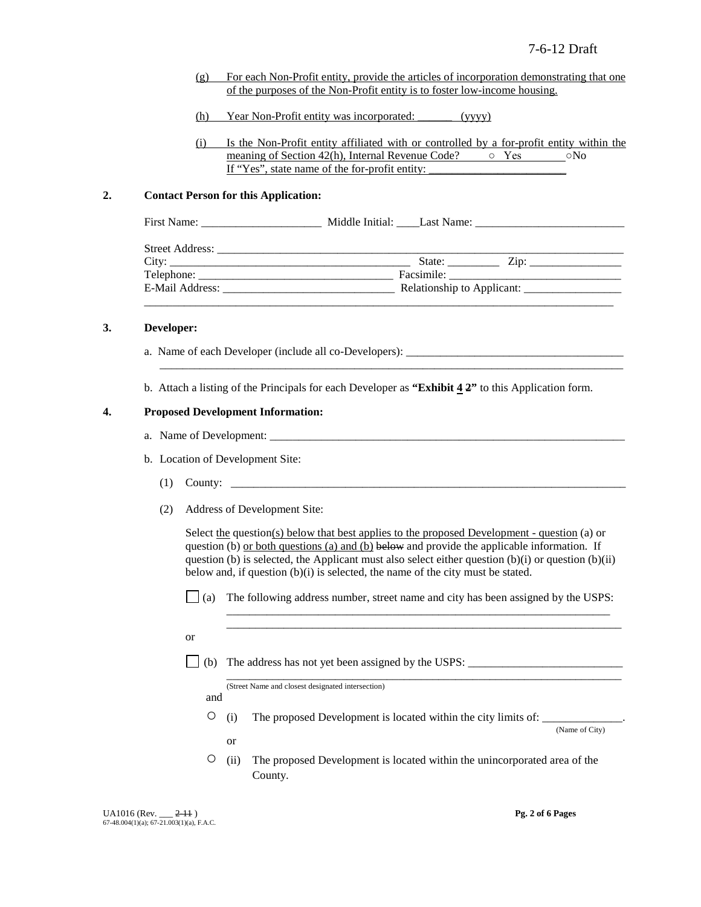(g) For each Non-Profit entity, provide the articles of incorporation demonstrating that one of the purposes of the Non-Profit entity is to foster low-income housing.

(h) Year Non-Profit entity was incorporated: ______ (yyyy)

(i) Is the Non-Profit entity affiliated with or controlled by a for-profit entity within the meaning of Section 42(h), Internal Revenue Code? ○ Yes ○ No
If "Yes", state name of the for-profit entity: ________________________

**2. Contact Person for this Application:**

First Name: ____________________ Middle Initial: ____ Last Name: _________________________

Street Address: ___________________________________________________________________
City: ________________________________________ State: ________ Zip: _______________
Telephone: ________________________________ Facsimile: ____________________________
E-Mail Address: ____________________________ Relationship to Applicant: ________________
_______________________________________________________________________________

**3. Developer:**

a. Name of each Developer (include all co-Developers): _____________________________________
_______________________________________________________________________________

b. Attach a listing of the Principals for each Developer as **"Exhibit 4 ~~2~~"** to this Application form.

**4. Proposed Development Information:**

a. Name of Development: ___________________________________________________________

b. Location of Development Site:

(1) County: _________________________________________________________________

(2) Address of Development Site:

Select the question(s) below that best applies to the proposed Development - question (a) or question (b) or both questions (a) and (b) ~~below~~ and provide the applicable information. If question (b) is selected, the Applicant must also select either question (b)(i) or question (b)(ii) below and, if question (b)(i) is selected, the name of the city must be stated.

☐ (a) The following address number, street name and city has been assigned by the USPS:
_________________________________________________________________
_________________________________________________________________

or

☐ (b) The address has not yet been assigned by the USPS: __________________________
_________________________________________________________________
(Street Name and closest designated intersection)

and

○ (i) The proposed Development is located within the city limits of: ______________.
(Name of City)

or

○ (ii) The proposed Development is located within the unincorporated area of the County.

UA1016 (Rev. ___ ~~2-11~~ )
67-48.004(1)(a); 67-21.003(1)(a), F.A.C.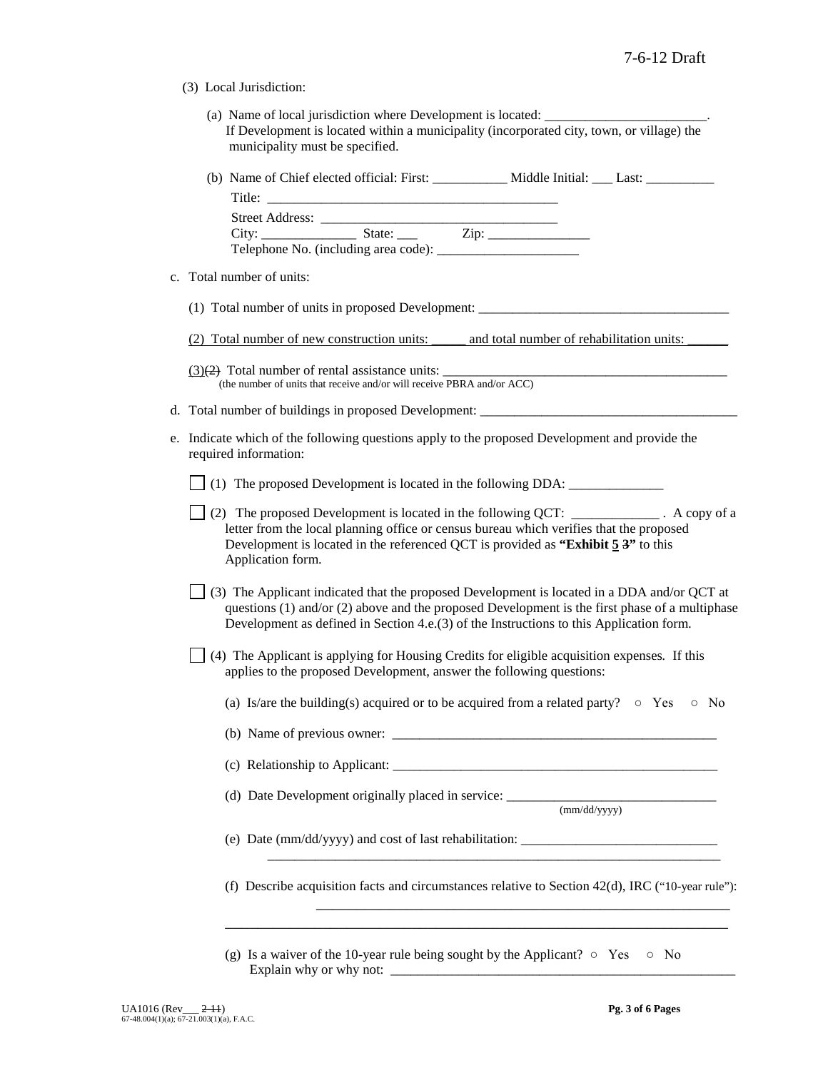(3) Local Jurisdiction:

(a) Name of local jurisdiction where Development is located: _______________________.
If Development is located within a municipality (incorporated city, town, or village) the municipality must be specified.

(b) Name of Chief elected official: First: ___________ Middle Initial: ___ Last: __________
Title: ___________________________________________
Street Address: ___________________________________
City: ______________ State: ___ Zip: _______________
Telephone No. (including area code): _____________________

c. Total number of units:

(1) Total number of units in proposed Development: _____________________________________

(2) Total number of new construction units: _____ and total number of rehabilitation units: ______

(3)~~(2)~~ Total number of rental assistance units: ___________________________________________
(the number of units that receive and/or will receive PBRA and/or ACC)

d. Total number of buildings in proposed Development: ______________________________________

e. Indicate which of the following questions apply to the proposed Development and provide the required information:

☐ (1) The proposed Development is located in the following DDA: ______________

☐ (2) The proposed Development is located in the following QCT: _____________ . A copy of a letter from the local planning office or census bureau which verifies that the proposed Development is located in the referenced QCT is provided as **"Exhibit 5 ~~3~~"** to this Application form.

☐ (3) The Applicant indicated that the proposed Development is located in a DDA and/or QCT at questions (1) and/or (2) above and the proposed Development is the first phase of a multiphase Development as defined in Section 4.e.(3) of the Instructions to this Application form.

☐ (4) The Applicant is applying for Housing Credits for eligible acquisition expenses. If this applies to the proposed Development, answer the following questions:

(a) Is/are the building(s) acquired or to be acquired from a related party? ○ Yes ○ No

(b) Name of previous owner: _________________________________________________

(c) Relationship to Applicant: _________________________________________________

(d) Date Development originally placed in service: _______________________________
(mm/dd/yyyy)

(e) Date (mm/dd/yyyy) and cost of last rehabilitation: _____________________________
_________________________________________________________________

(f) Describe acquisition facts and circumstances relative to Section 42(d), IRC ("10-year rule"):
_______________________________________________________________
_______________________________________________________________

(g) Is a waiver of the 10-year rule being sought by the Applicant? ○ Yes ○ No
Explain why or why not: ___________________________________________________

UA1016 (Rev___ ~~2-11~~)
67-48.004(1)(a); 67-21.003(1)(a), F.A.C.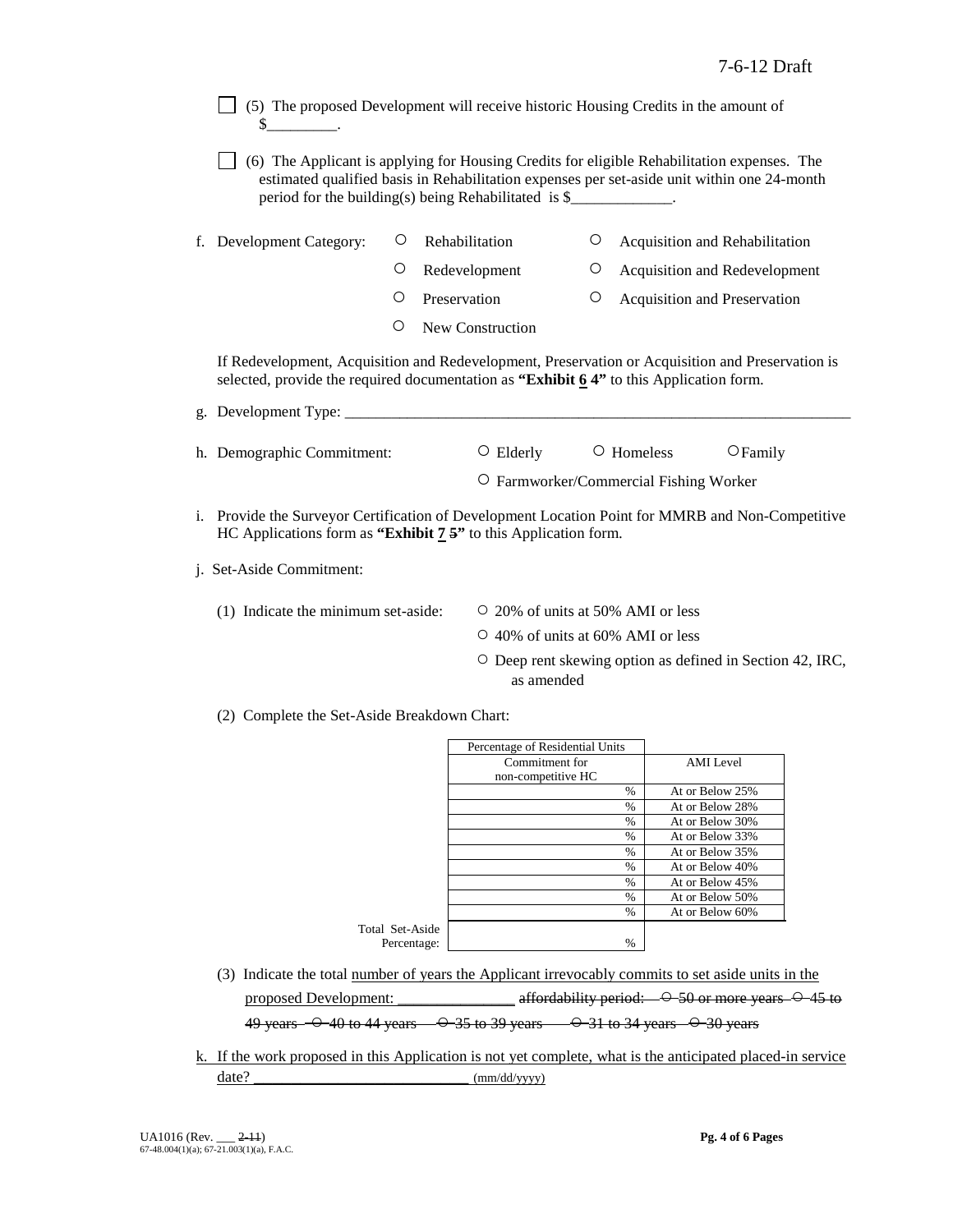☐ (5) The proposed Development will receive historic Housing Credits in the amount of $_________.

☐ (6) The Applicant is applying for Housing Credits for eligible Rehabilitation expenses. The estimated qualified basis in Rehabilitation expenses per set-aside unit within one 24-month period for the building(s) being Rehabilitated is $_____________.

f. Development Category:

○ Rehabilitation ○ Acquisition and Rehabilitation

○ Redevelopment ○ Acquisition and Redevelopment

○ Preservation ○ Acquisition and Preservation

○ New Construction

If Redevelopment, Acquisition and Redevelopment, Preservation or Acquisition and Preservation is selected, provide the required documentation as **"Exhibit 6 ~~4~~"** to this Application form.

g. Development Type: ____________________________________________________________________

h. Demographic Commitment: ○ Elderly ○ Homeless ○ Family

○ Farmworker/Commercial Fishing Worker

i. Provide the Surveyor Certification of Development Location Point for MMRB and Non-Competitive HC Applications form as **"Exhibit 7 ~~5~~"** to this Application form.

j. Set-Aside Commitment:

(1) Indicate the minimum set-aside:

○ 20% of units at 50% AMI or less

○ 40% of units at 60% AMI or less

○ Deep rent skewing option as defined in Section 42, IRC, as amended

(2) Complete the Set-Aside Breakdown Chart:

| | Percentage of Residential Units Commitment for non-competitive HC | AMI Level |
|---|---|---|
| | % | At or Below 25% |
| | % | At or Below 28% |
| | % | At or Below 30% |
| | % | At or Below 33% |
| | % | At or Below 35% |
| | % | At or Below 40% |
| | % | At or Below 45% |
| | % | At or Below 50% |
| | % | At or Below 60% |
| Total Set-Aside Percentage: | % | |

(3) Indicate the total number of years the Applicant irrevocably commits to set aside units in the proposed Development: _______________ ~~affordability period: ○ 50 or more years ○ 45 to 49 years ○ 40 to 44 years ○ 35 to 39 years ○ 31 to 34 years ○ 30 years~~

k. If the work proposed in this Application is not yet complete, what is the anticipated placed-in service date? ___________________________ (mm/dd/yyyy)

UA1016 (Rev. ___ ~~2-11~~)
67-48.004(1)(a); 67-21.003(1)(a), F.A.C.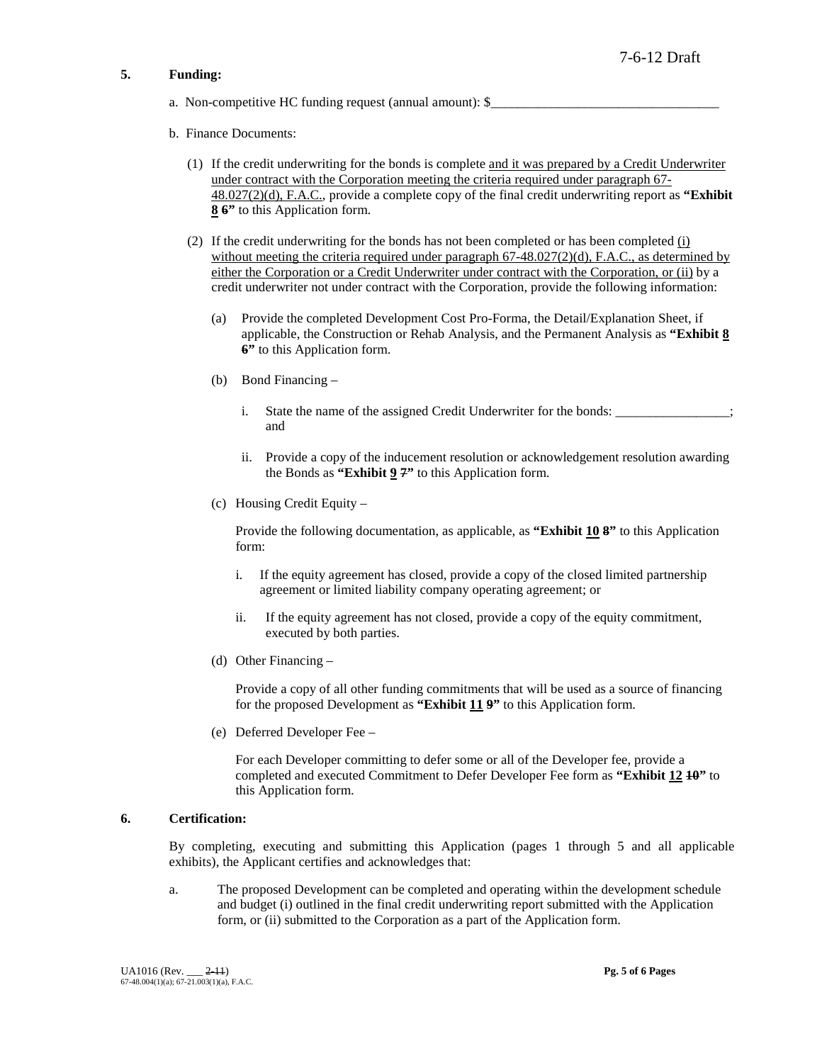**5. Funding:**

a. Non-competitive HC funding request (annual amount): $___________________________________

b. Finance Documents:

(1) If the credit underwriting for the bonds is complete <u>and it was prepared by a Credit Underwriter under contract with the Corporation meeting the criteria required under paragraph 67-48.027(2)(d), F.A.C.</u>, provide a complete copy of the final credit underwriting report as **"Exhibit <u>8</u> ~~6~~"** to this Application form.

(2) If the credit underwriting for the bonds has not been completed or has been completed <u>(i) without meeting the criteria required under paragraph 67-48.027(2)(d), F.A.C., as determined by either the Corporation or a Credit Underwriter under contract with the Corporation, or (ii)</u> by a credit underwriter not under contract with the Corporation, provide the following information:

(a) Provide the completed Development Cost Pro-Forma, the Detail/Explanation Sheet, if applicable, the Construction or Rehab Analysis, and the Permanent Analysis as **"Exhibit <u>8</u> ~~6~~"** to this Application form.

(b) Bond Financing –

i. State the name of the assigned Credit Underwriter for the bonds: _________________; and

ii. Provide a copy of the inducement resolution or acknowledgement resolution awarding the Bonds as **"Exhibit <u>9</u> ~~7~~"** to this Application form.

(c) Housing Credit Equity –

Provide the following documentation, as applicable, as **"Exhibit <u>10</u> ~~8~~"** to this Application form:

i. If the equity agreement has closed, provide a copy of the closed limited partnership agreement or limited liability company operating agreement; or

ii. If the equity agreement has not closed, provide a copy of the equity commitment, executed by both parties.

(d) Other Financing –

Provide a copy of all other funding commitments that will be used as a source of financing for the proposed Development as **"Exhibit <u>11</u> ~~9~~"** to this Application form.

(e) Deferred Developer Fee –

For each Developer committing to defer some or all of the Developer fee, provide a completed and executed Commitment to Defer Developer Fee form as **"Exhibit <u>12</u> ~~10~~"** to this Application form.

**6. Certification:**

By completing, executing and submitting this Application (pages 1 through 5 and all applicable exhibits), the Applicant certifies and acknowledges that:

a. The proposed Development can be completed and operating within the development schedule and budget (i) outlined in the final credit underwriting report submitted with the Application form, or (ii) submitted to the Corporation as a part of the Application form.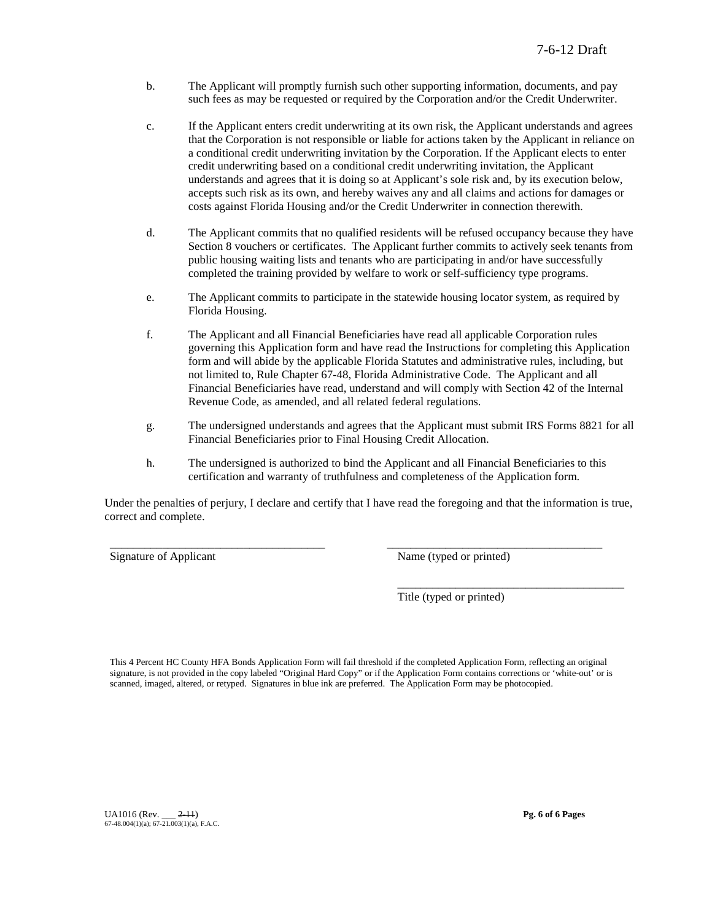b. The Applicant will promptly furnish such other supporting information, documents, and pay such fees as may be requested or required by the Corporation and/or the Credit Underwriter.

c. If the Applicant enters credit underwriting at its own risk, the Applicant understands and agrees that the Corporation is not responsible or liable for actions taken by the Applicant in reliance on a conditional credit underwriting invitation by the Corporation. If the Applicant elects to enter credit underwriting based on a conditional credit underwriting invitation, the Applicant understands and agrees that it is doing so at Applicant's sole risk and, by its execution below, accepts such risk as its own, and hereby waives any and all claims and actions for damages or costs against Florida Housing and/or the Credit Underwriter in connection therewith.

d. The Applicant commits that no qualified residents will be refused occupancy because they have Section 8 vouchers or certificates. The Applicant further commits to actively seek tenants from public housing waiting lists and tenants who are participating in and/or have successfully completed the training provided by welfare to work or self-sufficiency type programs.

e. The Applicant commits to participate in the statewide housing locator system, as required by Florida Housing.

f. The Applicant and all Financial Beneficiaries have read all applicable Corporation rules governing this Application form and have read the Instructions for completing this Application form and will abide by the applicable Florida Statutes and administrative rules, including, but not limited to, Rule Chapter 67-48, Florida Administrative Code. The Applicant and all Financial Beneficiaries have read, understand and will comply with Section 42 of the Internal Revenue Code, as amended, and all related federal regulations.

g. The undersigned understands and agrees that the Applicant must submit IRS Forms 8821 for all Financial Beneficiaries prior to Final Housing Credit Allocation.

h. The undersigned is authorized to bind the Applicant and all Financial Beneficiaries to this certification and warranty of truthfulness and completeness of the Application form.

Under the penalties of perjury, I declare and certify that I have read the foregoing and that the information is true, correct and complete.

_____________________________________ Signature of Applicant

_____________________________________ Name (typed or printed)

_____________________________________ Title (typed or printed)

This 4 Percent HC County HFA Bonds Application Form will fail threshold if the completed Application Form, reflecting an original signature, is not provided in the copy labeled "Original Hard Copy" or if the Application Form contains corrections or 'white-out' or is scanned, imaged, altered, or retyped. Signatures in blue ink are preferred. The Application Form may be photocopied.

UA1016 (Rev. ___ ~~2-11~~)
67-48.004(1)(a); 67-21.003(1)(a), F.A.C.